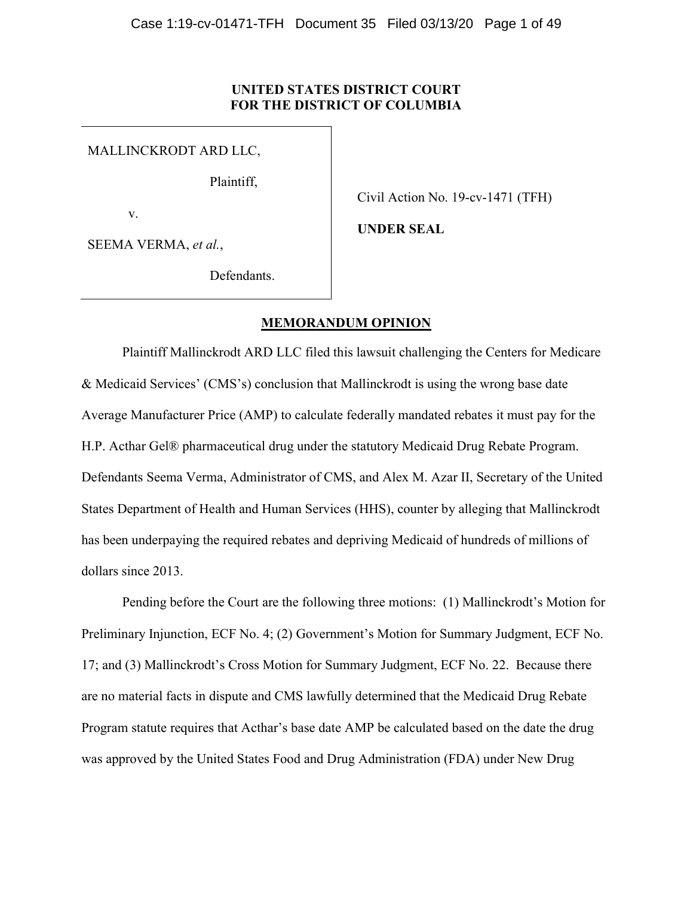**UNITED STATES DISTRICT COURT**
**FOR THE DISTRICT OF COLUMBIA**

| | |
|---|---|
| MALLINCKRODT ARD LLC,<br><br>Plaintiff,<br><br>v.<br><br>SEEMA VERMA, *et al.*,<br><br>Defendants. | Civil Action No. 19-cv-1471 (TFH)<br><br>**UNDER SEAL** |

## MEMORANDUM OPINION

Plaintiff Mallinckrodt ARD LLC filed this lawsuit challenging the Centers for Medicare & Medicaid Services' (CMS's) conclusion that Mallinckrodt is using the wrong base date Average Manufacturer Price (AMP) to calculate federally mandated rebates it must pay for the H.P. Acthar Gel® pharmaceutical drug under the statutory Medicaid Drug Rebate Program. Defendants Seema Verma, Administrator of CMS, and Alex M. Azar II, Secretary of the United States Department of Health and Human Services (HHS), counter by alleging that Mallinckrodt has been underpaying the required rebates and depriving Medicaid of hundreds of millions of dollars since 2013.

Pending before the Court are the following three motions: (1) Mallinckrodt's Motion for Preliminary Injunction, ECF No. 4; (2) Government's Motion for Summary Judgment, ECF No. 17; and (3) Mallinckrodt's Cross Motion for Summary Judgment, ECF No. 22. Because there are no material facts in dispute and CMS lawfully determined that the Medicaid Drug Rebate Program statute requires that Acthar's base date AMP be calculated based on the date the drug was approved by the United States Food and Drug Administration (FDA) under New Drug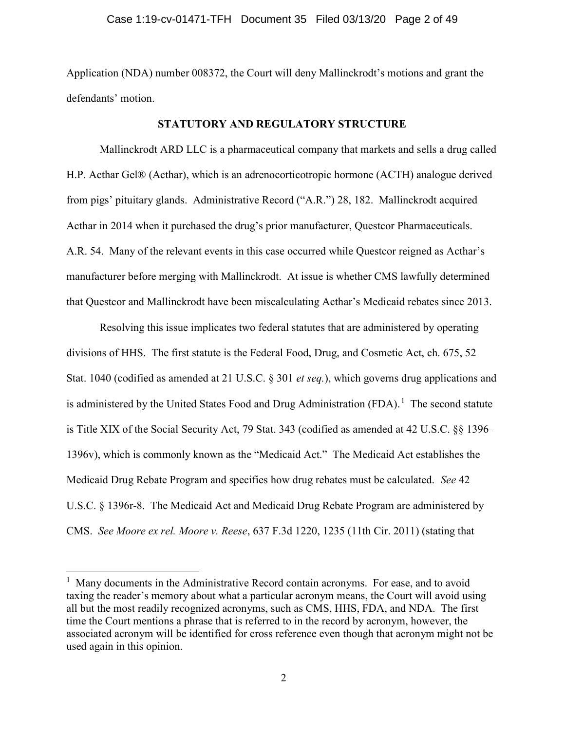Application (NDA) number 008372, the Court will deny Mallinckrodt's motions and grant the defendants' motion.

## STATUTORY AND REGULATORY STRUCTURE

Mallinckrodt ARD LLC is a pharmaceutical company that markets and sells a drug called H.P. Acthar Gel® (Acthar), which is an adrenocorticotropic hormone (ACTH) analogue derived from pigs' pituitary glands. Administrative Record ("A.R.") 28, 182. Mallinckrodt acquired Acthar in 2014 when it purchased the drug's prior manufacturer, Questcor Pharmaceuticals. A.R. 54. Many of the relevant events in this case occurred while Questcor reigned as Acthar's manufacturer before merging with Mallinckrodt. At issue is whether CMS lawfully determined that Questcor and Mallinckrodt have been miscalculating Acthar's Medicaid rebates since 2013.

Resolving this issue implicates two federal statutes that are administered by operating divisions of HHS. The first statute is the Federal Food, Drug, and Cosmetic Act, ch. 675, 52 Stat. 1040 (codified as amended at 21 U.S.C. § 301 *et seq.*), which governs drug applications and is administered by the United States Food and Drug Administration (FDA).[1] The second statute is Title XIX of the Social Security Act, 79 Stat. 343 (codified as amended at 42 U.S.C. §§ 1396–1396v), which is commonly known as the "Medicaid Act." The Medicaid Act establishes the Medicaid Drug Rebate Program and specifies how drug rebates must be calculated. *See* 42 U.S.C. § 1396r-8. The Medicaid Act and Medicaid Drug Rebate Program are administered by CMS. *See Moore ex rel. Moore v. Reese*, 637 F.3d 1220, 1235 (11th Cir. 2011) (stating that

[1] Many documents in the Administrative Record contain acronyms. For ease, and to avoid taxing the reader's memory about what a particular acronym means, the Court will avoid using all but the most readily recognized acronyms, such as CMS, HHS, FDA, and NDA. The first time the Court mentions a phrase that is referred to in the record by acronym, however, the associated acronym will be identified for cross reference even though that acronym might not be used again in this opinion.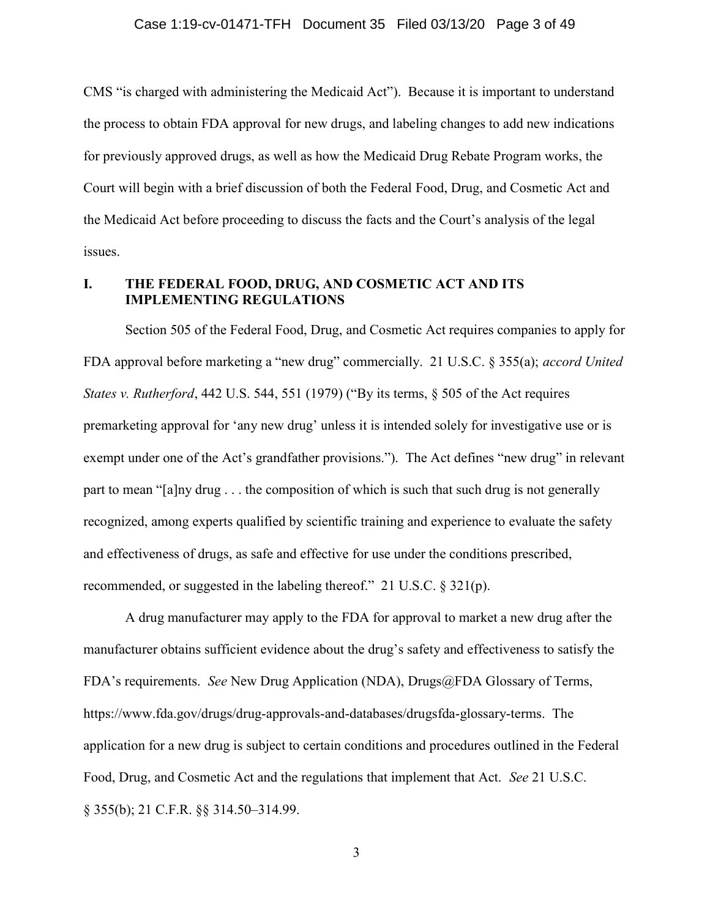CMS "is charged with administering the Medicaid Act"). Because it is important to understand the process to obtain FDA approval for new drugs, and labeling changes to add new indications for previously approved drugs, as well as how the Medicaid Drug Rebate Program works, the Court will begin with a brief discussion of both the Federal Food, Drug, and Cosmetic Act and the Medicaid Act before proceeding to discuss the facts and the Court's analysis of the legal issues.

## I. THE FEDERAL FOOD, DRUG, AND COSMETIC ACT AND ITS IMPLEMENTING REGULATIONS

Section 505 of the Federal Food, Drug, and Cosmetic Act requires companies to apply for FDA approval before marketing a "new drug" commercially. 21 U.S.C. § 355(a); *accord United States v. Rutherford*, 442 U.S. 544, 551 (1979) ("By its terms, § 505 of the Act requires premarketing approval for 'any new drug' unless it is intended solely for investigative use or is exempt under one of the Act's grandfather provisions."). The Act defines "new drug" in relevant part to mean "[a]ny drug . . . the composition of which is such that such drug is not generally recognized, among experts qualified by scientific training and experience to evaluate the safety and effectiveness of drugs, as safe and effective for use under the conditions prescribed, recommended, or suggested in the labeling thereof." 21 U.S.C. § 321(p).

A drug manufacturer may apply to the FDA for approval to market a new drug after the manufacturer obtains sufficient evidence about the drug's safety and effectiveness to satisfy the FDA's requirements. *See* New Drug Application (NDA), Drugs@FDA Glossary of Terms, https://www.fda.gov/drugs/drug-approvals-and-databases/drugsfda-glossary-terms. The application for a new drug is subject to certain conditions and procedures outlined in the Federal Food, Drug, and Cosmetic Act and the regulations that implement that Act. *See* 21 U.S.C. § 355(b); 21 C.F.R. §§ 314.50–314.99.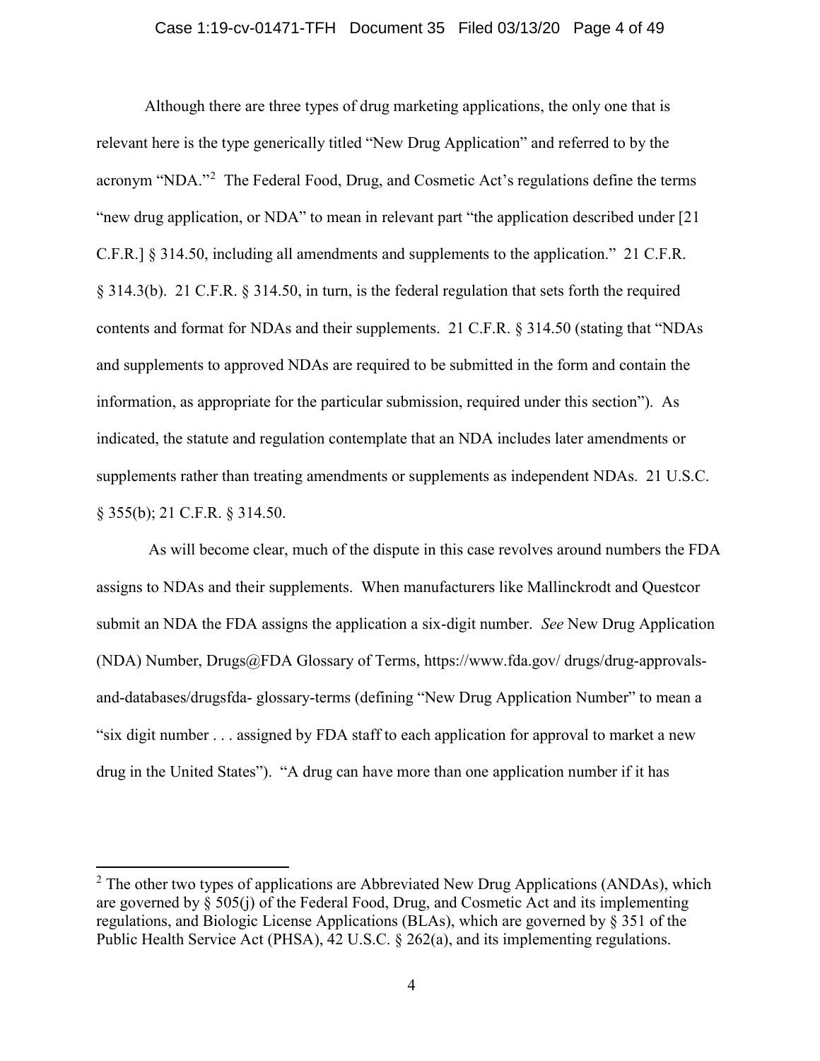Although there are three types of drug marketing applications, the only one that is relevant here is the type generically titled "New Drug Application" and referred to by the acronym "NDA."[2] The Federal Food, Drug, and Cosmetic Act's regulations define the terms "new drug application, or NDA" to mean in relevant part "the application described under [21 C.F.R.] § 314.50, including all amendments and supplements to the application." 21 C.F.R. § 314.3(b). 21 C.F.R. § 314.50, in turn, is the federal regulation that sets forth the required contents and format for NDAs and their supplements. 21 C.F.R. § 314.50 (stating that "NDAs and supplements to approved NDAs are required to be submitted in the form and contain the information, as appropriate for the particular submission, required under this section"). As indicated, the statute and regulation contemplate that an NDA includes later amendments or supplements rather than treating amendments or supplements as independent NDAs. 21 U.S.C. § 355(b); 21 C.F.R. § 314.50.

As will become clear, much of the dispute in this case revolves around numbers the FDA assigns to NDAs and their supplements. When manufacturers like Mallinckrodt and Questcor submit an NDA the FDA assigns the application a six-digit number. *See* New Drug Application (NDA) Number, Drugs@FDA Glossary of Terms, https://www.fda.gov/ drugs/drug-approvals-and-databases/drugsfda- glossary-terms (defining "New Drug Application Number" to mean a "six digit number . . . assigned by FDA staff to each application for approval to market a new drug in the United States"). "A drug can have more than one application number if it has

---

[2] The other two types of applications are Abbreviated New Drug Applications (ANDAs), which are governed by § 505(j) of the Federal Food, Drug, and Cosmetic Act and its implementing regulations, and Biologic License Applications (BLAs), which are governed by § 351 of the Public Health Service Act (PHSA), 42 U.S.C. § 262(a), and its implementing regulations.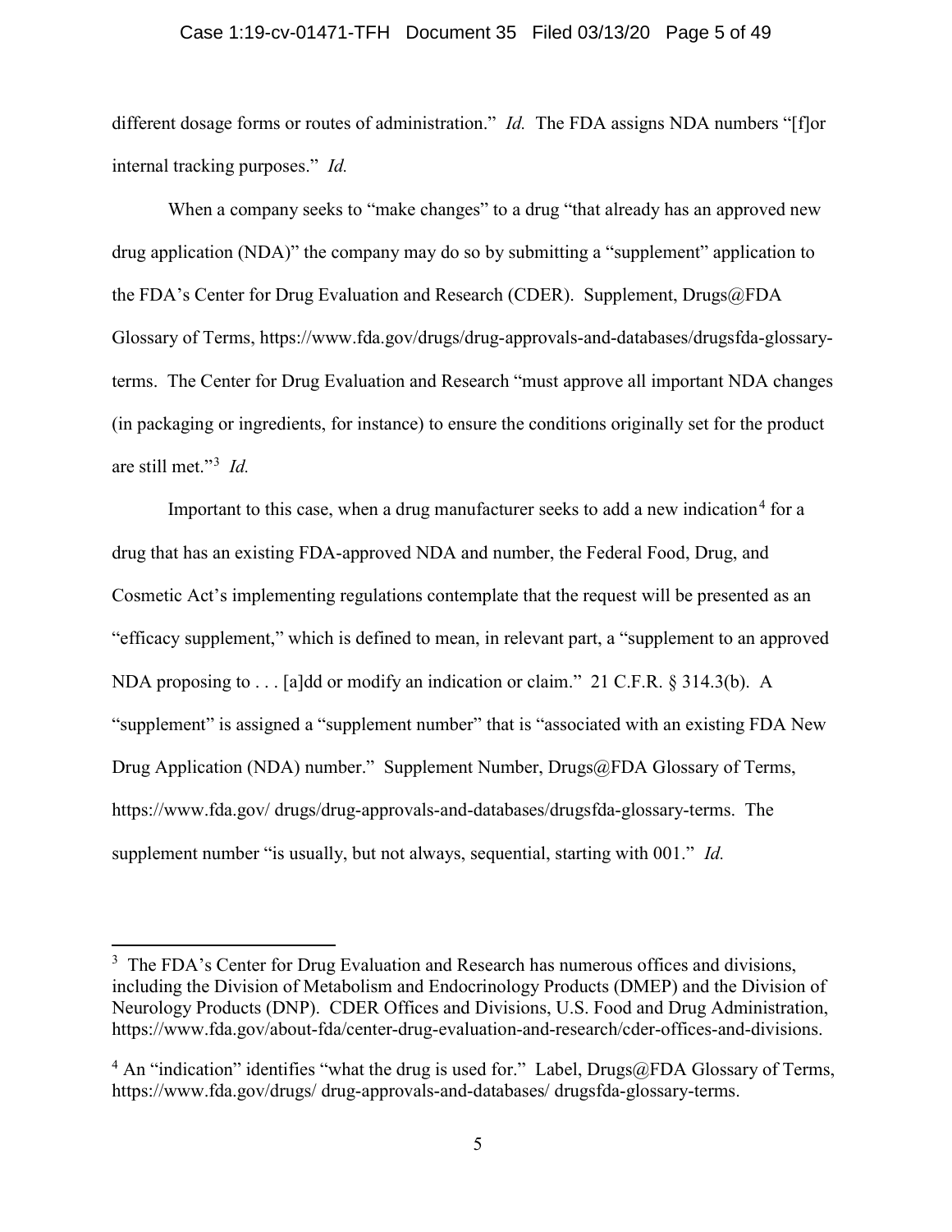different dosage forms or routes of administration." *Id.* The FDA assigns NDA numbers "[f]or internal tracking purposes." *Id.*

When a company seeks to "make changes" to a drug "that already has an approved new drug application (NDA)" the company may do so by submitting a "supplement" application to the FDA's Center for Drug Evaluation and Research (CDER). Supplement, Drugs@FDA Glossary of Terms, https://www.fda.gov/drugs/drug-approvals-and-databases/drugsfda-glossary-terms. The Center for Drug Evaluation and Research "must approve all important NDA changes (in packaging or ingredients, for instance) to ensure the conditions originally set for the product are still met."[3] *Id.*

Important to this case, when a drug manufacturer seeks to add a new indication[4] for a drug that has an existing FDA-approved NDA and number, the Federal Food, Drug, and Cosmetic Act's implementing regulations contemplate that the request will be presented as an "efficacy supplement," which is defined to mean, in relevant part, a "supplement to an approved NDA proposing to . . . [a]dd or modify an indication or claim." 21 C.F.R. § 314.3(b). A "supplement" is assigned a "supplement number" that is "associated with an existing FDA New Drug Application (NDA) number." Supplement Number, Drugs@FDA Glossary of Terms, https://www.fda.gov/ drugs/drug-approvals-and-databases/drugsfda-glossary-terms. The supplement number "is usually, but not always, sequential, starting with 001." *Id.*

---

[3] The FDA's Center for Drug Evaluation and Research has numerous offices and divisions, including the Division of Metabolism and Endocrinology Products (DMEP) and the Division of Neurology Products (DNP). CDER Offices and Divisions, U.S. Food and Drug Administration, https://www.fda.gov/about-fda/center-drug-evaluation-and-research/cder-offices-and-divisions.

[4] An "indication" identifies "what the drug is used for." Label, Drugs@FDA Glossary of Terms, https://www.fda.gov/drugs/ drug-approvals-and-databases/ drugsfda-glossary-terms.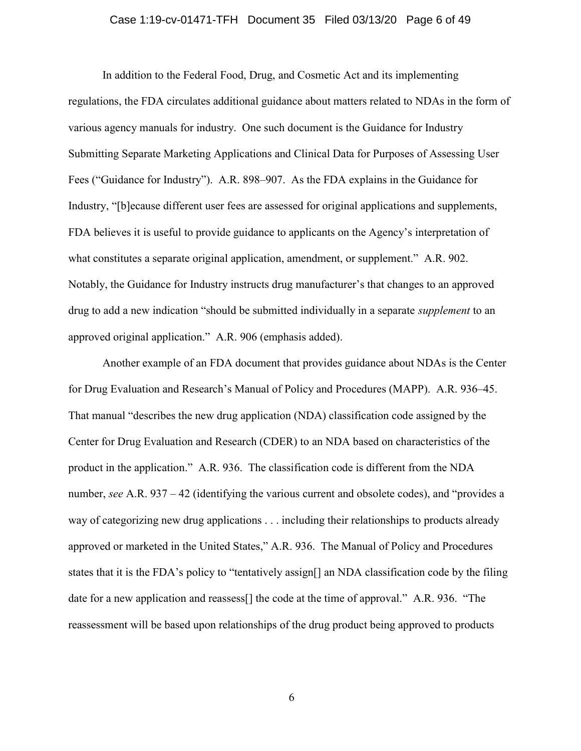In addition to the Federal Food, Drug, and Cosmetic Act and its implementing regulations, the FDA circulates additional guidance about matters related to NDAs in the form of various agency manuals for industry. One such document is the Guidance for Industry Submitting Separate Marketing Applications and Clinical Data for Purposes of Assessing User Fees ("Guidance for Industry"). A.R. 898–907. As the FDA explains in the Guidance for Industry, "[b]ecause different user fees are assessed for original applications and supplements, FDA believes it is useful to provide guidance to applicants on the Agency's interpretation of what constitutes a separate original application, amendment, or supplement." A.R. 902. Notably, the Guidance for Industry instructs drug manufacturer's that changes to an approved drug to add a new indication "should be submitted individually in a separate *supplement* to an approved original application." A.R. 906 (emphasis added).

Another example of an FDA document that provides guidance about NDAs is the Center for Drug Evaluation and Research's Manual of Policy and Procedures (MAPP). A.R. 936–45. That manual "describes the new drug application (NDA) classification code assigned by the Center for Drug Evaluation and Research (CDER) to an NDA based on characteristics of the product in the application." A.R. 936. The classification code is different from the NDA number, *see* A.R. 937 – 42 (identifying the various current and obsolete codes), and "provides a way of categorizing new drug applications . . . including their relationships to products already approved or marketed in the United States," A.R. 936. The Manual of Policy and Procedures states that it is the FDA's policy to "tentatively assign[] an NDA classification code by the filing date for a new application and reassess[] the code at the time of approval." A.R. 936. "The reassessment will be based upon relationships of the drug product being approved to products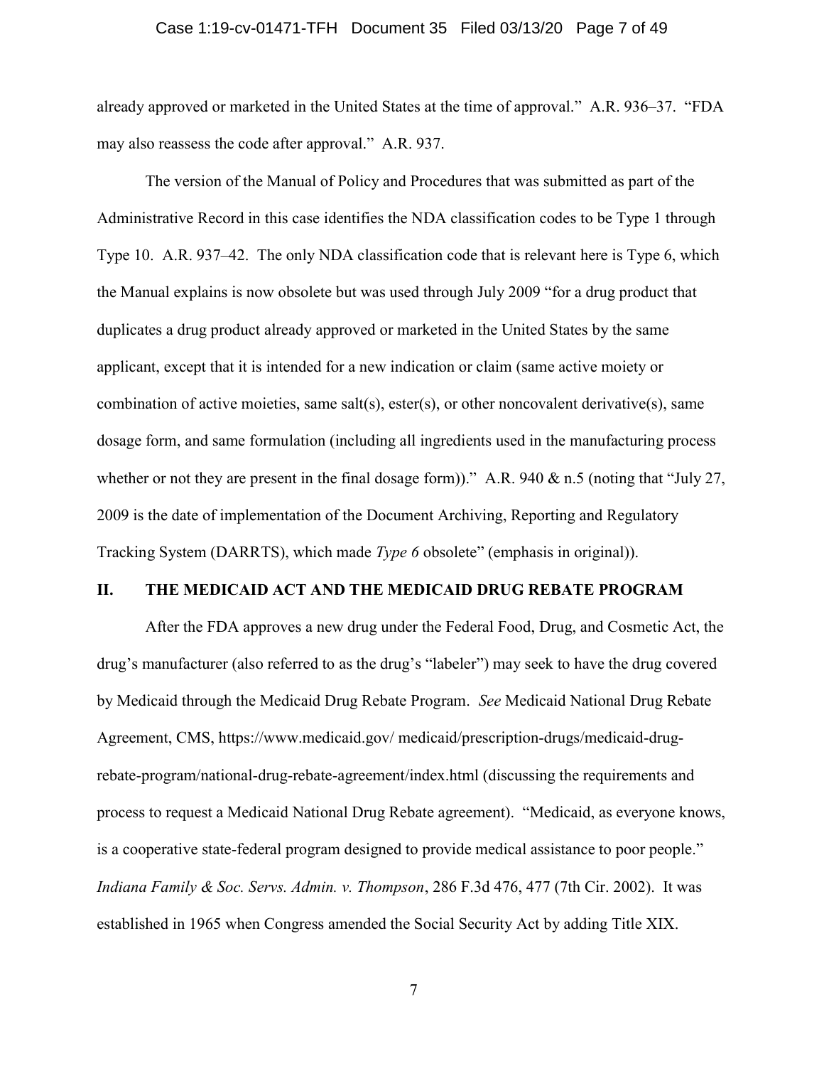already approved or marketed in the United States at the time of approval." A.R. 936–37. "FDA may also reassess the code after approval." A.R. 937.

The version of the Manual of Policy and Procedures that was submitted as part of the Administrative Record in this case identifies the NDA classification codes to be Type 1 through Type 10. A.R. 937–42. The only NDA classification code that is relevant here is Type 6, which the Manual explains is now obsolete but was used through July 2009 "for a drug product that duplicates a drug product already approved or marketed in the United States by the same applicant, except that it is intended for a new indication or claim (same active moiety or combination of active moieties, same salt(s), ester(s), or other noncovalent derivative(s), same dosage form, and same formulation (including all ingredients used in the manufacturing process whether or not they are present in the final dosage form))." A.R. 940 & n.5 (noting that "July 27, 2009 is the date of implementation of the Document Archiving, Reporting and Regulatory Tracking System (DARRTS), which made *Type 6* obsolete" (emphasis in original)).

## II. THE MEDICAID ACT AND THE MEDICAID DRUG REBATE PROGRAM

After the FDA approves a new drug under the Federal Food, Drug, and Cosmetic Act, the drug's manufacturer (also referred to as the drug's "labeler") may seek to have the drug covered by Medicaid through the Medicaid Drug Rebate Program. *See* Medicaid National Drug Rebate Agreement, CMS, https://www.medicaid.gov/ medicaid/prescription-drugs/medicaid-drug-rebate-program/national-drug-rebate-agreement/index.html (discussing the requirements and process to request a Medicaid National Drug Rebate agreement). "Medicaid, as everyone knows, is a cooperative state-federal program designed to provide medical assistance to poor people." *Indiana Family & Soc. Servs. Admin. v. Thompson*, 286 F.3d 476, 477 (7th Cir. 2002). It was established in 1965 when Congress amended the Social Security Act by adding Title XIX.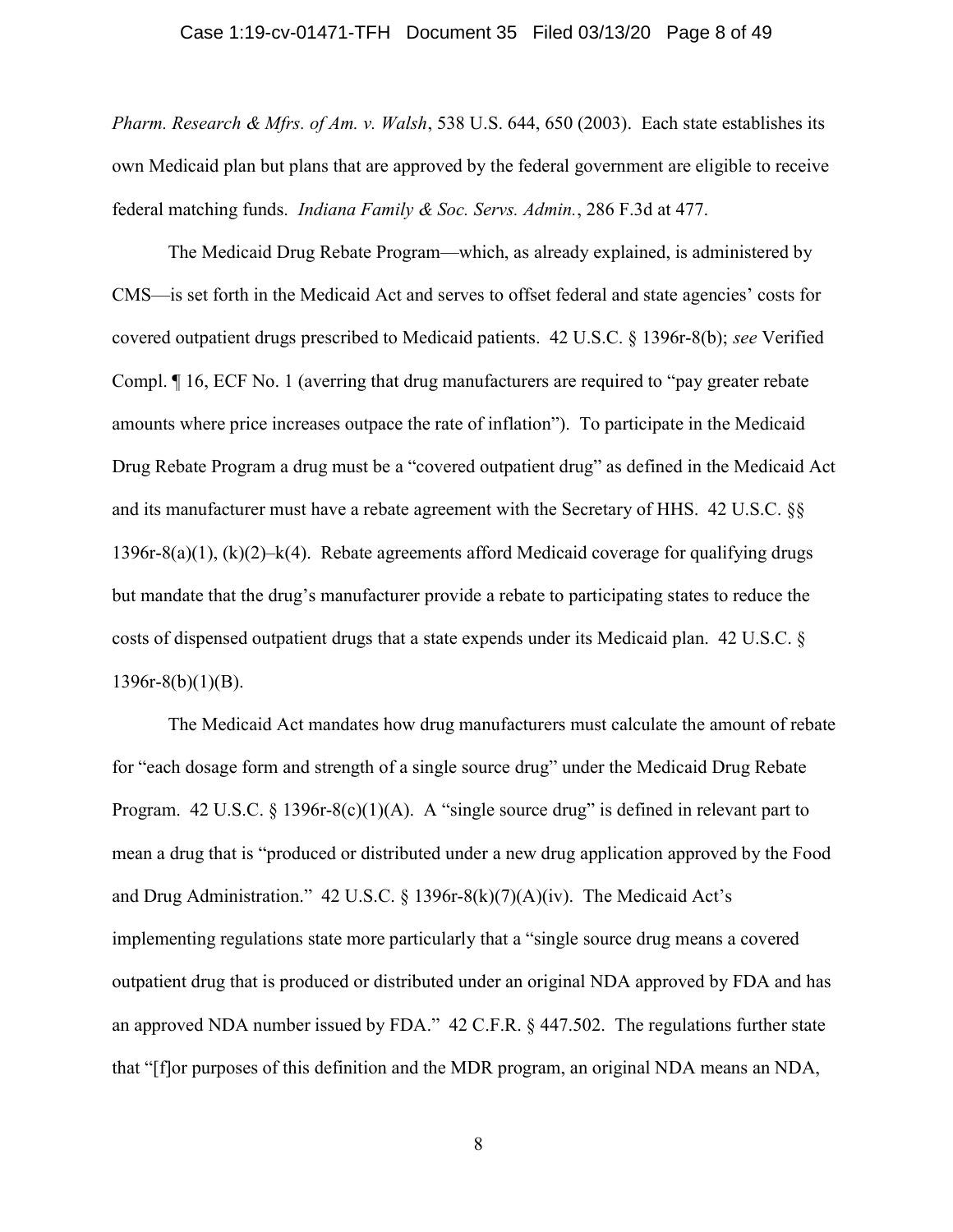*Pharm. Research & Mfrs. of Am. v. Walsh*, 538 U.S. 644, 650 (2003). Each state establishes its own Medicaid plan but plans that are approved by the federal government are eligible to receive federal matching funds. *Indiana Family & Soc. Servs. Admin.*, 286 F.3d at 477.

The Medicaid Drug Rebate Program—which, as already explained, is administered by CMS—is set forth in the Medicaid Act and serves to offset federal and state agencies' costs for covered outpatient drugs prescribed to Medicaid patients. 42 U.S.C. § 1396r-8(b); *see* Verified Compl. ¶ 16, ECF No. 1 (averring that drug manufacturers are required to "pay greater rebate amounts where price increases outpace the rate of inflation"). To participate in the Medicaid Drug Rebate Program a drug must be a "covered outpatient drug" as defined in the Medicaid Act and its manufacturer must have a rebate agreement with the Secretary of HHS. 42 U.S.C. §§ 1396r-8(a)(1), (k)(2)–k(4). Rebate agreements afford Medicaid coverage for qualifying drugs but mandate that the drug's manufacturer provide a rebate to participating states to reduce the costs of dispensed outpatient drugs that a state expends under its Medicaid plan. 42 U.S.C. § 1396r-8(b)(1)(B).

The Medicaid Act mandates how drug manufacturers must calculate the amount of rebate for "each dosage form and strength of a single source drug" under the Medicaid Drug Rebate Program. 42 U.S.C. § 1396r-8(c)(1)(A). A "single source drug" is defined in relevant part to mean a drug that is "produced or distributed under a new drug application approved by the Food and Drug Administration." 42 U.S.C. § 1396r-8(k)(7)(A)(iv). The Medicaid Act's implementing regulations state more particularly that a "single source drug means a covered outpatient drug that is produced or distributed under an original NDA approved by FDA and has an approved NDA number issued by FDA." 42 C.F.R. § 447.502. The regulations further state that "[f]or purposes of this definition and the MDR program, an original NDA means an NDA,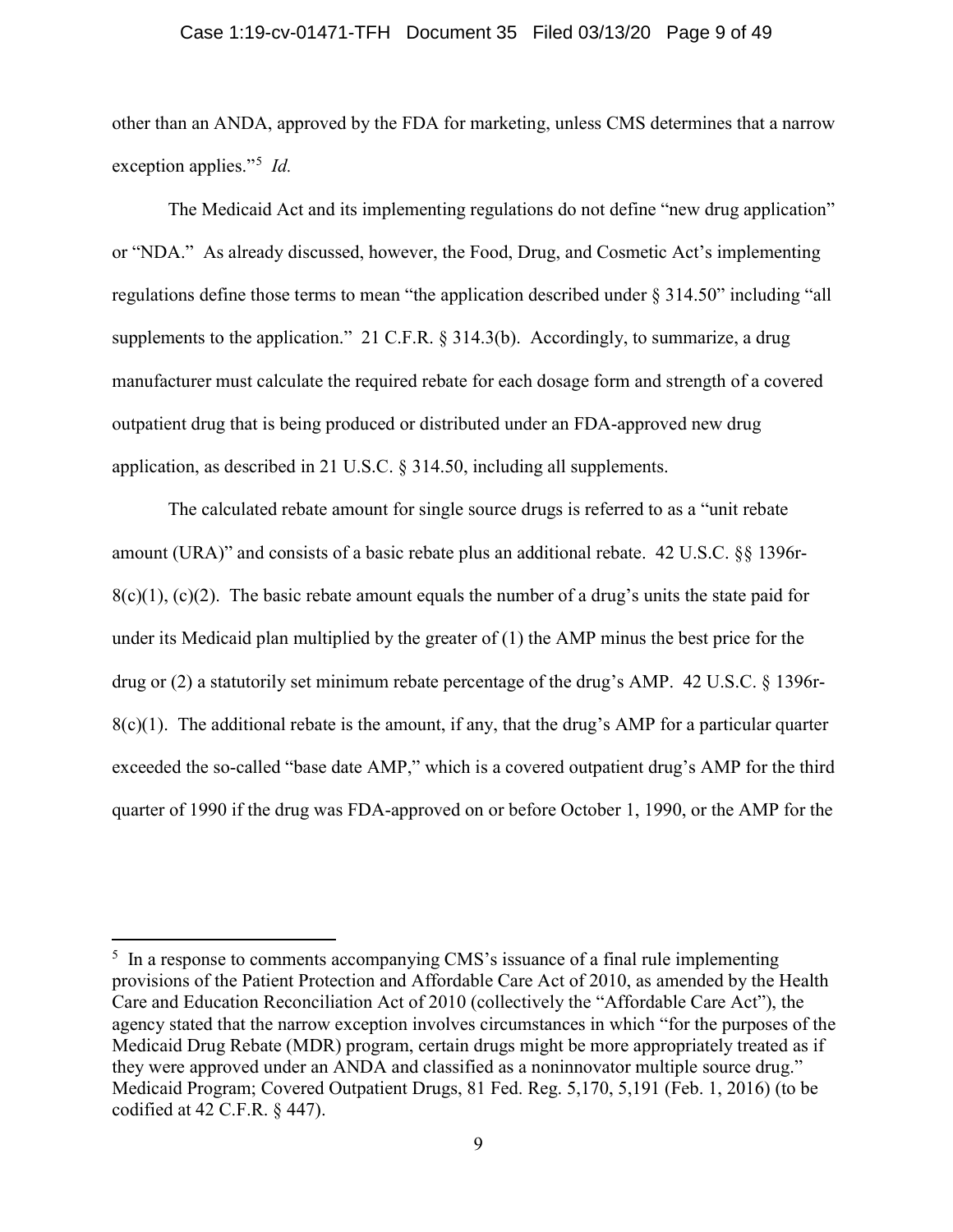other than an ANDA, approved by the FDA for marketing, unless CMS determines that a narrow exception applies."[5] *Id.*

The Medicaid Act and its implementing regulations do not define "new drug application" or "NDA." As already discussed, however, the Food, Drug, and Cosmetic Act's implementing regulations define those terms to mean "the application described under § 314.50" including "all supplements to the application." 21 C.F.R. § 314.3(b). Accordingly, to summarize, a drug manufacturer must calculate the required rebate for each dosage form and strength of a covered outpatient drug that is being produced or distributed under an FDA-approved new drug application, as described in 21 U.S.C. § 314.50, including all supplements.

The calculated rebate amount for single source drugs is referred to as a "unit rebate amount (URA)" and consists of a basic rebate plus an additional rebate. 42 U.S.C. §§ 1396r-8(c)(1), (c)(2). The basic rebate amount equals the number of a drug's units the state paid for under its Medicaid plan multiplied by the greater of (1) the AMP minus the best price for the drug or (2) a statutorily set minimum rebate percentage of the drug's AMP. 42 U.S.C. § 1396r-8(c)(1). The additional rebate is the amount, if any, that the drug's AMP for a particular quarter exceeded the so-called "base date AMP," which is a covered outpatient drug's AMP for the third quarter of 1990 if the drug was FDA-approved on or before October 1, 1990, or the AMP for the

---

[5] In a response to comments accompanying CMS's issuance of a final rule implementing provisions of the Patient Protection and Affordable Care Act of 2010, as amended by the Health Care and Education Reconciliation Act of 2010 (collectively the "Affordable Care Act"), the agency stated that the narrow exception involves circumstances in which "for the purposes of the Medicaid Drug Rebate (MDR) program, certain drugs might be more appropriately treated as if they were approved under an ANDA and classified as a noninnovator multiple source drug." Medicaid Program; Covered Outpatient Drugs, 81 Fed. Reg. 5,170, 5,191 (Feb. 1, 2016) (to be codified at 42 C.F.R. § 447).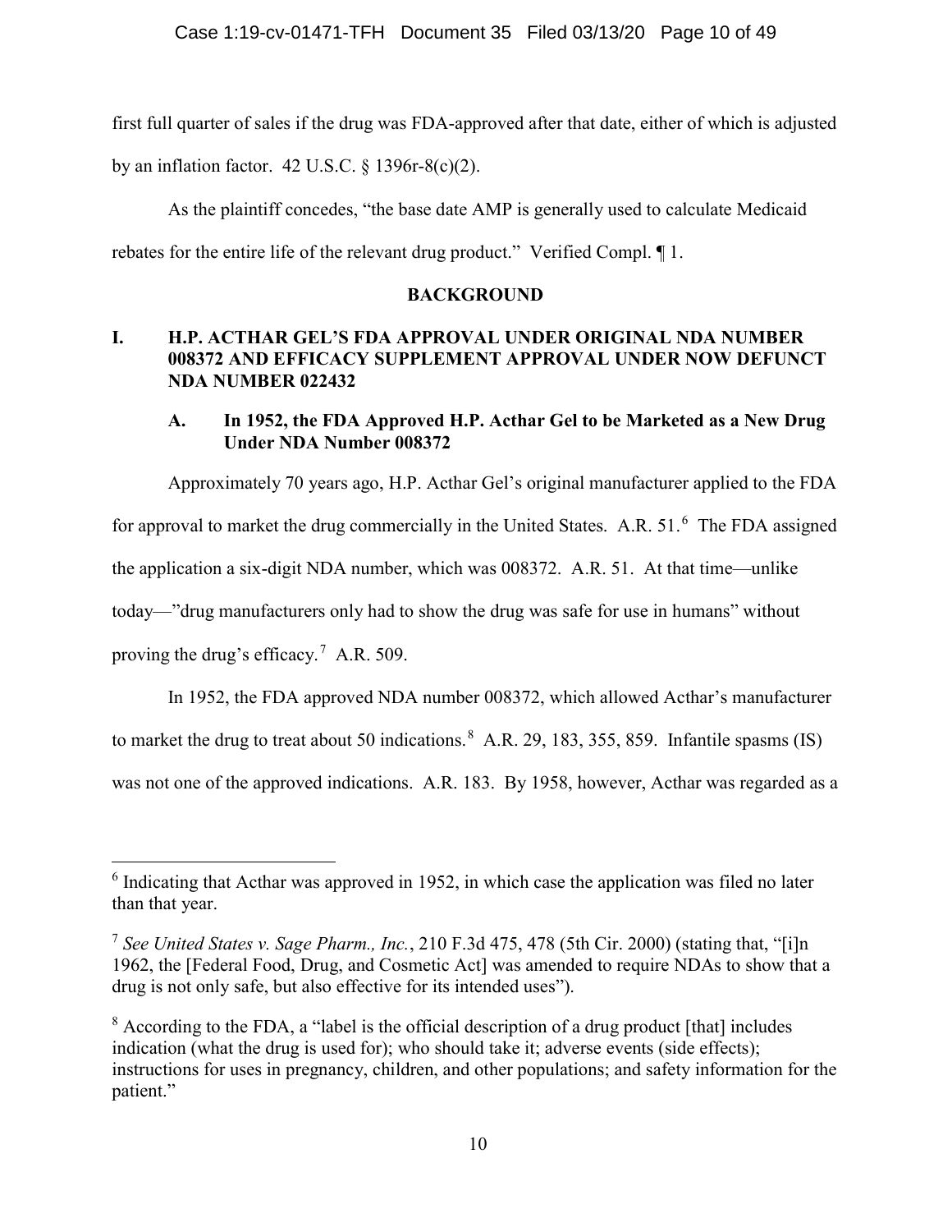first full quarter of sales if the drug was FDA-approved after that date, either of which is adjusted by an inflation factor. 42 U.S.C. § 1396r-8(c)(2).

As the plaintiff concedes, "the base date AMP is generally used to calculate Medicaid rebates for the entire life of the relevant drug product." Verified Compl. ¶ 1.

## BACKGROUND

### I. H.P. ACTHAR GEL'S FDA APPROVAL UNDER ORIGINAL NDA NUMBER 008372 AND EFFICACY SUPPLEMENT APPROVAL UNDER NOW DEFUNCT NDA NUMBER 022432

#### A. In 1952, the FDA Approved H.P. Acthar Gel to be Marketed as a New Drug Under NDA Number 008372

Approximately 70 years ago, H.P. Acthar Gel's original manufacturer applied to the FDA for approval to market the drug commercially in the United States. A.R. 51.[6] The FDA assigned the application a six-digit NDA number, which was 008372. A.R. 51. At that time—unlike today—"drug manufacturers only had to show the drug was safe for use in humans" without proving the drug's efficacy.[7] A.R. 509.

In 1952, the FDA approved NDA number 008372, which allowed Acthar's manufacturer to market the drug to treat about 50 indications.[8] A.R. 29, 183, 355, 859. Infantile spasms (IS) was not one of the approved indications. A.R. 183. By 1958, however, Acthar was regarded as a

---

[6] Indicating that Acthar was approved in 1952, in which case the application was filed no later than that year.

[7] *See United States v. Sage Pharm., Inc.*, 210 F.3d 475, 478 (5th Cir. 2000) (stating that, "[i]n 1962, the [Federal Food, Drug, and Cosmetic Act] was amended to require NDAs to show that a drug is not only safe, but also effective for its intended uses").

[8] According to the FDA, a "label is the official description of a drug product [that] includes indication (what the drug is used for); who should take it; adverse events (side effects); instructions for uses in pregnancy, children, and other populations; and safety information for the patient."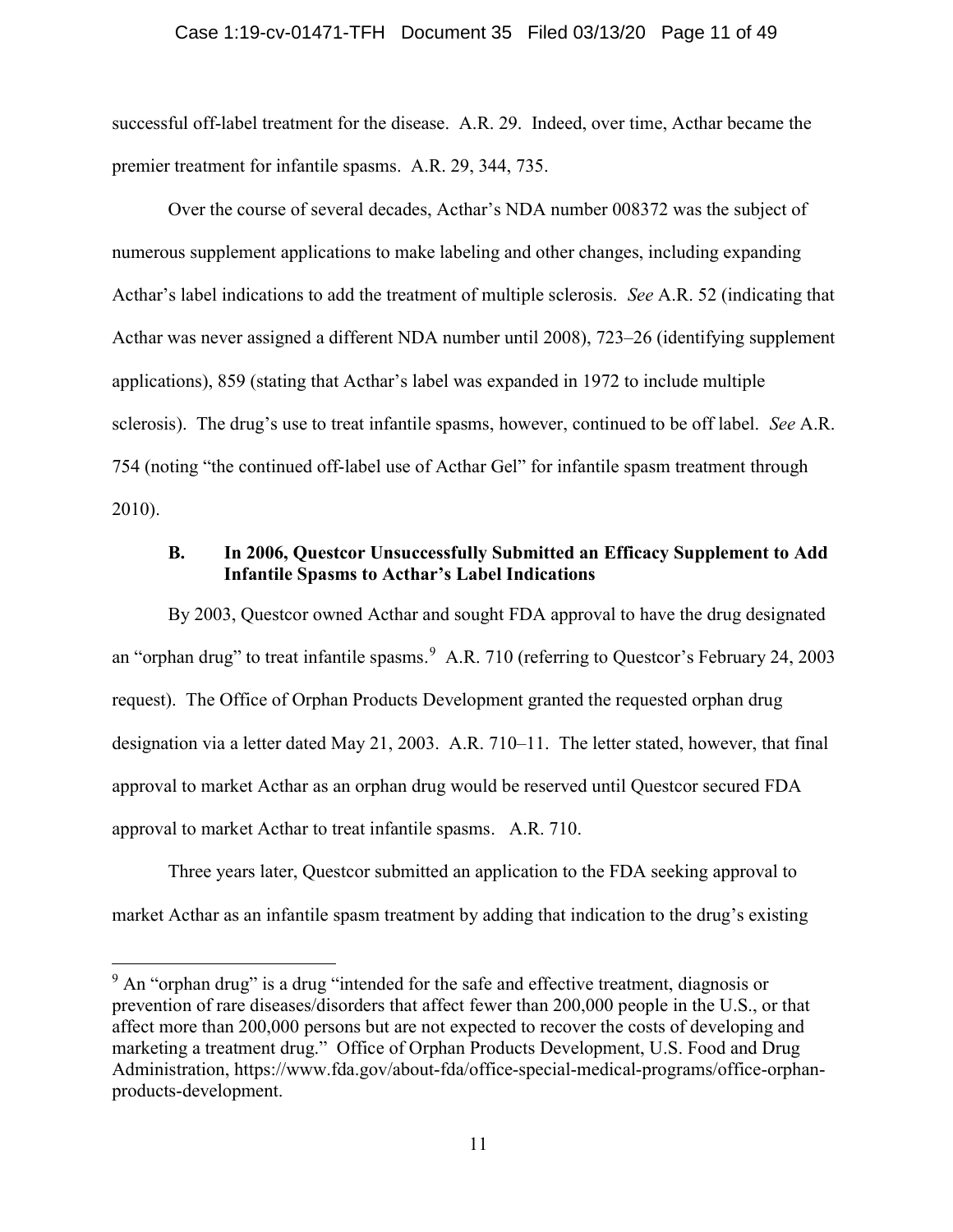successful off-label treatment for the disease. A.R. 29. Indeed, over time, Acthar became the premier treatment for infantile spasms. A.R. 29, 344, 735.

Over the course of several decades, Acthar's NDA number 008372 was the subject of numerous supplement applications to make labeling and other changes, including expanding Acthar's label indications to add the treatment of multiple sclerosis. *See* A.R. 52 (indicating that Acthar was never assigned a different NDA number until 2008), 723–26 (identifying supplement applications), 859 (stating that Acthar's label was expanded in 1972 to include multiple sclerosis). The drug's use to treat infantile spasms, however, continued to be off label. *See* A.R. 754 (noting "the continued off-label use of Acthar Gel" for infantile spasm treatment through 2010).

### B. In 2006, Questcor Unsuccessfully Submitted an Efficacy Supplement to Add Infantile Spasms to Acthar's Label Indications

By 2003, Questcor owned Acthar and sought FDA approval to have the drug designated an "orphan drug" to treat infantile spasms.[9] A.R. 710 (referring to Questcor's February 24, 2003 request). The Office of Orphan Products Development granted the requested orphan drug designation via a letter dated May 21, 2003. A.R. 710–11. The letter stated, however, that final approval to market Acthar as an orphan drug would be reserved until Questcor secured FDA approval to market Acthar to treat infantile spasms. A.R. 710.

Three years later, Questcor submitted an application to the FDA seeking approval to market Acthar as an infantile spasm treatment by adding that indication to the drug's existing

---

[9] An "orphan drug" is a drug "intended for the safe and effective treatment, diagnosis or prevention of rare diseases/disorders that affect fewer than 200,000 people in the U.S., or that affect more than 200,000 persons but are not expected to recover the costs of developing and marketing a treatment drug." Office of Orphan Products Development, U.S. Food and Drug Administration, https://www.fda.gov/about-fda/office-special-medical-programs/office-orphan-products-development.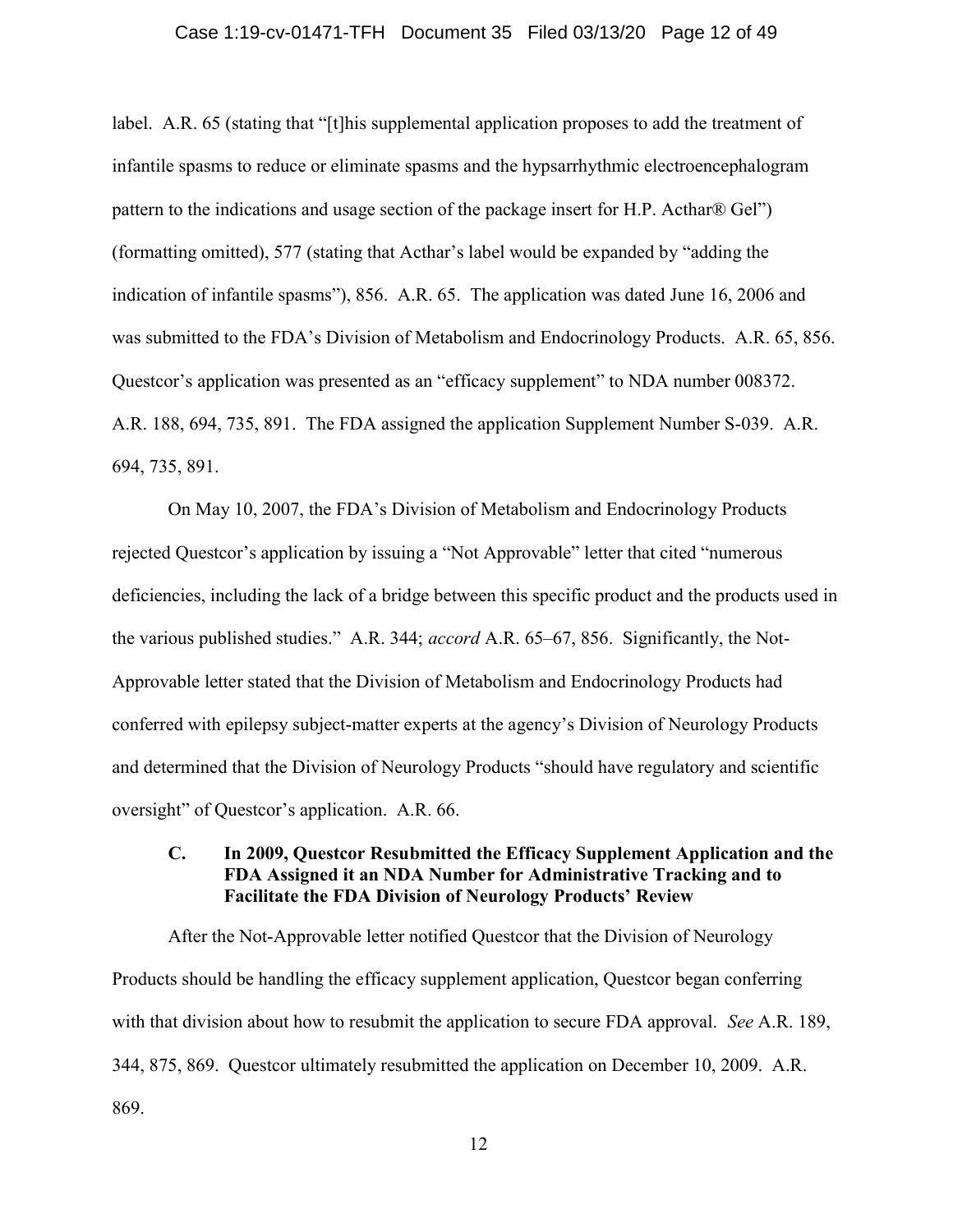label. A.R. 65 (stating that "[t]his supplemental application proposes to add the treatment of infantile spasms to reduce or eliminate spasms and the hypsarrhythmic electroencephalogram pattern to the indications and usage section of the package insert for H.P. Acthar® Gel") (formatting omitted), 577 (stating that Acthar's label would be expanded by "adding the indication of infantile spasms"), 856. A.R. 65. The application was dated June 16, 2006 and was submitted to the FDA's Division of Metabolism and Endocrinology Products. A.R. 65, 856. Questcor's application was presented as an "efficacy supplement" to NDA number 008372. A.R. 188, 694, 735, 891. The FDA assigned the application Supplement Number S-039. A.R. 694, 735, 891.

On May 10, 2007, the FDA's Division of Metabolism and Endocrinology Products rejected Questcor's application by issuing a "Not Approvable" letter that cited "numerous deficiencies, including the lack of a bridge between this specific product and the products used in the various published studies." A.R. 344; *accord* A.R. 65–67, 856. Significantly, the Not-Approvable letter stated that the Division of Metabolism and Endocrinology Products had conferred with epilepsy subject-matter experts at the agency's Division of Neurology Products and determined that the Division of Neurology Products "should have regulatory and scientific oversight" of Questcor's application. A.R. 66.

### C. In 2009, Questcor Resubmitted the Efficacy Supplement Application and the FDA Assigned it an NDA Number for Administrative Tracking and to Facilitate the FDA Division of Neurology Products' Review

After the Not-Approvable letter notified Questcor that the Division of Neurology Products should be handling the efficacy supplement application, Questcor began conferring with that division about how to resubmit the application to secure FDA approval. *See* A.R. 189, 344, 875, 869. Questcor ultimately resubmitted the application on December 10, 2009. A.R. 869.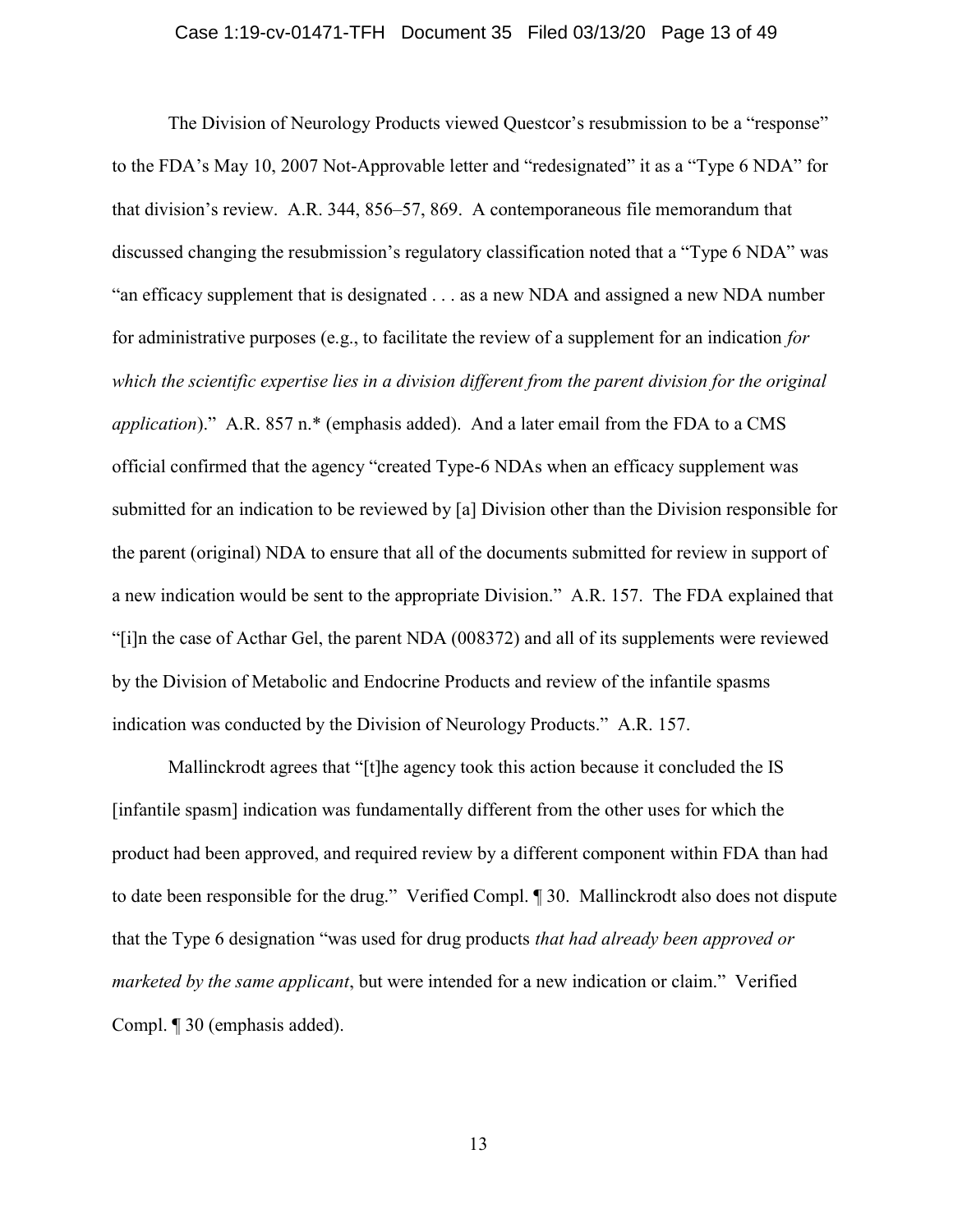The Division of Neurology Products viewed Questcor's resubmission to be a "response" to the FDA's May 10, 2007 Not-Approvable letter and "redesignated" it as a "Type 6 NDA" for that division's review. A.R. 344, 856–57, 869. A contemporaneous file memorandum that discussed changing the resubmission's regulatory classification noted that a "Type 6 NDA" was "an efficacy supplement that is designated . . . as a new NDA and assigned a new NDA number for administrative purposes (e.g., to facilitate the review of a supplement for an indication *for which the scientific expertise lies in a division different from the parent division for the original application*)." A.R. 857 n.* (emphasis added). And a later email from the FDA to a CMS official confirmed that the agency "created Type-6 NDAs when an efficacy supplement was submitted for an indication to be reviewed by [a] Division other than the Division responsible for the parent (original) NDA to ensure that all of the documents submitted for review in support of a new indication would be sent to the appropriate Division." A.R. 157. The FDA explained that "[i]n the case of Acthar Gel, the parent NDA (008372) and all of its supplements were reviewed by the Division of Metabolic and Endocrine Products and review of the infantile spasms indication was conducted by the Division of Neurology Products." A.R. 157.

Mallinckrodt agrees that "[t]he agency took this action because it concluded the IS [infantile spasm] indication was fundamentally different from the other uses for which the product had been approved, and required review by a different component within FDA than had to date been responsible for the drug." Verified Compl. ¶ 30. Mallinckrodt also does not dispute that the Type 6 designation "was used for drug products *that had already been approved or marketed by the same applicant*, but were intended for a new indication or claim." Verified Compl. ¶ 30 (emphasis added).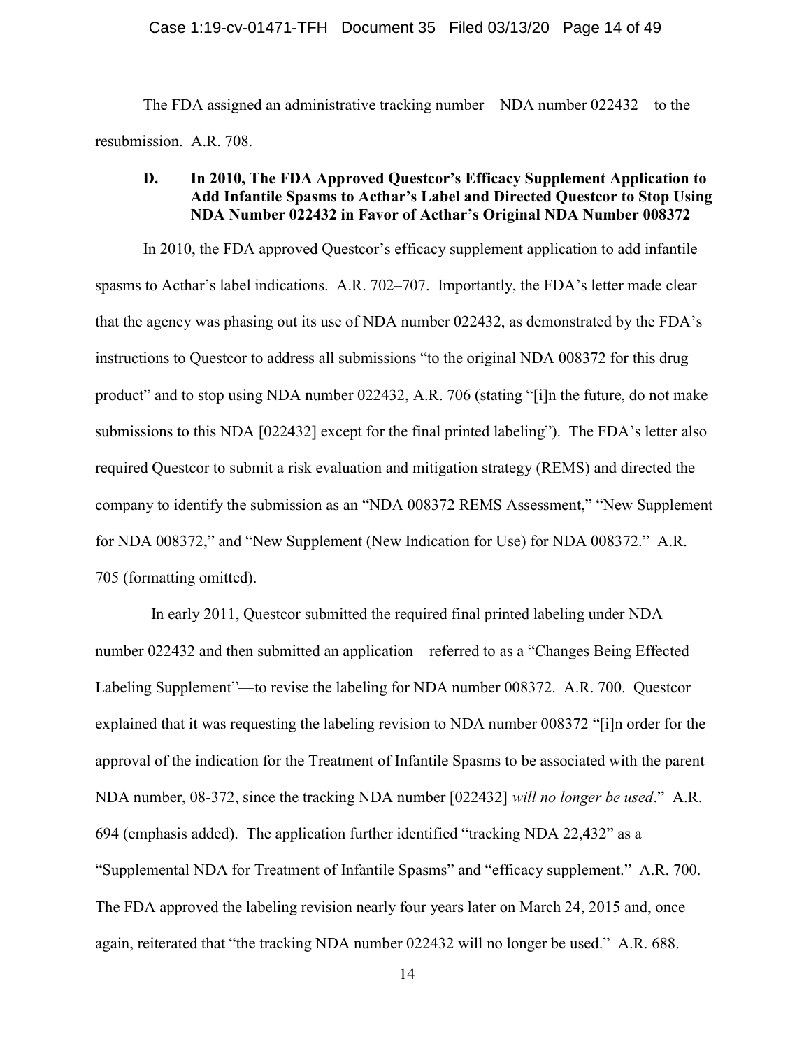The FDA assigned an administrative tracking number—NDA number 022432—to the resubmission. A.R. 708.

### D. In 2010, The FDA Approved Questcor's Efficacy Supplement Application to Add Infantile Spasms to Acthar's Label and Directed Questcor to Stop Using NDA Number 022432 in Favor of Acthar's Original NDA Number 008372

In 2010, the FDA approved Questcor's efficacy supplement application to add infantile spasms to Acthar's label indications. A.R. 702–707. Importantly, the FDA's letter made clear that the agency was phasing out its use of NDA number 022432, as demonstrated by the FDA's instructions to Questcor to address all submissions "to the original NDA 008372 for this drug product" and to stop using NDA number 022432, A.R. 706 (stating "[i]n the future, do not make submissions to this NDA [022432] except for the final printed labeling"). The FDA's letter also required Questcor to submit a risk evaluation and mitigation strategy (REMS) and directed the company to identify the submission as an "NDA 008372 REMS Assessment," "New Supplement for NDA 008372," and "New Supplement (New Indication for Use) for NDA 008372." A.R. 705 (formatting omitted).

In early 2011, Questcor submitted the required final printed labeling under NDA number 022432 and then submitted an application—referred to as a "Changes Being Effected Labeling Supplement"—to revise the labeling for NDA number 008372. A.R. 700. Questcor explained that it was requesting the labeling revision to NDA number 008372 "[i]n order for the approval of the indication for the Treatment of Infantile Spasms to be associated with the parent NDA number, 08-372, since the tracking NDA number [022432] *will no longer be used*." A.R. 694 (emphasis added). The application further identified "tracking NDA 22,432" as a "Supplemental NDA for Treatment of Infantile Spasms" and "efficacy supplement." A.R. 700. The FDA approved the labeling revision nearly four years later on March 24, 2015 and, once again, reiterated that "the tracking NDA number 022432 will no longer be used." A.R. 688.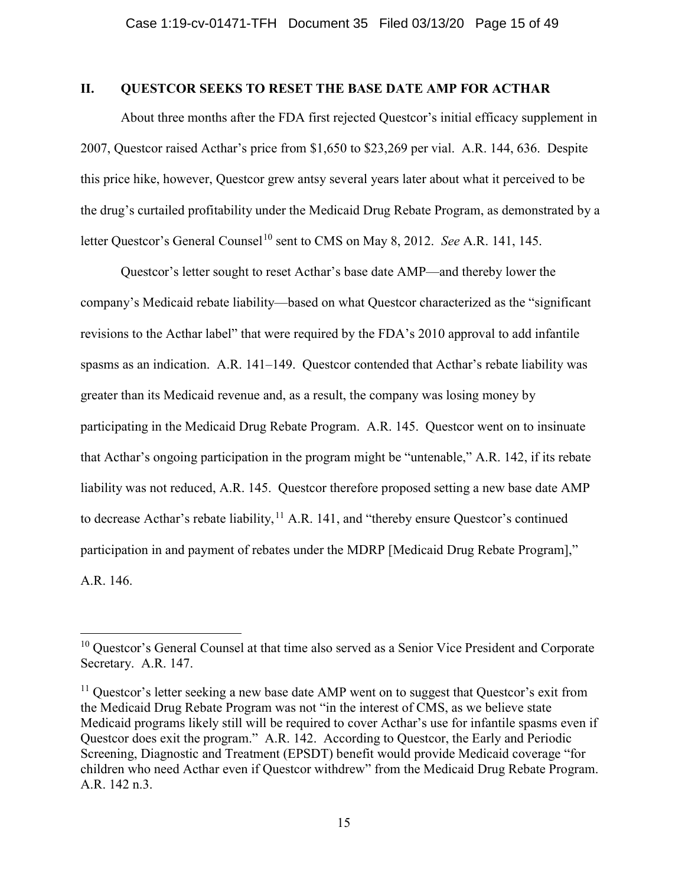## II. QUESTCOR SEEKS TO RESET THE BASE DATE AMP FOR ACTHAR

About three months after the FDA first rejected Questcor's initial efficacy supplement in 2007, Questcor raised Acthar's price from $1,650 to $23,269 per vial. A.R. 144, 636. Despite this price hike, however, Questcor grew antsy several years later about what it perceived to be the drug's curtailed profitability under the Medicaid Drug Rebate Program, as demonstrated by a letter Questcor's General Counsel[10] sent to CMS on May 8, 2012. *See* A.R. 141, 145.

Questcor's letter sought to reset Acthar's base date AMP—and thereby lower the company's Medicaid rebate liability—based on what Questcor characterized as the "significant revisions to the Acthar label" that were required by the FDA's 2010 approval to add infantile spasms as an indication. A.R. 141–149. Questcor contended that Acthar's rebate liability was greater than its Medicaid revenue and, as a result, the company was losing money by participating in the Medicaid Drug Rebate Program. A.R. 145. Questcor went on to insinuate that Acthar's ongoing participation in the program might be "untenable," A.R. 142, if its rebate liability was not reduced, A.R. 145. Questcor therefore proposed setting a new base date AMP to decrease Acthar's rebate liability,[11] A.R. 141, and "thereby ensure Questcor's continued participation in and payment of rebates under the MDRP [Medicaid Drug Rebate Program]," A.R. 146.

---

[10] Questcor's General Counsel at that time also served as a Senior Vice President and Corporate Secretary. A.R. 147.

[11] Questcor's letter seeking a new base date AMP went on to suggest that Questcor's exit from the Medicaid Drug Rebate Program was not "in the interest of CMS, as we believe state Medicaid programs likely still will be required to cover Acthar's use for infantile spasms even if Questcor does exit the program." A.R. 142. According to Questcor, the Early and Periodic Screening, Diagnostic and Treatment (EPSDT) benefit would provide Medicaid coverage "for children who need Acthar even if Questcor withdrew" from the Medicaid Drug Rebate Program. A.R. 142 n.3.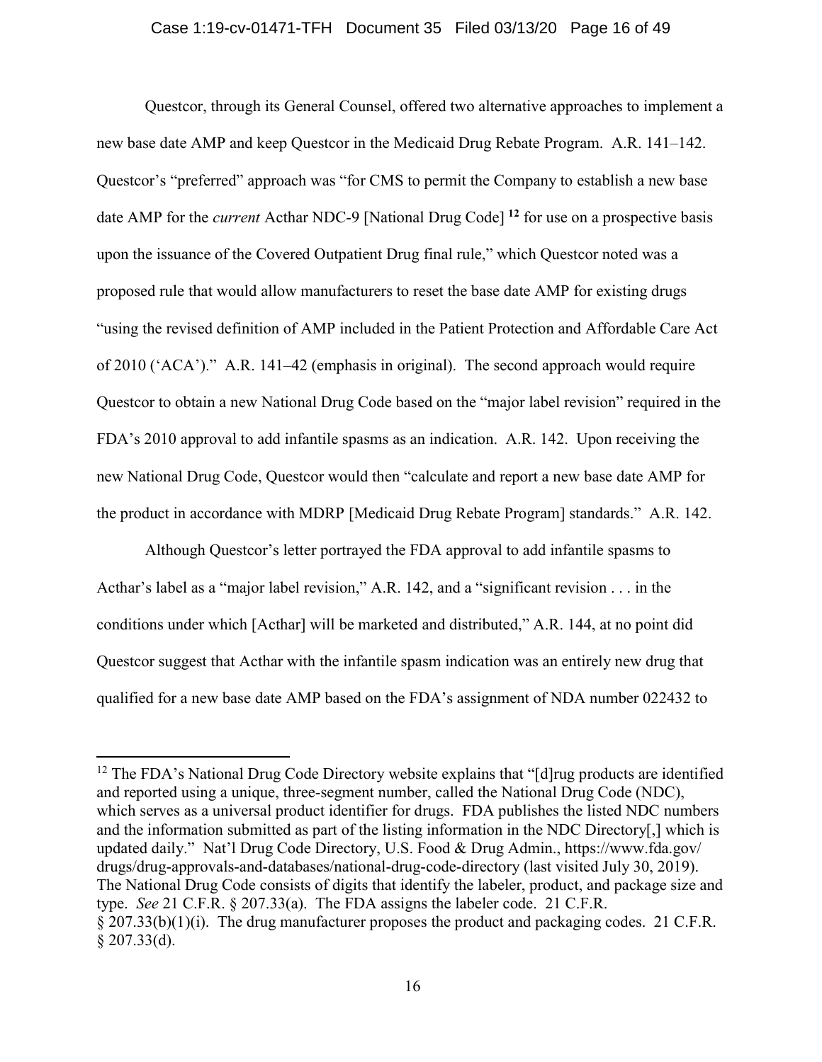Questcor, through its General Counsel, offered two alternative approaches to implement a new base date AMP and keep Questcor in the Medicaid Drug Rebate Program. A.R. 141–142. Questcor's "preferred" approach was "for CMS to permit the Company to establish a new base date AMP for the *current* Acthar NDC-9 [National Drug Code] [12] for use on a prospective basis upon the issuance of the Covered Outpatient Drug final rule," which Questcor noted was a proposed rule that would allow manufacturers to reset the base date AMP for existing drugs "using the revised definition of AMP included in the Patient Protection and Affordable Care Act of 2010 ('ACA')." A.R. 141–42 (emphasis in original). The second approach would require Questcor to obtain a new National Drug Code based on the "major label revision" required in the FDA's 2010 approval to add infantile spasms as an indication. A.R. 142. Upon receiving the new National Drug Code, Questcor would then "calculate and report a new base date AMP for the product in accordance with MDRP [Medicaid Drug Rebate Program] standards." A.R. 142.

Although Questcor's letter portrayed the FDA approval to add infantile spasms to Acthar's label as a "major label revision," A.R. 142, and a "significant revision . . . in the conditions under which [Acthar] will be marketed and distributed," A.R. 144, at no point did Questcor suggest that Acthar with the infantile spasm indication was an entirely new drug that qualified for a new base date AMP based on the FDA's assignment of NDA number 022432 to

---

[12] The FDA's National Drug Code Directory website explains that "[d]rug products are identified and reported using a unique, three-segment number, called the National Drug Code (NDC), which serves as a universal product identifier for drugs. FDA publishes the listed NDC numbers and the information submitted as part of the listing information in the NDC Directory[,] which is updated daily." Nat'l Drug Code Directory, U.S. Food & Drug Admin., https://www.fda.gov/drugs/drug-approvals-and-databases/national-drug-code-directory (last visited July 30, 2019). The National Drug Code consists of digits that identify the labeler, product, and package size and type. *See* 21 C.F.R. § 207.33(a). The FDA assigns the labeler code. 21 C.F.R. § 207.33(b)(1)(i). The drug manufacturer proposes the product and packaging codes. 21 C.F.R. § 207.33(d).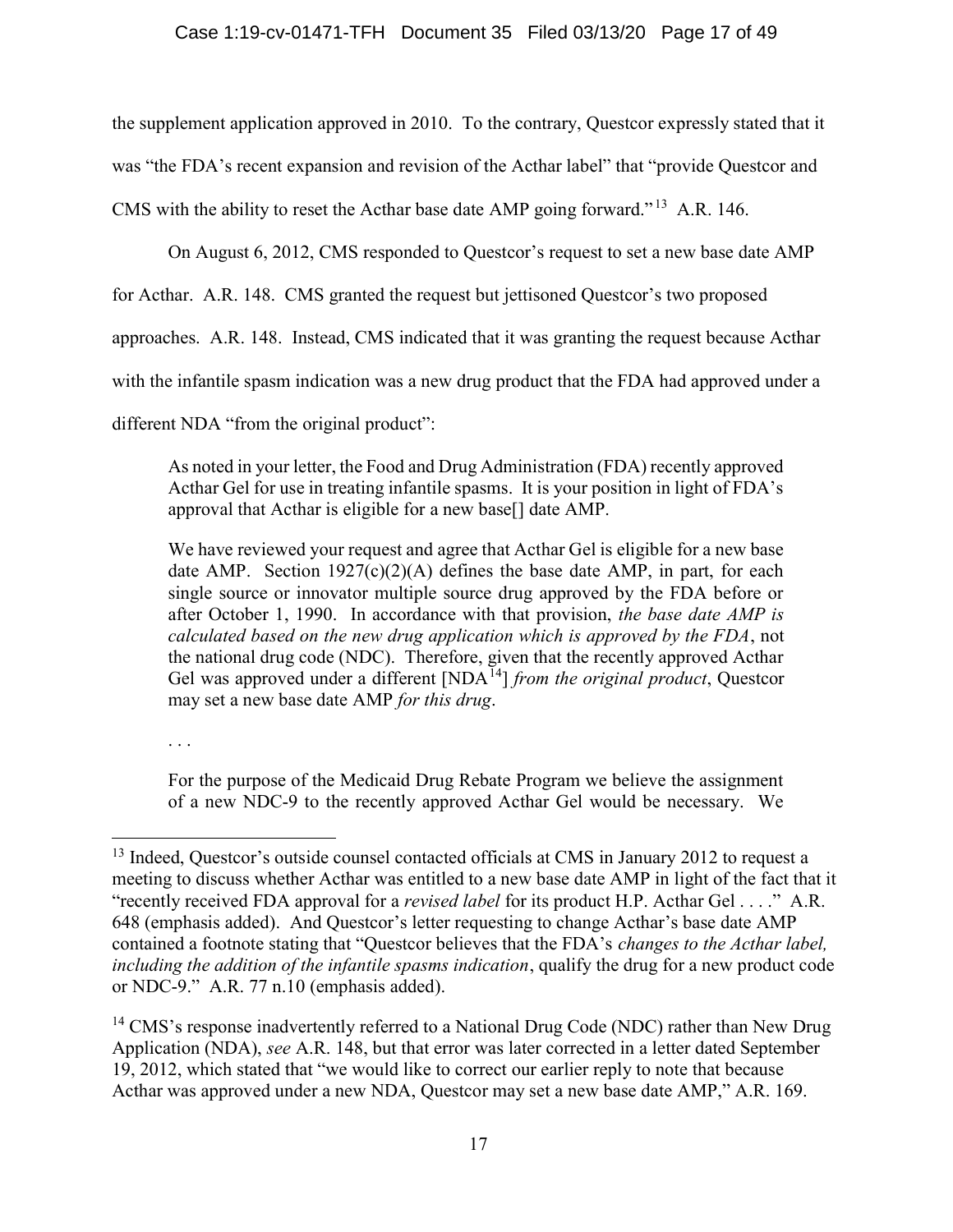the supplement application approved in 2010. To the contrary, Questcor expressly stated that it was "the FDA's recent expansion and revision of the Acthar label" that "provide Questcor and CMS with the ability to reset the Acthar base date AMP going forward."[13] A.R. 146.

On August 6, 2012, CMS responded to Questcor's request to set a new base date AMP for Acthar. A.R. 148. CMS granted the request but jettisoned Questcor's two proposed approaches. A.R. 148. Instead, CMS indicated that it was granting the request because Acthar with the infantile spasm indication was a new drug product that the FDA had approved under a different NDA "from the original product":

> As noted in your letter, the Food and Drug Administration (FDA) recently approved Acthar Gel for use in treating infantile spasms. It is your position in light of FDA's approval that Acthar is eligible for a new base[] date AMP.
>
> We have reviewed your request and agree that Acthar Gel is eligible for a new base date AMP. Section 1927(c)(2)(A) defines the base date AMP, in part, for each single source or innovator multiple source drug approved by the FDA before or after October 1, 1990. In accordance with that provision, *the base date AMP is calculated based on the new drug application which is approved by the FDA*, not the national drug code (NDC). Therefore, given that the recently approved Acthar Gel was approved under a different [NDA[14]] *from the original product*, Questcor may set a new base date AMP *for this drug*.
>
> . . .
>
> For the purpose of the Medicaid Drug Rebate Program we believe the assignment of a new NDC-9 to the recently approved Acthar Gel would be necessary. We

---

[13] Indeed, Questcor's outside counsel contacted officials at CMS in January 2012 to request a meeting to discuss whether Acthar was entitled to a new base date AMP in light of the fact that it "recently received FDA approval for a *revised label* for its product H.P. Acthar Gel . . . ." A.R. 648 (emphasis added). And Questcor's letter requesting to change Acthar's base date AMP contained a footnote stating that "Questcor believes that the FDA's *changes to the Acthar label, including the addition of the infantile spasms indication*, qualify the drug for a new product code or NDC-9." A.R. 77 n.10 (emphasis added).

[14] CMS's response inadvertently referred to a National Drug Code (NDC) rather than New Drug Application (NDA), *see* A.R. 148, but that error was later corrected in a letter dated September 19, 2012, which stated that "we would like to correct our earlier reply to note that because Acthar was approved under a new NDA, Questcor may set a new base date AMP," A.R. 169.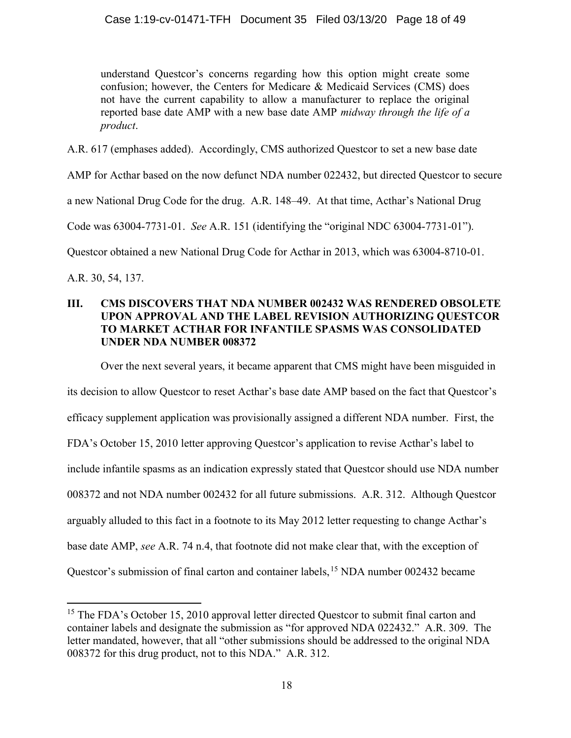> understand Questcor's concerns regarding how this option might create some confusion; however, the Centers for Medicare & Medicaid Services (CMS) does not have the current capability to allow a manufacturer to replace the original reported base date AMP with a new base date AMP *midway through the life of a product*.

A.R. 617 (emphases added). Accordingly, CMS authorized Questcor to set a new base date AMP for Acthar based on the now defunct NDA number 022432, but directed Questcor to secure a new National Drug Code for the drug. A.R. 148–49. At that time, Acthar's National Drug Code was 63004-7731-01. *See* A.R. 151 (identifying the "original NDC 63004-7731-01"). Questcor obtained a new National Drug Code for Acthar in 2013, which was 63004-8710-01. A.R. 30, 54, 137.

## III. CMS DISCOVERS THAT NDA NUMBER 002432 WAS RENDERED OBSOLETE UPON APPROVAL AND THE LABEL REVISION AUTHORIZING QUESTCOR TO MARKET ACTHAR FOR INFANTILE SPASMS WAS CONSOLIDATED UNDER NDA NUMBER 008372

Over the next several years, it became apparent that CMS might have been misguided in its decision to allow Questcor to reset Acthar's base date AMP based on the fact that Questcor's efficacy supplement application was provisionally assigned a different NDA number. First, the FDA's October 15, 2010 letter approving Questcor's application to revise Acthar's label to include infantile spasms as an indication expressly stated that Questcor should use NDA number 008372 and not NDA number 002432 for all future submissions. A.R. 312. Although Questcor arguably alluded to this fact in a footnote to its May 2012 letter requesting to change Acthar's base date AMP, *see* A.R. 74 n.4, that footnote did not make clear that, with the exception of Questcor's submission of final carton and container labels,[15] NDA number 002432 became

[15] The FDA's October 15, 2010 approval letter directed Questcor to submit final carton and container labels and designate the submission as "for approved NDA 022432." A.R. 309. The letter mandated, however, that all "other submissions should be addressed to the original NDA 008372 for this drug product, not to this NDA." A.R. 312.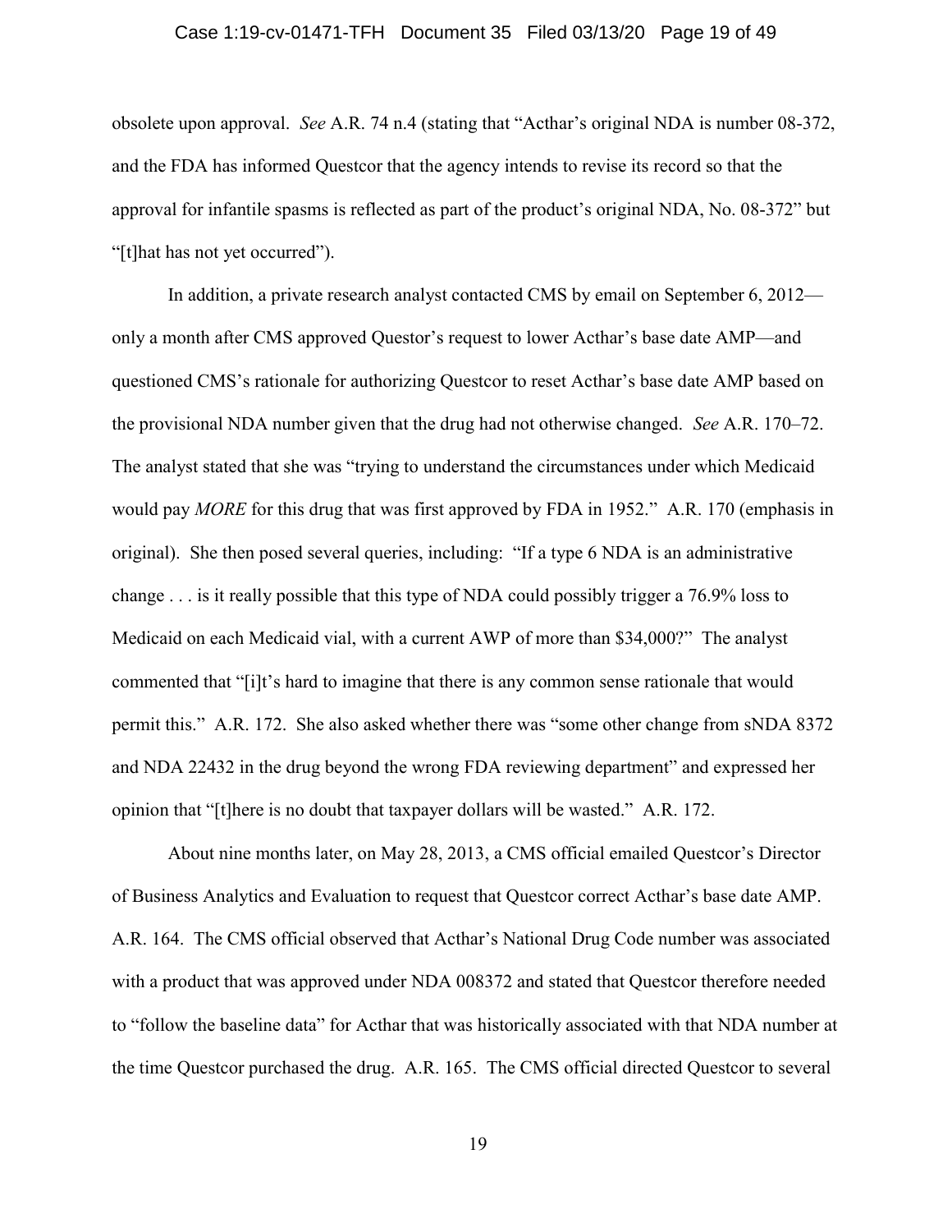obsolete upon approval. *See* A.R. 74 n.4 (stating that "Acthar's original NDA is number 08-372, and the FDA has informed Questcor that the agency intends to revise its record so that the approval for infantile spasms is reflected as part of the product's original NDA, No. 08-372" but "[t]hat has not yet occurred").

In addition, a private research analyst contacted CMS by email on September 6, 2012—only a month after CMS approved Questor's request to lower Acthar's base date AMP—and questioned CMS's rationale for authorizing Questcor to reset Acthar's base date AMP based on the provisional NDA number given that the drug had not otherwise changed. *See* A.R. 170–72. The analyst stated that she was "trying to understand the circumstances under which Medicaid would pay *MORE* for this drug that was first approved by FDA in 1952." A.R. 170 (emphasis in original). She then posed several queries, including: "If a type 6 NDA is an administrative change . . . is it really possible that this type of NDA could possibly trigger a 76.9% loss to Medicaid on each Medicaid vial, with a current AWP of more than $34,000?" The analyst commented that "[i]t's hard to imagine that there is any common sense rationale that would permit this." A.R. 172. She also asked whether there was "some other change from sNDA 8372 and NDA 22432 in the drug beyond the wrong FDA reviewing department" and expressed her opinion that "[t]here is no doubt that taxpayer dollars will be wasted." A.R. 172.

About nine months later, on May 28, 2013, a CMS official emailed Questcor's Director of Business Analytics and Evaluation to request that Questcor correct Acthar's base date AMP. A.R. 164. The CMS official observed that Acthar's National Drug Code number was associated with a product that was approved under NDA 008372 and stated that Questcor therefore needed to "follow the baseline data" for Acthar that was historically associated with that NDA number at the time Questcor purchased the drug. A.R. 165. The CMS official directed Questcor to several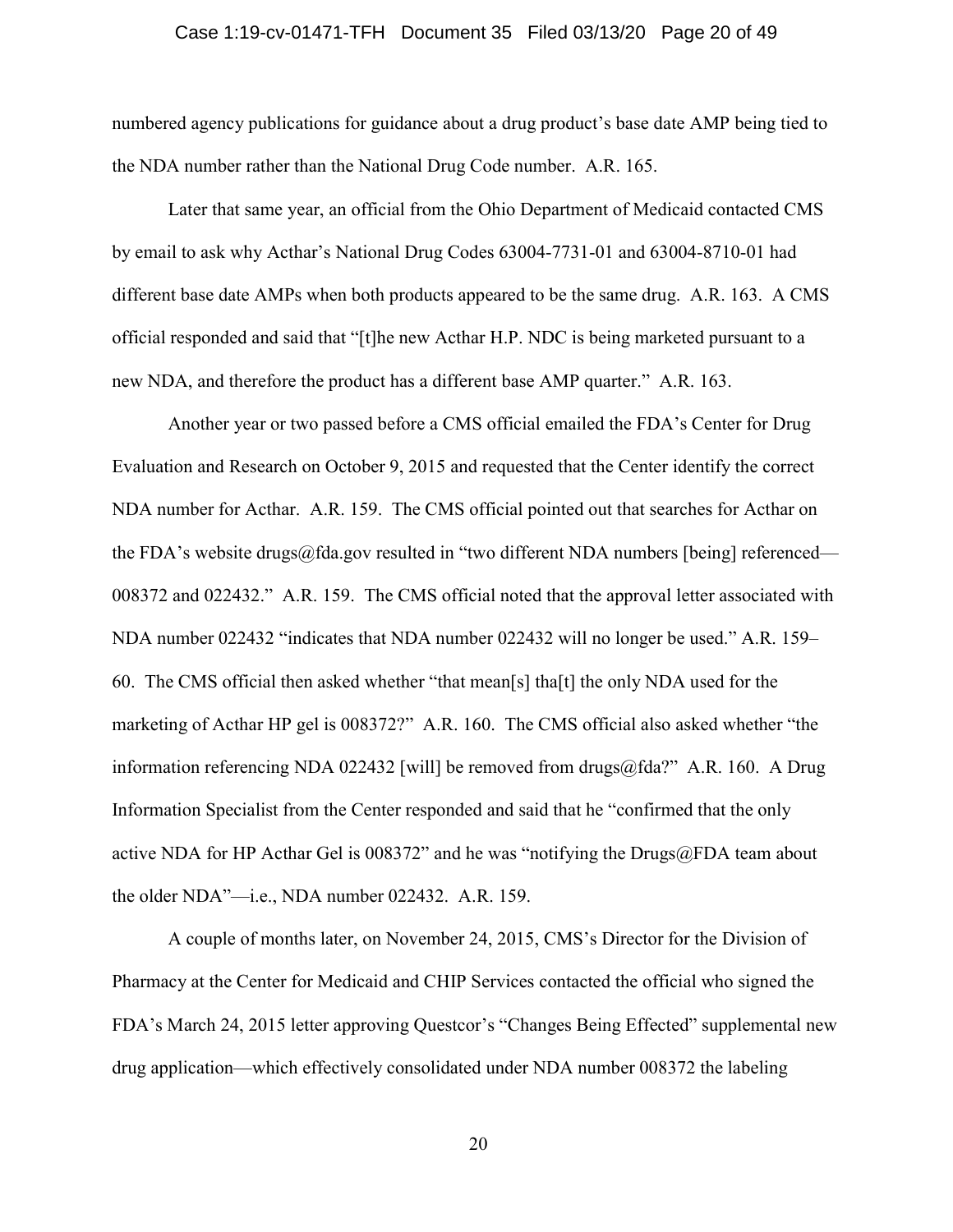numbered agency publications for guidance about a drug product's base date AMP being tied to the NDA number rather than the National Drug Code number. A.R. 165.

Later that same year, an official from the Ohio Department of Medicaid contacted CMS by email to ask why Acthar's National Drug Codes 63004-7731-01 and 63004-8710-01 had different base date AMPs when both products appeared to be the same drug. A.R. 163. A CMS official responded and said that "[t]he new Acthar H.P. NDC is being marketed pursuant to a new NDA, and therefore the product has a different base AMP quarter." A.R. 163.

Another year or two passed before a CMS official emailed the FDA's Center for Drug Evaluation and Research on October 9, 2015 and requested that the Center identify the correct NDA number for Acthar. A.R. 159. The CMS official pointed out that searches for Acthar on the FDA's website drugs@fda.gov resulted in "two different NDA numbers [being] referenced—008372 and 022432." A.R. 159. The CMS official noted that the approval letter associated with NDA number 022432 "indicates that NDA number 022432 will no longer be used." A.R. 159–60. The CMS official then asked whether "that mean[s] tha[t] the only NDA used for the marketing of Acthar HP gel is 008372?" A.R. 160. The CMS official also asked whether "the information referencing NDA 022432 [will] be removed from drugs@fda?" A.R. 160. A Drug Information Specialist from the Center responded and said that he "confirmed that the only active NDA for HP Acthar Gel is 008372" and he was "notifying the Drugs@FDA team about the older NDA"—i.e., NDA number 022432. A.R. 159.

A couple of months later, on November 24, 2015, CMS's Director for the Division of Pharmacy at the Center for Medicaid and CHIP Services contacted the official who signed the FDA's March 24, 2015 letter approving Questcor's "Changes Being Effected" supplemental new drug application—which effectively consolidated under NDA number 008372 the labeling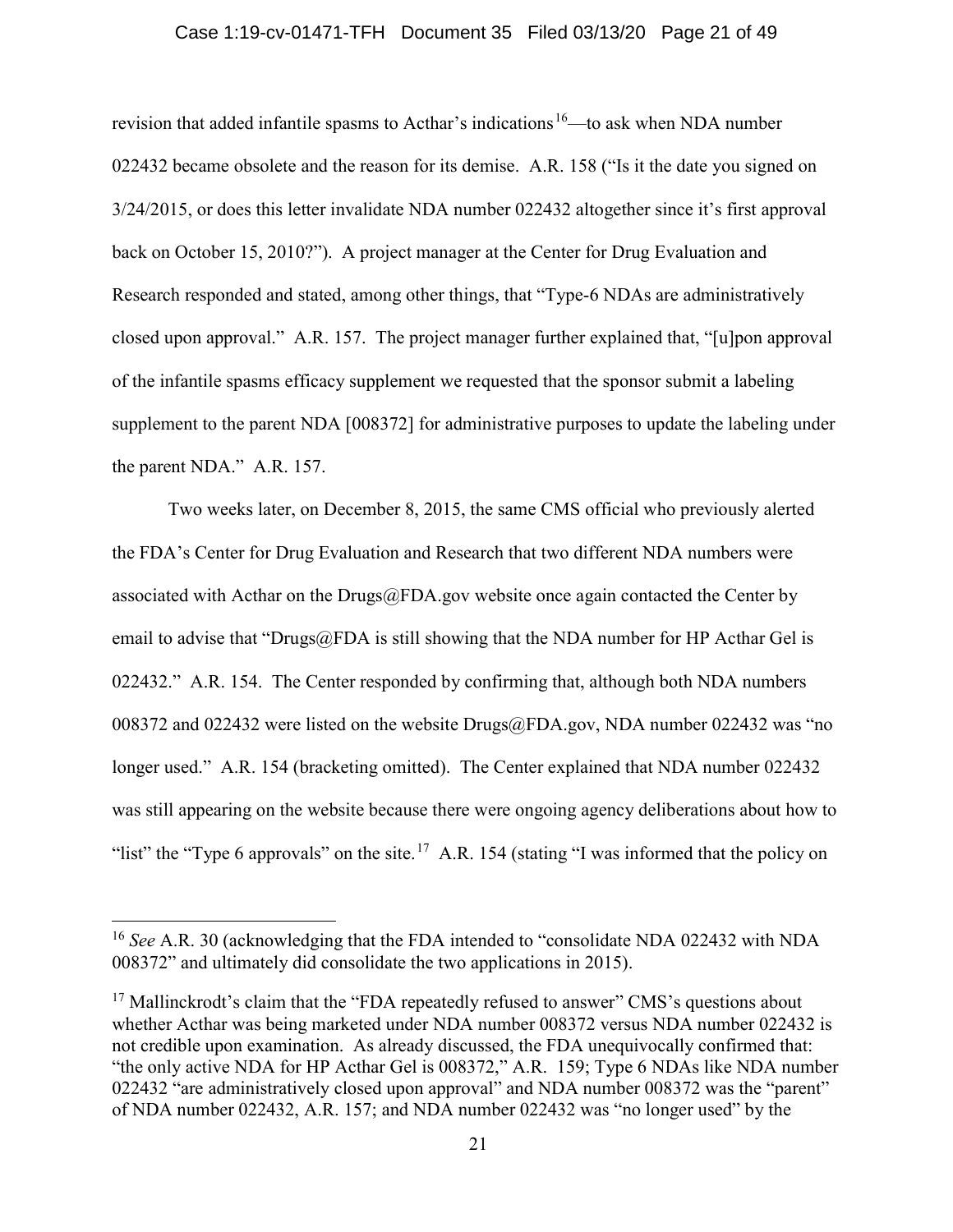revision that added infantile spasms to Acthar's indications[16]—to ask when NDA number 022432 became obsolete and the reason for its demise. A.R. 158 ("Is it the date you signed on 3/24/2015, or does this letter invalidate NDA number 022432 altogether since it's first approval back on October 15, 2010?"). A project manager at the Center for Drug Evaluation and Research responded and stated, among other things, that "Type-6 NDAs are administratively closed upon approval." A.R. 157. The project manager further explained that, "[u]pon approval of the infantile spasms efficacy supplement we requested that the sponsor submit a labeling supplement to the parent NDA [008372] for administrative purposes to update the labeling under the parent NDA." A.R. 157.

Two weeks later, on December 8, 2015, the same CMS official who previously alerted the FDA's Center for Drug Evaluation and Research that two different NDA numbers were associated with Acthar on the Drugs@FDA.gov website once again contacted the Center by email to advise that "Drugs@FDA is still showing that the NDA number for HP Acthar Gel is 022432." A.R. 154. The Center responded by confirming that, although both NDA numbers 008372 and 022432 were listed on the website Drugs@FDA.gov, NDA number 022432 was "no longer used." A.R. 154 (bracketing omitted). The Center explained that NDA number 022432 was still appearing on the website because there were ongoing agency deliberations about how to "list" the "Type 6 approvals" on the site.[17] A.R. 154 (stating "I was informed that the policy on

---

[16] *See* A.R. 30 (acknowledging that the FDA intended to "consolidate NDA 022432 with NDA 008372" and ultimately did consolidate the two applications in 2015).

[17] Mallinckrodt's claim that the "FDA repeatedly refused to answer" CMS's questions about whether Acthar was being marketed under NDA number 008372 versus NDA number 022432 is not credible upon examination. As already discussed, the FDA unequivocally confirmed that: "the only active NDA for HP Acthar Gel is 008372," A.R. 159; Type 6 NDAs like NDA number 022432 "are administratively closed upon approval" and NDA number 008372 was the "parent" of NDA number 022432, A.R. 157; and NDA number 022432 was "no longer used" by the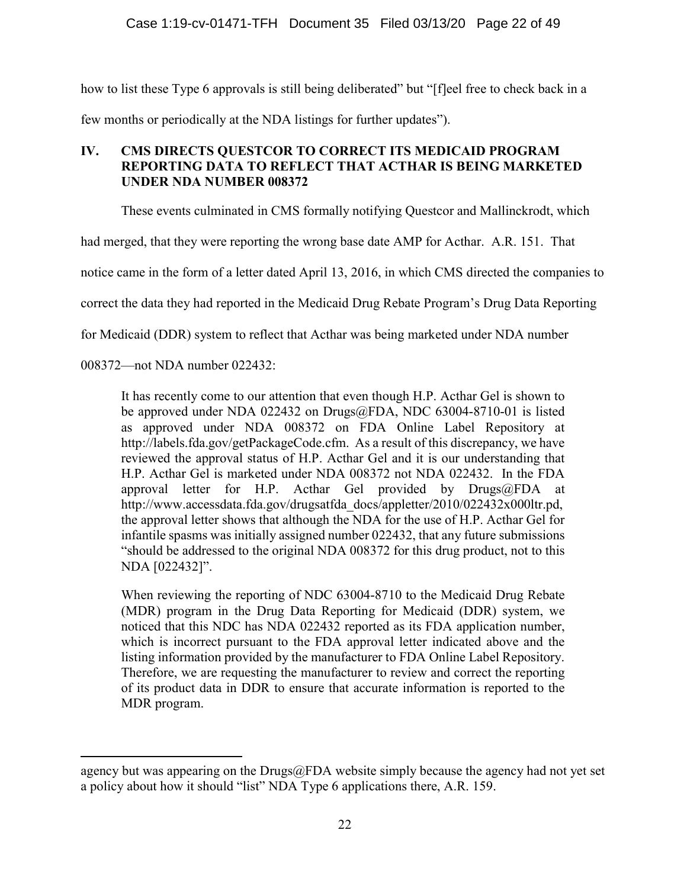how to list these Type 6 approvals is still being deliberated" but "[f]eel free to check back in a few months or periodically at the NDA listings for further updates").

## IV. CMS DIRECTS QUESTCOR TO CORRECT ITS MEDICAID PROGRAM REPORTING DATA TO REFLECT THAT ACTHAR IS BEING MARKETED UNDER NDA NUMBER 008372

These events culminated in CMS formally notifying Questcor and Mallinckrodt, which had merged, that they were reporting the wrong base date AMP for Acthar. A.R. 151. That notice came in the form of a letter dated April 13, 2016, in which CMS directed the companies to correct the data they had reported in the Medicaid Drug Rebate Program's Drug Data Reporting for Medicaid (DDR) system to reflect that Acthar was being marketed under NDA number 008372—not NDA number 022432:

> It has recently come to our attention that even though H.P. Acthar Gel is shown to be approved under NDA 022432 on Drugs@FDA, NDC 63004-8710-01 is listed as approved under NDA 008372 on FDA Online Label Repository at http://labels.fda.gov/getPackageCode.cfm. As a result of this discrepancy, we have reviewed the approval status of H.P. Acthar Gel and it is our understanding that H.P. Acthar Gel is marketed under NDA 008372 not NDA 022432. In the FDA approval letter for H.P. Acthar Gel provided by Drugs@FDA at http://www.accessdata.fda.gov/drugsatfda_docs/appletter/2010/022432x000ltr.pd, the approval letter shows that although the NDA for the use of H.P. Acthar Gel for infantile spasms was initially assigned number 022432, that any future submissions "should be addressed to the original NDA 008372 for this drug product, not to this NDA [022432]".
>
> When reviewing the reporting of NDC 63004-8710 to the Medicaid Drug Rebate (MDR) program in the Drug Data Reporting for Medicaid (DDR) system, we noticed that this NDC has NDA 022432 reported as its FDA application number, which is incorrect pursuant to the FDA approval letter indicated above and the listing information provided by the manufacturer to FDA Online Label Repository. Therefore, we are requesting the manufacturer to review and correct the reporting of its product data in DDR to ensure that accurate information is reported to the MDR program.

---

agency but was appearing on the Drugs@FDA website simply because the agency had not yet set a policy about how it should "list" NDA Type 6 applications there, A.R. 159.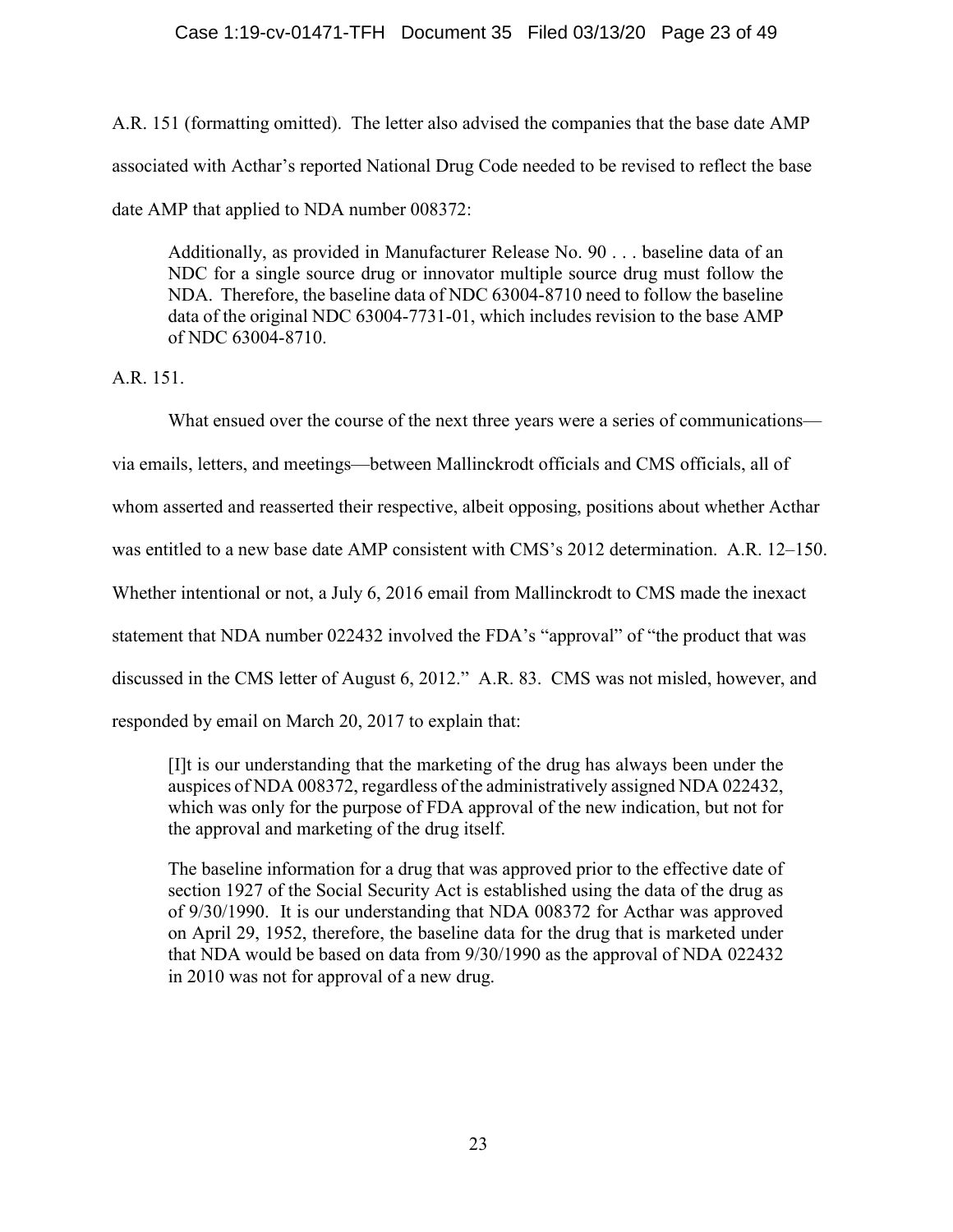A.R. 151 (formatting omitted). The letter also advised the companies that the base date AMP associated with Acthar's reported National Drug Code needed to be revised to reflect the base date AMP that applied to NDA number 008372:

> Additionally, as provided in Manufacturer Release No. 90 . . . baseline data of an NDC for a single source drug or innovator multiple source drug must follow the NDA. Therefore, the baseline data of NDC 63004-8710 need to follow the baseline data of the original NDC 63004-7731-01, which includes revision to the base AMP of NDC 63004-8710.

A.R. 151.

What ensued over the course of the next three years were a series of communications—via emails, letters, and meetings—between Mallinckrodt officials and CMS officials, all of whom asserted and reasserted their respective, albeit opposing, positions about whether Acthar was entitled to a new base date AMP consistent with CMS's 2012 determination. A.R. 12–150. Whether intentional or not, a July 6, 2016 email from Mallinckrodt to CMS made the inexact statement that NDA number 022432 involved the FDA's "approval" of "the product that was discussed in the CMS letter of August 6, 2012." A.R. 83. CMS was not misled, however, and responded by email on March 20, 2017 to explain that:

> [I]t is our understanding that the marketing of the drug has always been under the auspices of NDA 008372, regardless of the administratively assigned NDA 022432, which was only for the purpose of FDA approval of the new indication, but not for the approval and marketing of the drug itself.
>
> The baseline information for a drug that was approved prior to the effective date of section 1927 of the Social Security Act is established using the data of the drug as of 9/30/1990. It is our understanding that NDA 008372 for Acthar was approved on April 29, 1952, therefore, the baseline data for the drug that is marketed under that NDA would be based on data from 9/30/1990 as the approval of NDA 022432 in 2010 was not for approval of a new drug.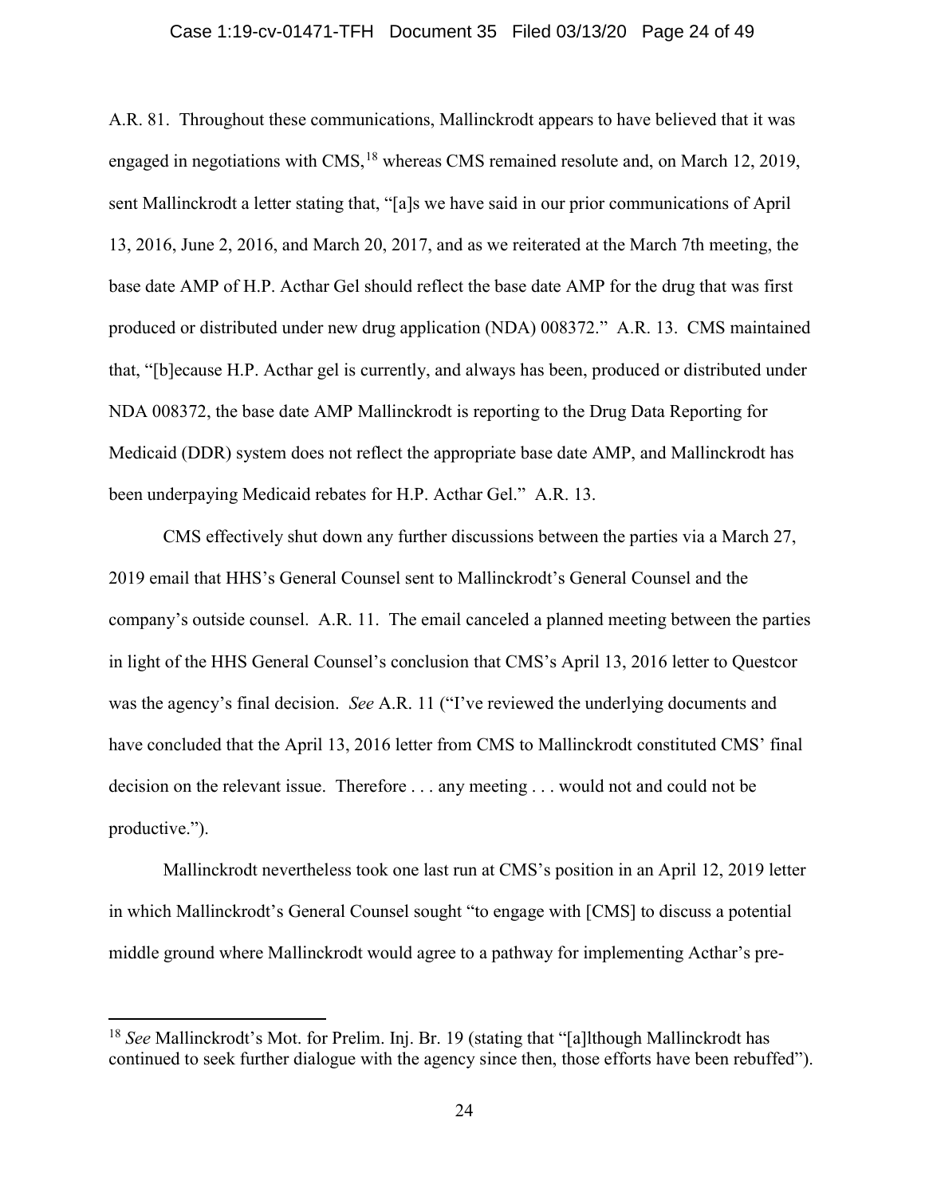A.R. 81. Throughout these communications, Mallinckrodt appears to have believed that it was engaged in negotiations with CMS,[18] whereas CMS remained resolute and, on March 12, 2019, sent Mallinckrodt a letter stating that, "[a]s we have said in our prior communications of April 13, 2016, June 2, 2016, and March 20, 2017, and as we reiterated at the March 7th meeting, the base date AMP of H.P. Acthar Gel should reflect the base date AMP for the drug that was first produced or distributed under new drug application (NDA) 008372." A.R. 13. CMS maintained that, "[b]ecause H.P. Acthar gel is currently, and always has been, produced or distributed under NDA 008372, the base date AMP Mallinckrodt is reporting to the Drug Data Reporting for Medicaid (DDR) system does not reflect the appropriate base date AMP, and Mallinckrodt has been underpaying Medicaid rebates for H.P. Acthar Gel." A.R. 13.

CMS effectively shut down any further discussions between the parties via a March 27, 2019 email that HHS's General Counsel sent to Mallinckrodt's General Counsel and the company's outside counsel. A.R. 11. The email canceled a planned meeting between the parties in light of the HHS General Counsel's conclusion that CMS's April 13, 2016 letter to Questcor was the agency's final decision. *See* A.R. 11 ("I've reviewed the underlying documents and have concluded that the April 13, 2016 letter from CMS to Mallinckrodt constituted CMS' final decision on the relevant issue. Therefore . . . any meeting . . . would not and could not be productive.").

Mallinckrodt nevertheless took one last run at CMS's position in an April 12, 2019 letter in which Mallinckrodt's General Counsel sought "to engage with [CMS] to discuss a potential middle ground where Mallinckrodt would agree to a pathway for implementing Acthar's pre-

---

[18] *See* Mallinckrodt's Mot. for Prelim. Inj. Br. 19 (stating that "[a]lthough Mallinckrodt has continued to seek further dialogue with the agency since then, those efforts have been rebuffed").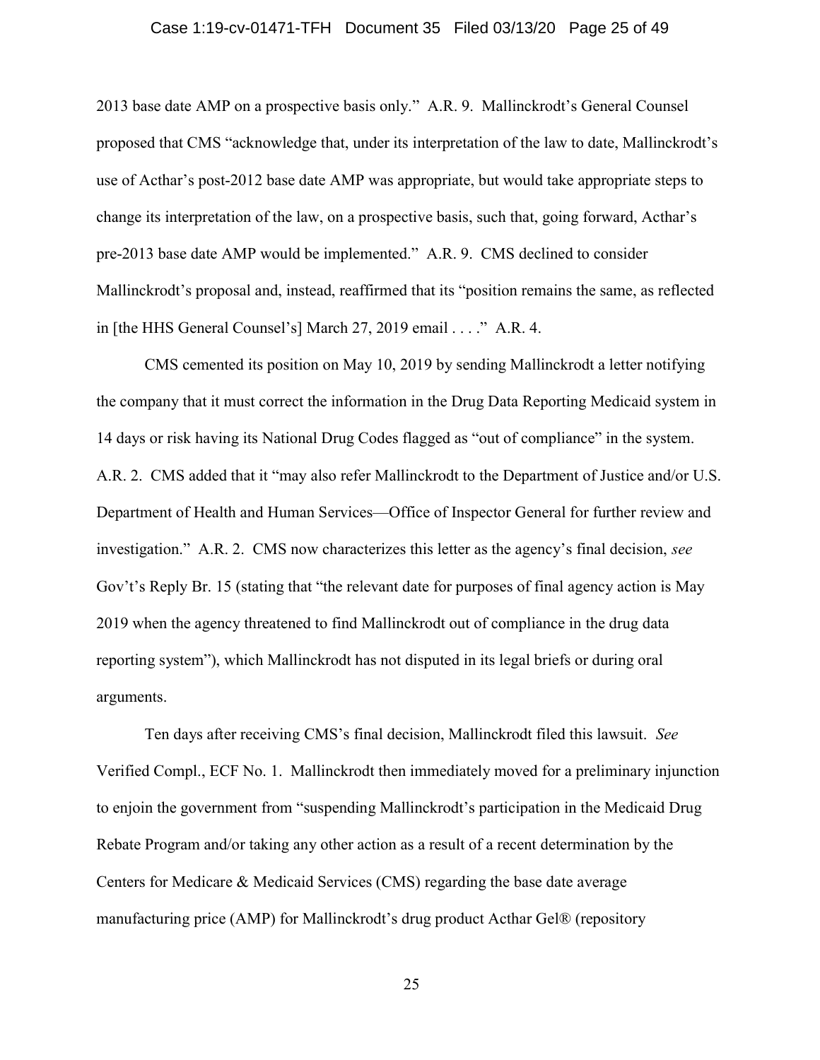2013 base date AMP on a prospective basis only." A.R. 9. Mallinckrodt's General Counsel proposed that CMS "acknowledge that, under its interpretation of the law to date, Mallinckrodt's use of Acthar's post-2012 base date AMP was appropriate, but would take appropriate steps to change its interpretation of the law, on a prospective basis, such that, going forward, Acthar's pre-2013 base date AMP would be implemented." A.R. 9. CMS declined to consider Mallinckrodt's proposal and, instead, reaffirmed that its "position remains the same, as reflected in [the HHS General Counsel's] March 27, 2019 email . . . ." A.R. 4.

CMS cemented its position on May 10, 2019 by sending Mallinckrodt a letter notifying the company that it must correct the information in the Drug Data Reporting Medicaid system in 14 days or risk having its National Drug Codes flagged as "out of compliance" in the system. A.R. 2. CMS added that it "may also refer Mallinckrodt to the Department of Justice and/or U.S. Department of Health and Human Services—Office of Inspector General for further review and investigation." A.R. 2. CMS now characterizes this letter as the agency's final decision, *see* Gov't's Reply Br. 15 (stating that "the relevant date for purposes of final agency action is May 2019 when the agency threatened to find Mallinckrodt out of compliance in the drug data reporting system"), which Mallinckrodt has not disputed in its legal briefs or during oral arguments.

Ten days after receiving CMS's final decision, Mallinckrodt filed this lawsuit. *See* Verified Compl., ECF No. 1. Mallinckrodt then immediately moved for a preliminary injunction to enjoin the government from "suspending Mallinckrodt's participation in the Medicaid Drug Rebate Program and/or taking any other action as a result of a recent determination by the Centers for Medicare & Medicaid Services (CMS) regarding the base date average manufacturing price (AMP) for Mallinckrodt's drug product Acthar Gel® (repository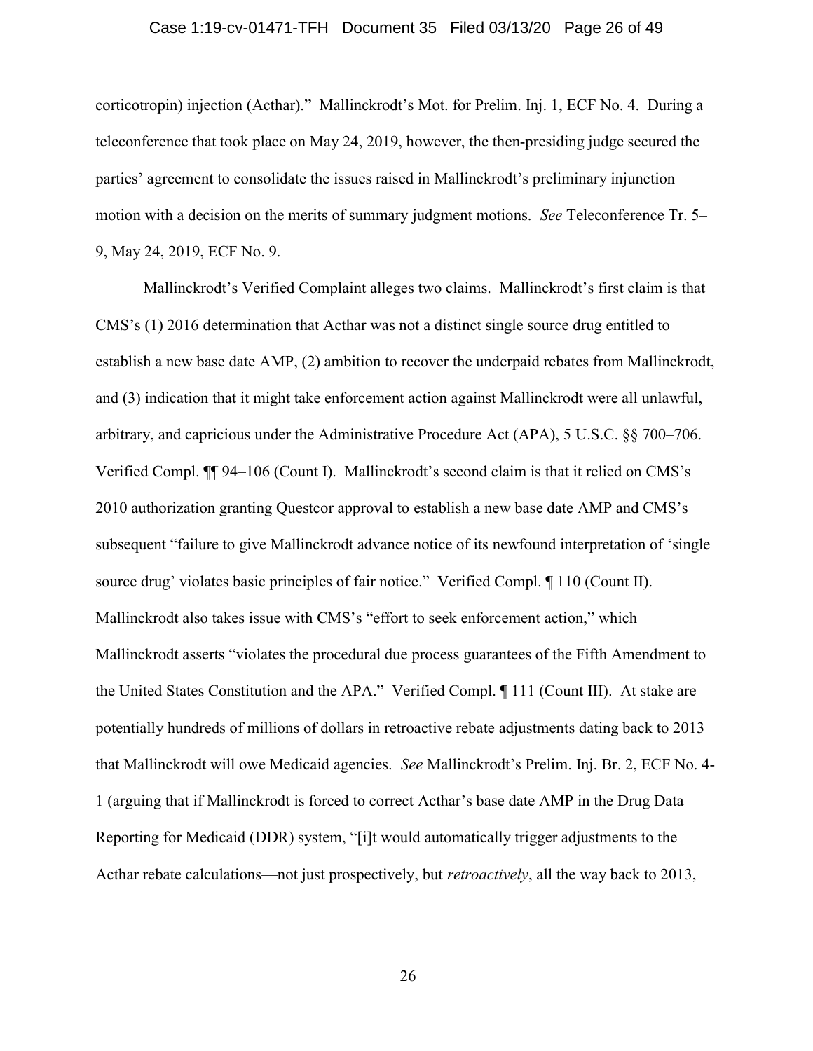corticotropin) injection (Acthar)." Mallinckrodt's Mot. for Prelim. Inj. 1, ECF No. 4. During a teleconference that took place on May 24, 2019, however, the then-presiding judge secured the parties' agreement to consolidate the issues raised in Mallinckrodt's preliminary injunction motion with a decision on the merits of summary judgment motions. *See* Teleconference Tr. 5–9, May 24, 2019, ECF No. 9.

Mallinckrodt's Verified Complaint alleges two claims. Mallinckrodt's first claim is that CMS's (1) 2016 determination that Acthar was not a distinct single source drug entitled to establish a new base date AMP, (2) ambition to recover the underpaid rebates from Mallinckrodt, and (3) indication that it might take enforcement action against Mallinckrodt were all unlawful, arbitrary, and capricious under the Administrative Procedure Act (APA), 5 U.S.C. §§ 700–706. Verified Compl. ¶¶ 94–106 (Count I). Mallinckrodt's second claim is that it relied on CMS's 2010 authorization granting Questcor approval to establish a new base date AMP and CMS's subsequent "failure to give Mallinckrodt advance notice of its newfound interpretation of 'single source drug' violates basic principles of fair notice." Verified Compl. ¶ 110 (Count II). Mallinckrodt also takes issue with CMS's "effort to seek enforcement action," which Mallinckrodt asserts "violates the procedural due process guarantees of the Fifth Amendment to the United States Constitution and the APA." Verified Compl. ¶ 111 (Count III). At stake are potentially hundreds of millions of dollars in retroactive rebate adjustments dating back to 2013 that Mallinckrodt will owe Medicaid agencies. *See* Mallinckrodt's Prelim. Inj. Br. 2, ECF No. 4-1 (arguing that if Mallinckrodt is forced to correct Acthar's base date AMP in the Drug Data Reporting for Medicaid (DDR) system, "[i]t would automatically trigger adjustments to the Acthar rebate calculations—not just prospectively, but *retroactively*, all the way back to 2013,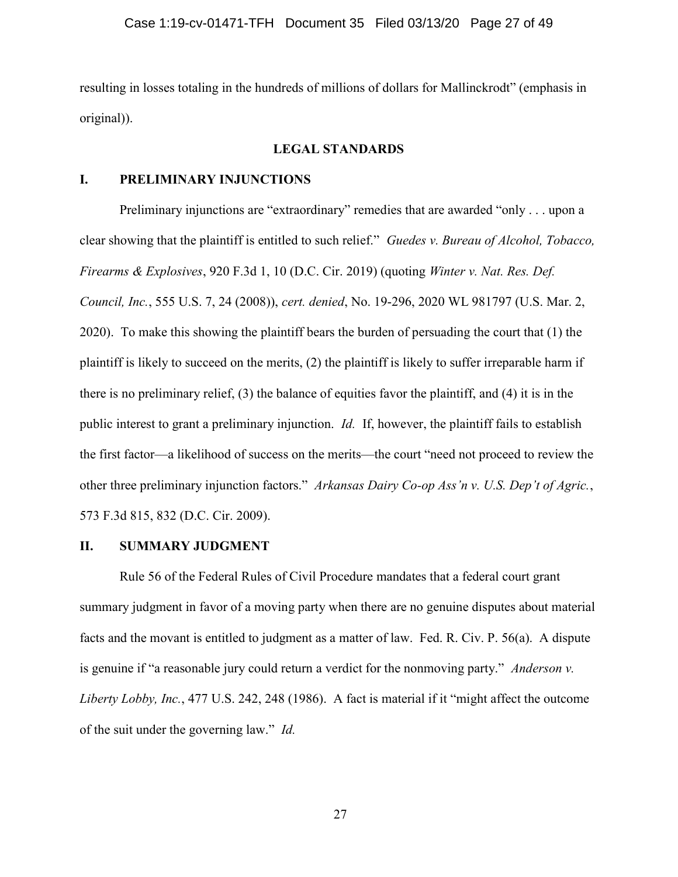resulting in losses totaling in the hundreds of millions of dollars for Mallinckrodt" (emphasis in original)).

## LEGAL STANDARDS

### I. PRELIMINARY INJUNCTIONS

Preliminary injunctions are "extraordinary" remedies that are awarded "only . . . upon a clear showing that the plaintiff is entitled to such relief." *Guedes v. Bureau of Alcohol, Tobacco, Firearms & Explosives*, 920 F.3d 1, 10 (D.C. Cir. 2019) (quoting *Winter v. Nat. Res. Def. Council, Inc.*, 555 U.S. 7, 24 (2008)), *cert. denied*, No. 19-296, 2020 WL 981797 (U.S. Mar. 2, 2020). To make this showing the plaintiff bears the burden of persuading the court that (1) the plaintiff is likely to succeed on the merits, (2) the plaintiff is likely to suffer irreparable harm if there is no preliminary relief, (3) the balance of equities favor the plaintiff, and (4) it is in the public interest to grant a preliminary injunction. *Id.* If, however, the plaintiff fails to establish the first factor—a likelihood of success on the merits—the court "need not proceed to review the other three preliminary injunction factors." *Arkansas Dairy Co-op Ass'n v. U.S. Dep't of Agric.*, 573 F.3d 815, 832 (D.C. Cir. 2009).

### II. SUMMARY JUDGMENT

Rule 56 of the Federal Rules of Civil Procedure mandates that a federal court grant summary judgment in favor of a moving party when there are no genuine disputes about material facts and the movant is entitled to judgment as a matter of law. Fed. R. Civ. P. 56(a). A dispute is genuine if "a reasonable jury could return a verdict for the nonmoving party." *Anderson v. Liberty Lobby, Inc.*, 477 U.S. 242, 248 (1986). A fact is material if it "might affect the outcome of the suit under the governing law." *Id.*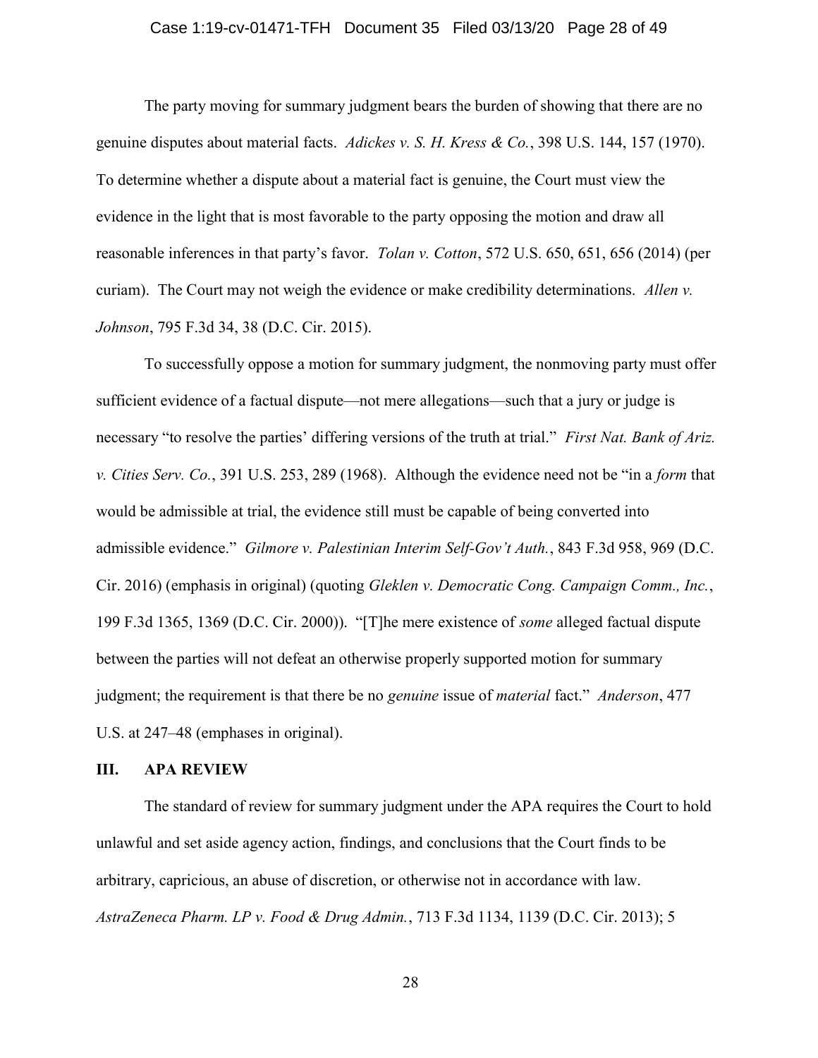The party moving for summary judgment bears the burden of showing that there are no genuine disputes about material facts. *Adickes v. S. H. Kress & Co.*, 398 U.S. 144, 157 (1970). To determine whether a dispute about a material fact is genuine, the Court must view the evidence in the light that is most favorable to the party opposing the motion and draw all reasonable inferences in that party's favor. *Tolan v. Cotton*, 572 U.S. 650, 651, 656 (2014) (per curiam). The Court may not weigh the evidence or make credibility determinations. *Allen v. Johnson*, 795 F.3d 34, 38 (D.C. Cir. 2015).

To successfully oppose a motion for summary judgment, the nonmoving party must offer sufficient evidence of a factual dispute—not mere allegations—such that a jury or judge is necessary "to resolve the parties' differing versions of the truth at trial." *First Nat. Bank of Ariz. v. Cities Serv. Co.*, 391 U.S. 253, 289 (1968). Although the evidence need not be "in a *form* that would be admissible at trial, the evidence still must be capable of being converted into admissible evidence." *Gilmore v. Palestinian Interim Self-Gov't Auth.*, 843 F.3d 958, 969 (D.C. Cir. 2016) (emphasis in original) (quoting *Gleklen v. Democratic Cong. Campaign Comm., Inc.*, 199 F.3d 1365, 1369 (D.C. Cir. 2000)). "[T]he mere existence of *some* alleged factual dispute between the parties will not defeat an otherwise properly supported motion for summary judgment; the requirement is that there be no *genuine* issue of *material* fact." *Anderson*, 477 U.S. at 247–48 (emphases in original).

## III. APA REVIEW

The standard of review for summary judgment under the APA requires the Court to hold unlawful and set aside agency action, findings, and conclusions that the Court finds to be arbitrary, capricious, an abuse of discretion, or otherwise not in accordance with law. *AstraZeneca Pharm. LP v. Food & Drug Admin.*, 713 F.3d 1134, 1139 (D.C. Cir. 2013); 5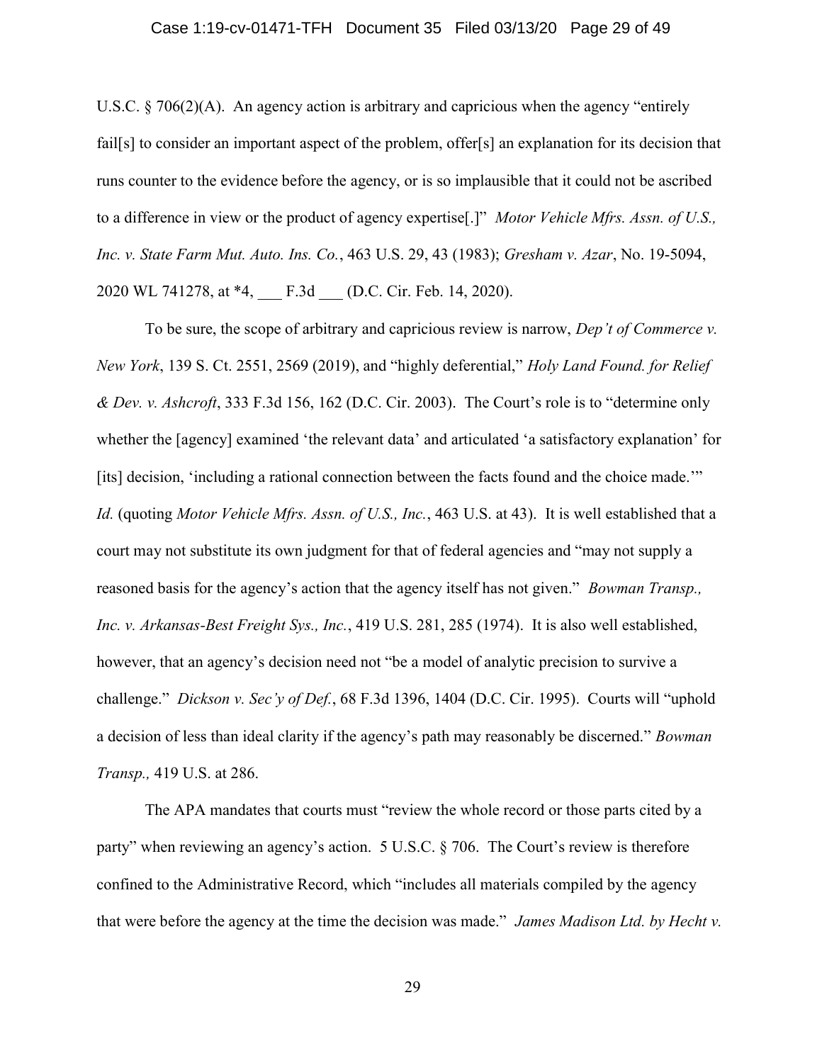U.S.C. § 706(2)(A). An agency action is arbitrary and capricious when the agency "entirely fail[s] to consider an important aspect of the problem, offer[s] an explanation for its decision that runs counter to the evidence before the agency, or is so implausible that it could not be ascribed to a difference in view or the product of agency expertise[.]" *Motor Vehicle Mfrs. Assn. of U.S., Inc. v. State Farm Mut. Auto. Ins. Co.*, 463 U.S. 29, 43 (1983); *Gresham v. Azar*, No. 19-5094, 2020 WL 741278, at *4, ___ F.3d ___ (D.C. Cir. Feb. 14, 2020).

To be sure, the scope of arbitrary and capricious review is narrow, *Dep't of Commerce v. New York*, 139 S. Ct. 2551, 2569 (2019), and "highly deferential," *Holy Land Found. for Relief & Dev. v. Ashcroft*, 333 F.3d 156, 162 (D.C. Cir. 2003). The Court's role is to "determine only whether the [agency] examined 'the relevant data' and articulated 'a satisfactory explanation' for [its] decision, 'including a rational connection between the facts found and the choice made.'" *Id.* (quoting *Motor Vehicle Mfrs. Assn. of U.S., Inc.*, 463 U.S. at 43). It is well established that a court may not substitute its own judgment for that of federal agencies and "may not supply a reasoned basis for the agency's action that the agency itself has not given." *Bowman Transp., Inc. v. Arkansas-Best Freight Sys., Inc.*, 419 U.S. 281, 285 (1974). It is also well established, however, that an agency's decision need not "be a model of analytic precision to survive a challenge." *Dickson v. Sec'y of Def.*, 68 F.3d 1396, 1404 (D.C. Cir. 1995). Courts will "uphold a decision of less than ideal clarity if the agency's path may reasonably be discerned." *Bowman Transp.,* 419 U.S. at 286.

The APA mandates that courts must "review the whole record or those parts cited by a party" when reviewing an agency's action. 5 U.S.C. § 706. The Court's review is therefore confined to the Administrative Record, which "includes all materials compiled by the agency that were before the agency at the time the decision was made." *James Madison Ltd. by Hecht v.*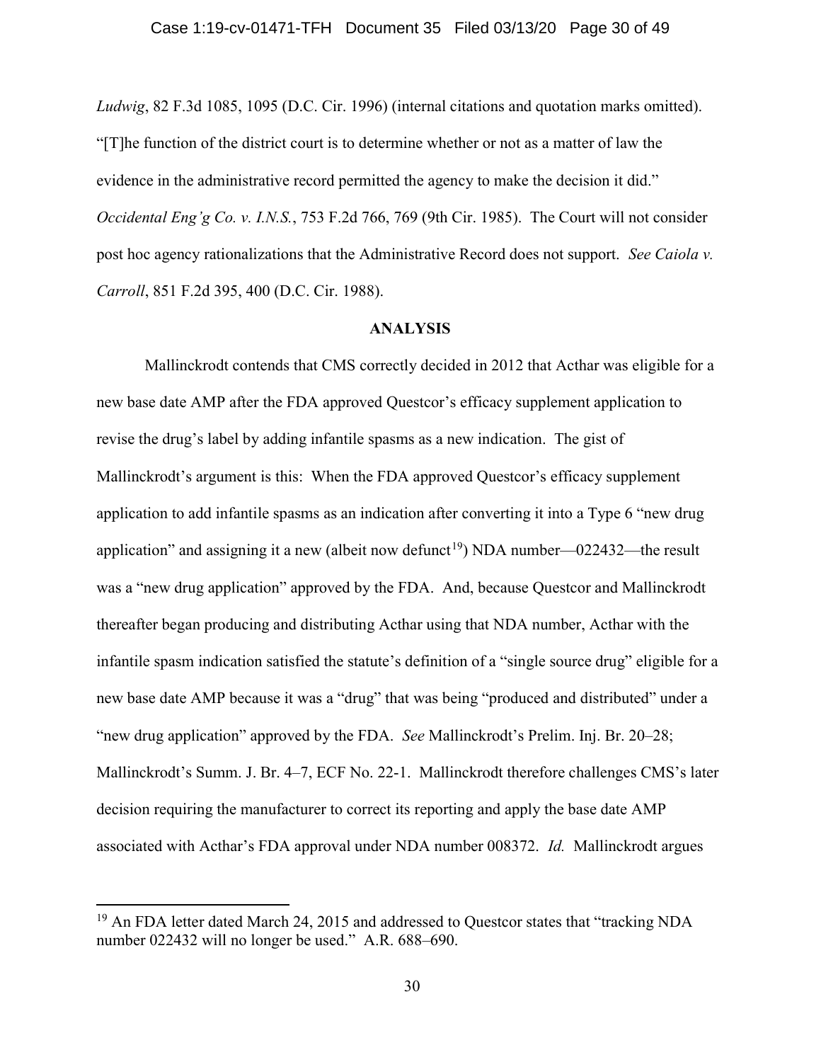*Ludwig*, 82 F.3d 1085, 1095 (D.C. Cir. 1996) (internal citations and quotation marks omitted). "[T]he function of the district court is to determine whether or not as a matter of law the evidence in the administrative record permitted the agency to make the decision it did." *Occidental Eng'g Co. v. I.N.S.*, 753 F.2d 766, 769 (9th Cir. 1985). The Court will not consider post hoc agency rationalizations that the Administrative Record does not support. *See Caiola v. Carroll*, 851 F.2d 395, 400 (D.C. Cir. 1988).

## ANALYSIS

Mallinckrodt contends that CMS correctly decided in 2012 that Acthar was eligible for a new base date AMP after the FDA approved Questcor's efficacy supplement application to revise the drug's label by adding infantile spasms as a new indication. The gist of Mallinckrodt's argument is this: When the FDA approved Questcor's efficacy supplement application to add infantile spasms as an indication after converting it into a Type 6 "new drug application" and assigning it a new (albeit now defunct[19]) NDA number—022432—the result was a "new drug application" approved by the FDA. And, because Questcor and Mallinckrodt thereafter began producing and distributing Acthar using that NDA number, Acthar with the infantile spasm indication satisfied the statute's definition of a "single source drug" eligible for a new base date AMP because it was a "drug" that was being "produced and distributed" under a "new drug application" approved by the FDA. *See* Mallinckrodt's Prelim. Inj. Br. 20–28; Mallinckrodt's Summ. J. Br. 4–7, ECF No. 22-1. Mallinckrodt therefore challenges CMS's later decision requiring the manufacturer to correct its reporting and apply the base date AMP associated with Acthar's FDA approval under NDA number 008372. *Id.* Mallinckrodt argues

---

[19] An FDA letter dated March 24, 2015 and addressed to Questcor states that "tracking NDA number 022432 will no longer be used." A.R. 688–690.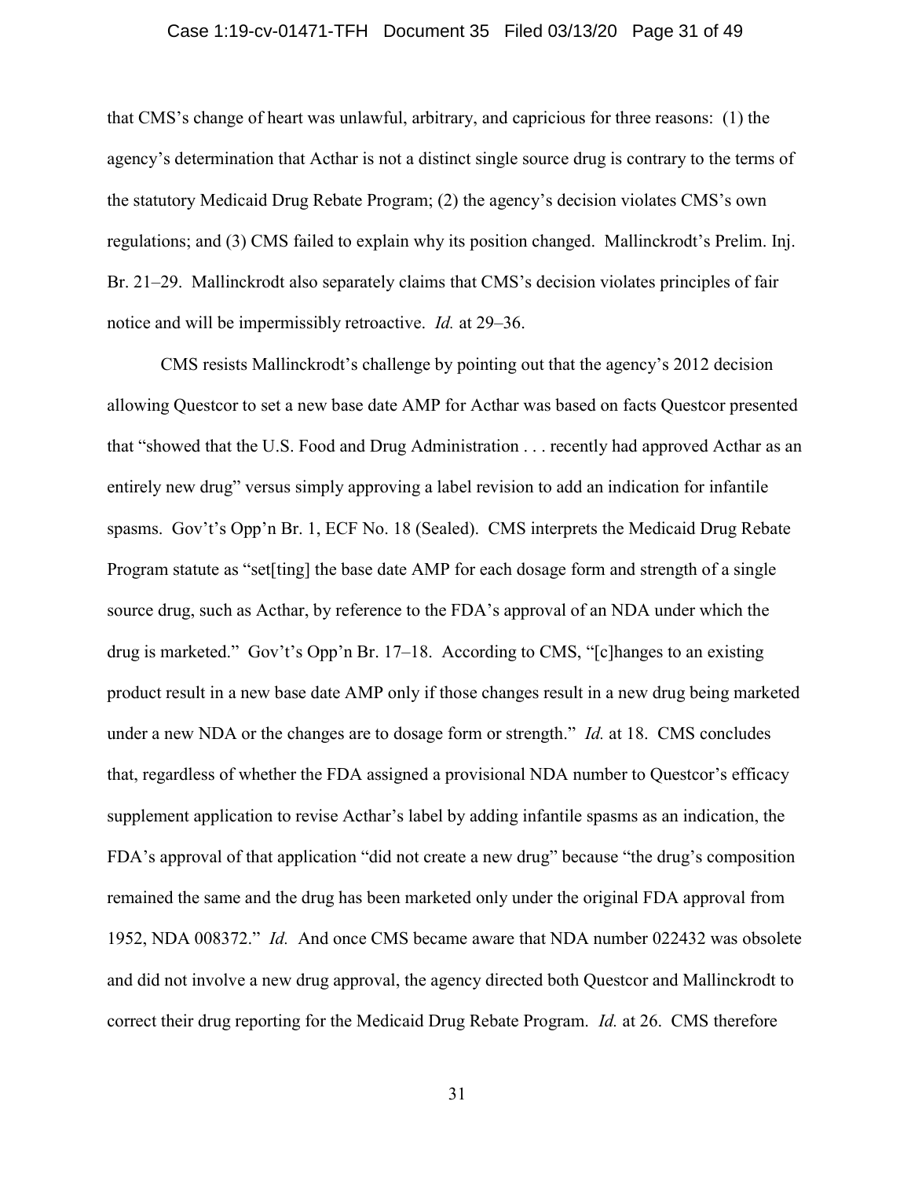that CMS's change of heart was unlawful, arbitrary, and capricious for three reasons: (1) the agency's determination that Acthar is not a distinct single source drug is contrary to the terms of the statutory Medicaid Drug Rebate Program; (2) the agency's decision violates CMS's own regulations; and (3) CMS failed to explain why its position changed. Mallinckrodt's Prelim. Inj. Br. 21–29. Mallinckrodt also separately claims that CMS's decision violates principles of fair notice and will be impermissibly retroactive. *Id.* at 29–36.

CMS resists Mallinckrodt's challenge by pointing out that the agency's 2012 decision allowing Questcor to set a new base date AMP for Acthar was based on facts Questcor presented that "showed that the U.S. Food and Drug Administration . . . recently had approved Acthar as an entirely new drug" versus simply approving a label revision to add an indication for infantile spasms. Gov't's Opp'n Br. 1, ECF No. 18 (Sealed). CMS interprets the Medicaid Drug Rebate Program statute as "set[ting] the base date AMP for each dosage form and strength of a single source drug, such as Acthar, by reference to the FDA's approval of an NDA under which the drug is marketed." Gov't's Opp'n Br. 17–18. According to CMS, "[c]hanges to an existing product result in a new base date AMP only if those changes result in a new drug being marketed under a new NDA or the changes are to dosage form or strength." *Id.* at 18. CMS concludes that, regardless of whether the FDA assigned a provisional NDA number to Questcor's efficacy supplement application to revise Acthar's label by adding infantile spasms as an indication, the FDA's approval of that application "did not create a new drug" because "the drug's composition remained the same and the drug has been marketed only under the original FDA approval from 1952, NDA 008372." *Id.* And once CMS became aware that NDA number 022432 was obsolete and did not involve a new drug approval, the agency directed both Questcor and Mallinckrodt to correct their drug reporting for the Medicaid Drug Rebate Program. *Id.* at 26. CMS therefore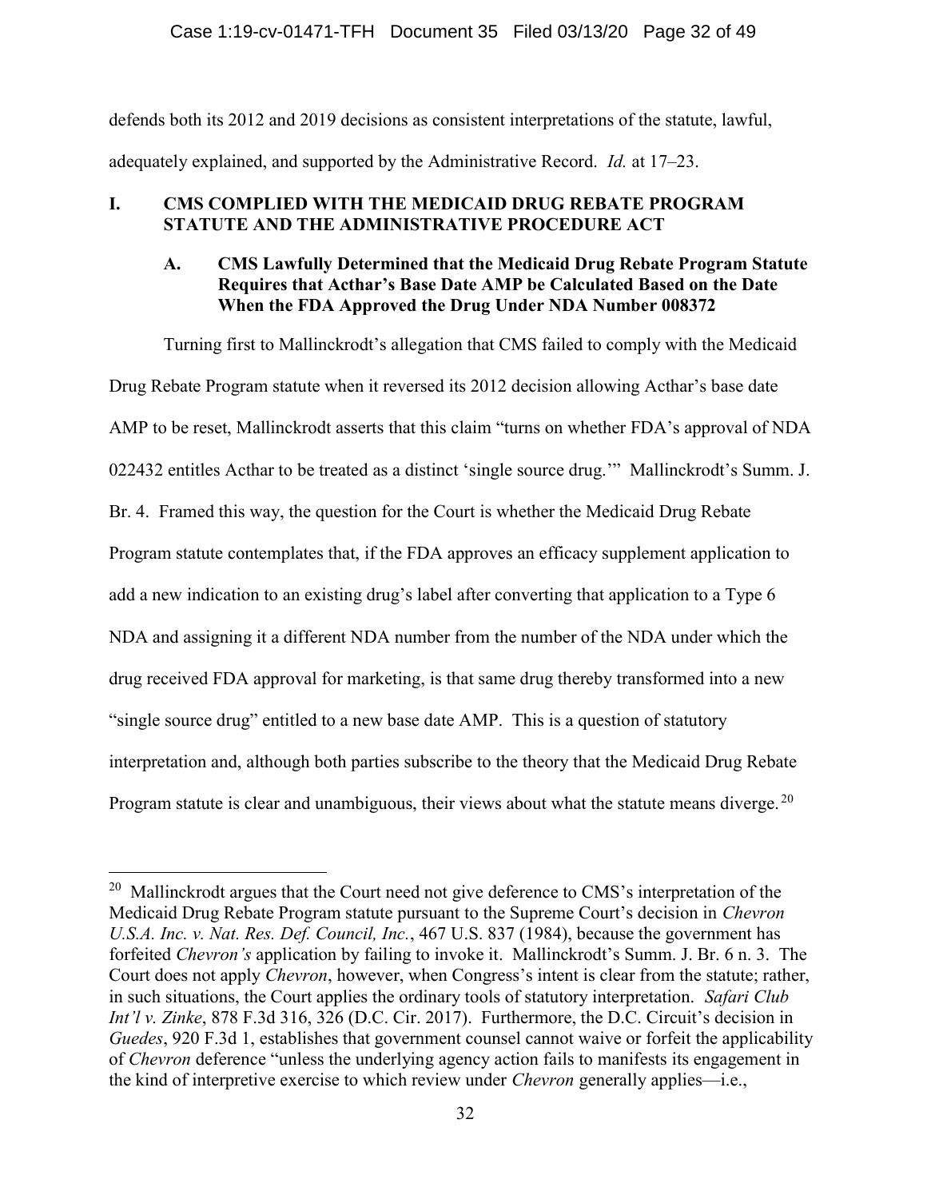defends both its 2012 and 2019 decisions as consistent interpretations of the statute, lawful, adequately explained, and supported by the Administrative Record. *Id.* at 17–23.

## I. CMS COMPLIED WITH THE MEDICAID DRUG REBATE PROGRAM STATUTE AND THE ADMINISTRATIVE PROCEDURE ACT

### A. CMS Lawfully Determined that the Medicaid Drug Rebate Program Statute Requires that Acthar's Base Date AMP be Calculated Based on the Date When the FDA Approved the Drug Under NDA Number 008372

Turning first to Mallinckrodt's allegation that CMS failed to comply with the Medicaid Drug Rebate Program statute when it reversed its 2012 decision allowing Acthar's base date AMP to be reset, Mallinckrodt asserts that this claim "turns on whether FDA's approval of NDA 022432 entitles Acthar to be treated as a distinct 'single source drug.'" Mallinckrodt's Summ. J. Br. 4. Framed this way, the question for the Court is whether the Medicaid Drug Rebate Program statute contemplates that, if the FDA approves an efficacy supplement application to add a new indication to an existing drug's label after converting that application to a Type 6 NDA and assigning it a different NDA number from the number of the NDA under which the drug received FDA approval for marketing, is that same drug thereby transformed into a new "single source drug" entitled to a new base date AMP. This is a question of statutory interpretation and, although both parties subscribe to the theory that the Medicaid Drug Rebate Program statute is clear and unambiguous, their views about what the statute means diverge.[20]

---

[20] Mallinckrodt argues that the Court need not give deference to CMS's interpretation of the Medicaid Drug Rebate Program statute pursuant to the Supreme Court's decision in *Chevron U.S.A. Inc. v. Nat. Res. Def. Council, Inc.*, 467 U.S. 837 (1984), because the government has forfeited *Chevron's* application by failing to invoke it. Mallinckrodt's Summ. J. Br. 6 n. 3. The Court does not apply *Chevron*, however, when Congress's intent is clear from the statute; rather, in such situations, the Court applies the ordinary tools of statutory interpretation. *Safari Club Int'l v. Zinke*, 878 F.3d 316, 326 (D.C. Cir. 2017). Furthermore, the D.C. Circuit's decision in *Guedes*, 920 F.3d 1, establishes that government counsel cannot waive or forfeit the applicability of *Chevron* deference "unless the underlying agency action fails to manifests its engagement in the kind of interpretive exercise to which review under *Chevron* generally applies—i.e.,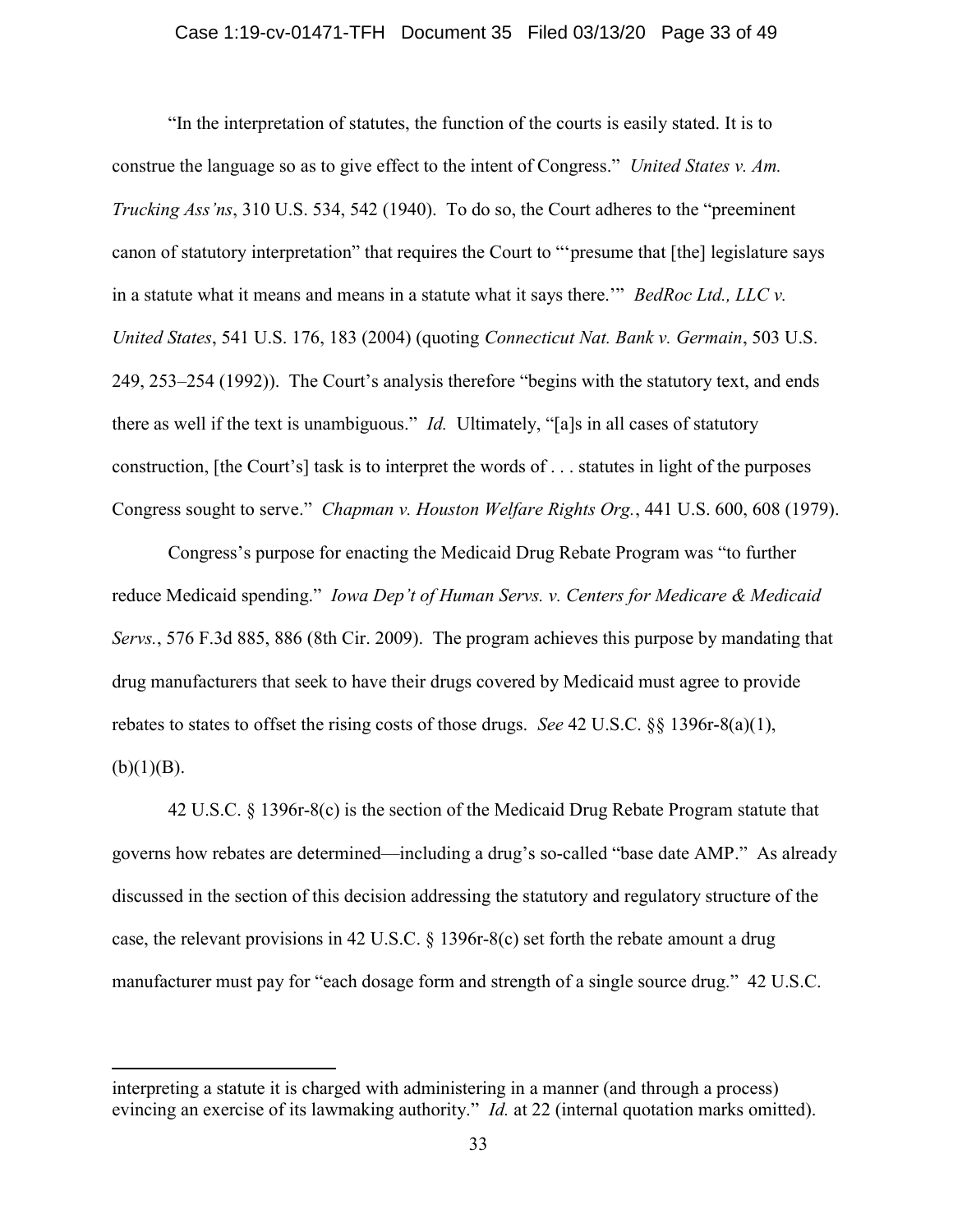"In the interpretation of statutes, the function of the courts is easily stated. It is to construe the language so as to give effect to the intent of Congress." *United States v. Am. Trucking Ass'ns*, 310 U.S. 534, 542 (1940). To do so, the Court adheres to the "preeminent canon of statutory interpretation" that requires the Court to "'presume that [the] legislature says in a statute what it means and means in a statute what it says there.'" *BedRoc Ltd., LLC v. United States*, 541 U.S. 176, 183 (2004) (quoting *Connecticut Nat. Bank v. Germain*, 503 U.S. 249, 253–254 (1992)). The Court's analysis therefore "begins with the statutory text, and ends there as well if the text is unambiguous." *Id.* Ultimately, "[a]s in all cases of statutory construction, [the Court's] task is to interpret the words of . . . statutes in light of the purposes Congress sought to serve." *Chapman v. Houston Welfare Rights Org.*, 441 U.S. 600, 608 (1979).

Congress's purpose for enacting the Medicaid Drug Rebate Program was "to further reduce Medicaid spending." *Iowa Dep't of Human Servs. v. Centers for Medicare & Medicaid Servs.*, 576 F.3d 885, 886 (8th Cir. 2009). The program achieves this purpose by mandating that drug manufacturers that seek to have their drugs covered by Medicaid must agree to provide rebates to states to offset the rising costs of those drugs. *See* 42 U.S.C. §§ 1396r-8(a)(1), (b)(1)(B).

42 U.S.C. § 1396r-8(c) is the section of the Medicaid Drug Rebate Program statute that governs how rebates are determined—including a drug's so-called "base date AMP." As already discussed in the section of this decision addressing the statutory and regulatory structure of the case, the relevant provisions in 42 U.S.C. § 1396r-8(c) set forth the rebate amount a drug manufacturer must pay for "each dosage form and strength of a single source drug." 42 U.S.C.

---

interpreting a statute it is charged with administering in a manner (and through a process) evincing an exercise of its lawmaking authority." *Id.* at 22 (internal quotation marks omitted).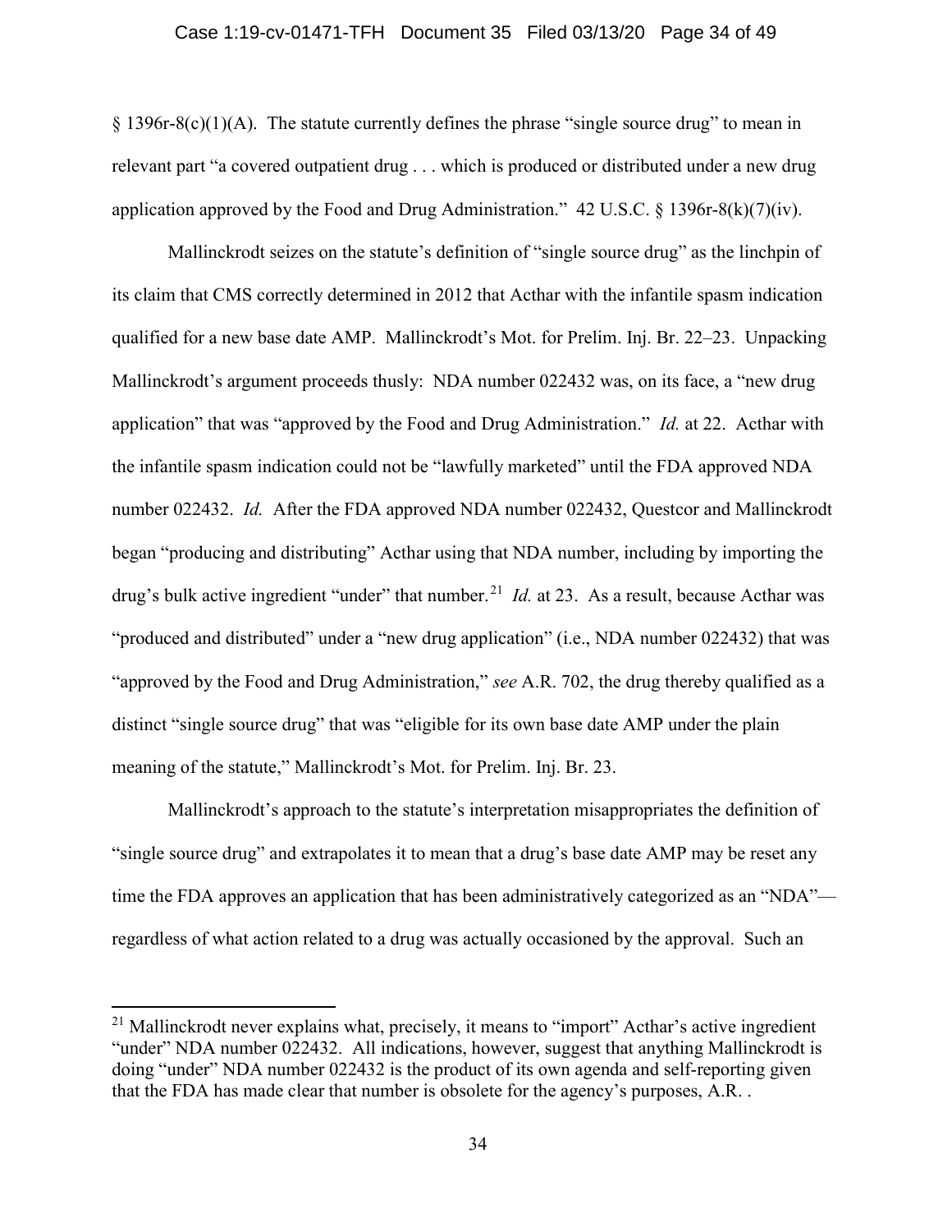§ 1396r-8(c)(1)(A). The statute currently defines the phrase "single source drug" to mean in relevant part "a covered outpatient drug . . . which is produced or distributed under a new drug application approved by the Food and Drug Administration." 42 U.S.C. § 1396r-8(k)(7)(iv).

Mallinckrodt seizes on the statute's definition of "single source drug" as the linchpin of its claim that CMS correctly determined in 2012 that Acthar with the infantile spasm indication qualified for a new base date AMP. Mallinckrodt's Mot. for Prelim. Inj. Br. 22–23. Unpacking Mallinckrodt's argument proceeds thusly: NDA number 022432 was, on its face, a "new drug application" that was "approved by the Food and Drug Administration." *Id.* at 22. Acthar with the infantile spasm indication could not be "lawfully marketed" until the FDA approved NDA number 022432. *Id.* After the FDA approved NDA number 022432, Questcor and Mallinckrodt began "producing and distributing" Acthar using that NDA number, including by importing the drug's bulk active ingredient "under" that number.[21] *Id.* at 23. As a result, because Acthar was "produced and distributed" under a "new drug application" (i.e., NDA number 022432) that was "approved by the Food and Drug Administration," *see* A.R. 702, the drug thereby qualified as a distinct "single source drug" that was "eligible for its own base date AMP under the plain meaning of the statute," Mallinckrodt's Mot. for Prelim. Inj. Br. 23.

Mallinckrodt's approach to the statute's interpretation misappropriates the definition of "single source drug" and extrapolates it to mean that a drug's base date AMP may be reset any time the FDA approves an application that has been administratively categorized as an "NDA"—regardless of what action related to a drug was actually occasioned by the approval. Such an

---

[21] Mallinckrodt never explains what, precisely, it means to "import" Acthar's active ingredient "under" NDA number 022432. All indications, however, suggest that anything Mallinckrodt is doing "under" NDA number 022432 is the product of its own agenda and self-reporting given that the FDA has made clear that number is obsolete for the agency's purposes, A.R. .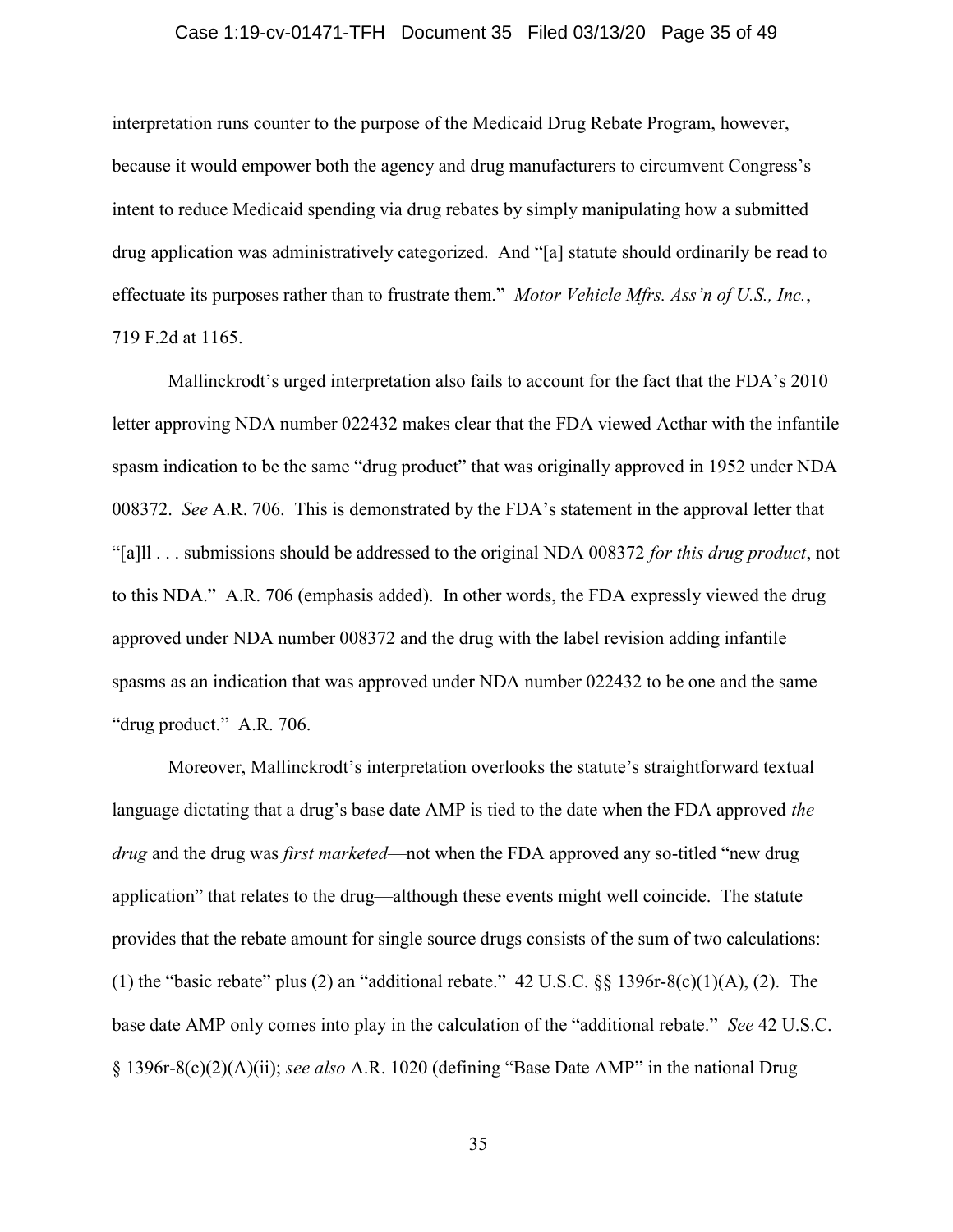interpretation runs counter to the purpose of the Medicaid Drug Rebate Program, however, because it would empower both the agency and drug manufacturers to circumvent Congress's intent to reduce Medicaid spending via drug rebates by simply manipulating how a submitted drug application was administratively categorized. And "[a] statute should ordinarily be read to effectuate its purposes rather than to frustrate them." *Motor Vehicle Mfrs. Ass'n of U.S., Inc.*, 719 F.2d at 1165.

Mallinckrodt's urged interpretation also fails to account for the fact that the FDA's 2010 letter approving NDA number 022432 makes clear that the FDA viewed Acthar with the infantile spasm indication to be the same "drug product" that was originally approved in 1952 under NDA 008372. *See* A.R. 706. This is demonstrated by the FDA's statement in the approval letter that "[a]ll . . . submissions should be addressed to the original NDA 008372 *for this drug product*, not to this NDA." A.R. 706 (emphasis added). In other words, the FDA expressly viewed the drug approved under NDA number 008372 and the drug with the label revision adding infantile spasms as an indication that was approved under NDA number 022432 to be one and the same "drug product." A.R. 706.

Moreover, Mallinckrodt's interpretation overlooks the statute's straightforward textual language dictating that a drug's base date AMP is tied to the date when the FDA approved *the drug* and the drug was *first marketed*—not when the FDA approved any so-titled "new drug application" that relates to the drug—although these events might well coincide. The statute provides that the rebate amount for single source drugs consists of the sum of two calculations: (1) the "basic rebate" plus (2) an "additional rebate." 42 U.S.C. §§ 1396r-8(c)(1)(A), (2). The base date AMP only comes into play in the calculation of the "additional rebate." *See* 42 U.S.C. § 1396r-8(c)(2)(A)(ii); *see also* A.R. 1020 (defining "Base Date AMP" in the national Drug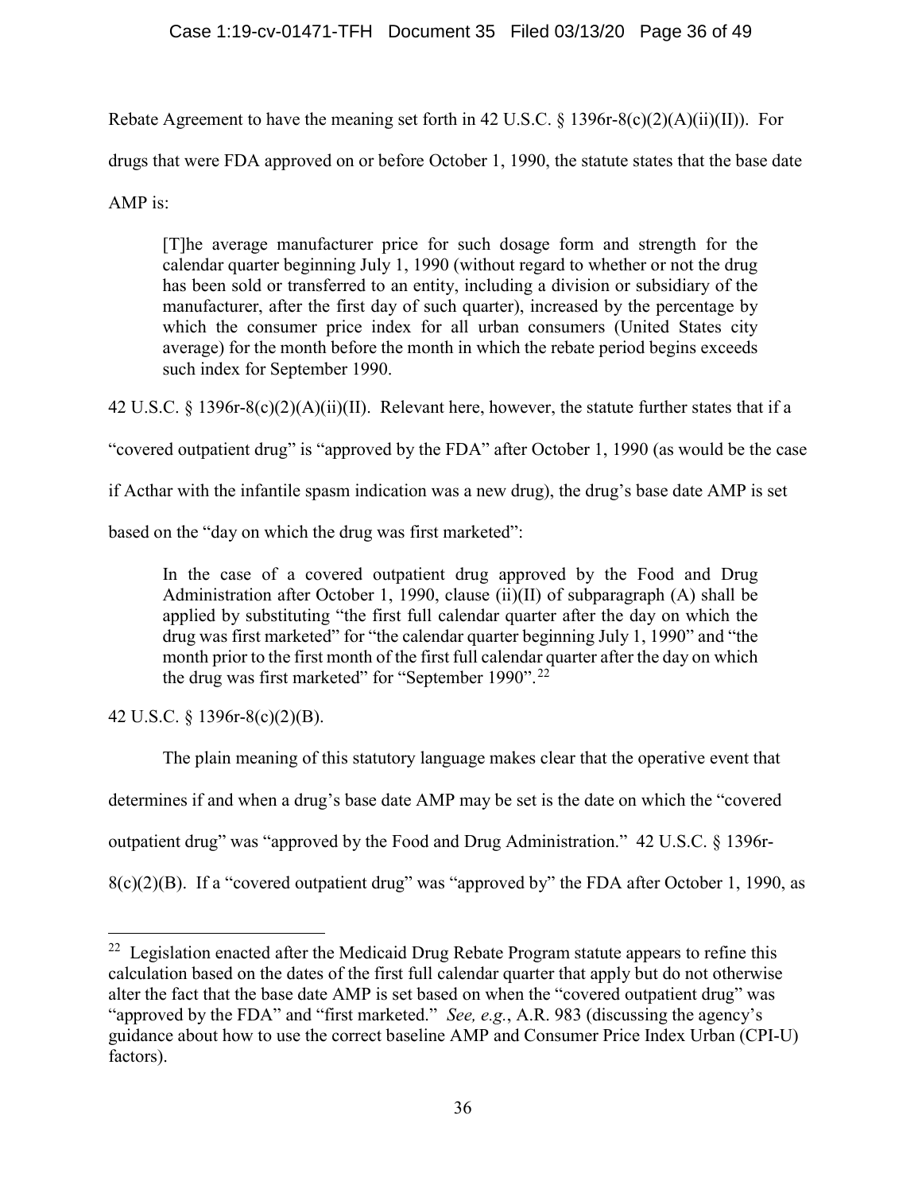Rebate Agreement to have the meaning set forth in 42 U.S.C. § 1396r-8(c)(2)(A)(ii)(II)). For drugs that were FDA approved on or before October 1, 1990, the statute states that the base date AMP is:

> [T]he average manufacturer price for such dosage form and strength for the calendar quarter beginning July 1, 1990 (without regard to whether or not the drug has been sold or transferred to an entity, including a division or subsidiary of the manufacturer, after the first day of such quarter), increased by the percentage by which the consumer price index for all urban consumers (United States city average) for the month before the month in which the rebate period begins exceeds such index for September 1990.

42 U.S.C. § 1396r-8(c)(2)(A)(ii)(II). Relevant here, however, the statute further states that if a "covered outpatient drug" is "approved by the FDA" after October 1, 1990 (as would be the case if Acthar with the infantile spasm indication was a new drug), the drug's base date AMP is set based on the "day on which the drug was first marketed":

> In the case of a covered outpatient drug approved by the Food and Drug Administration after October 1, 1990, clause (ii)(II) of subparagraph (A) shall be applied by substituting "the first full calendar quarter after the day on which the drug was first marketed" for "the calendar quarter beginning July 1, 1990" and "the month prior to the first month of the first full calendar quarter after the day on which the drug was first marketed" for "September 1990".[22]

42 U.S.C. § 1396r-8(c)(2)(B).

The plain meaning of this statutory language makes clear that the operative event that determines if and when a drug's base date AMP may be set is the date on which the "covered outpatient drug" was "approved by the Food and Drug Administration." 42 U.S.C. § 1396r-8(c)(2)(B). If a "covered outpatient drug" was "approved by" the FDA after October 1, 1990, as

---

[22] Legislation enacted after the Medicaid Drug Rebate Program statute appears to refine this calculation based on the dates of the first full calendar quarter that apply but do not otherwise alter the fact that the base date AMP is set based on when the "covered outpatient drug" was "approved by the FDA" and "first marketed." *See, e.g.*, A.R. 983 (discussing the agency's guidance about how to use the correct baseline AMP and Consumer Price Index Urban (CPI-U) factors).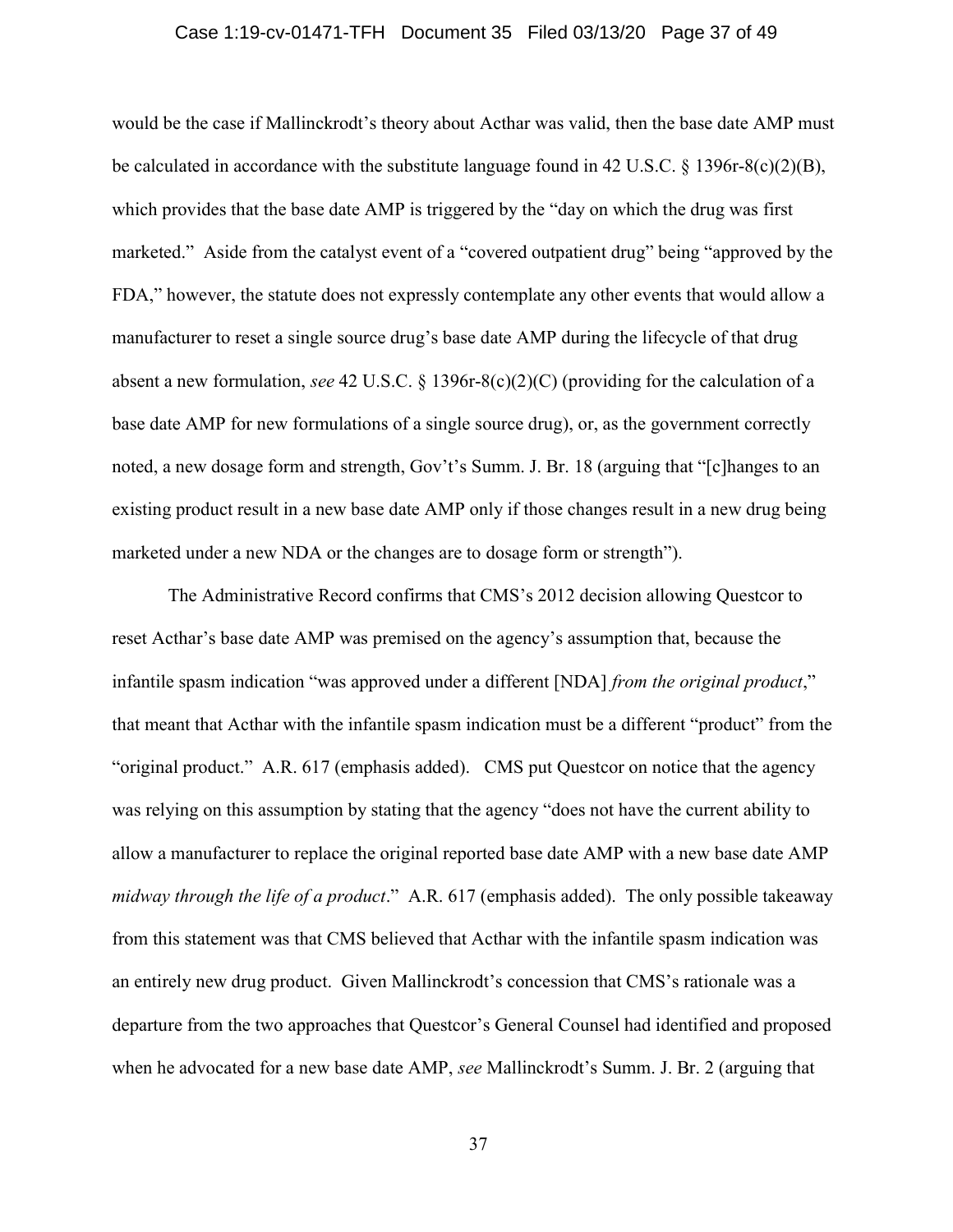would be the case if Mallinckrodt's theory about Acthar was valid, then the base date AMP must be calculated in accordance with the substitute language found in 42 U.S.C. § 1396r-8(c)(2)(B), which provides that the base date AMP is triggered by the "day on which the drug was first marketed." Aside from the catalyst event of a "covered outpatient drug" being "approved by the FDA," however, the statute does not expressly contemplate any other events that would allow a manufacturer to reset a single source drug's base date AMP during the lifecycle of that drug absent a new formulation, *see* 42 U.S.C. § 1396r-8(c)(2)(C) (providing for the calculation of a base date AMP for new formulations of a single source drug), or, as the government correctly noted, a new dosage form and strength, Gov't's Summ. J. Br. 18 (arguing that "[c]hanges to an existing product result in a new base date AMP only if those changes result in a new drug being marketed under a new NDA or the changes are to dosage form or strength").

The Administrative Record confirms that CMS's 2012 decision allowing Questcor to reset Acthar's base date AMP was premised on the agency's assumption that, because the infantile spasm indication "was approved under a different [NDA] *from the original product*," that meant that Acthar with the infantile spasm indication must be a different "product" from the "original product." A.R. 617 (emphasis added). CMS put Questcor on notice that the agency was relying on this assumption by stating that the agency "does not have the current ability to allow a manufacturer to replace the original reported base date AMP with a new base date AMP *midway through the life of a product*." A.R. 617 (emphasis added). The only possible takeaway from this statement was that CMS believed that Acthar with the infantile spasm indication was an entirely new drug product. Given Mallinckrodt's concession that CMS's rationale was a departure from the two approaches that Questcor's General Counsel had identified and proposed when he advocated for a new base date AMP, *see* Mallinckrodt's Summ. J. Br. 2 (arguing that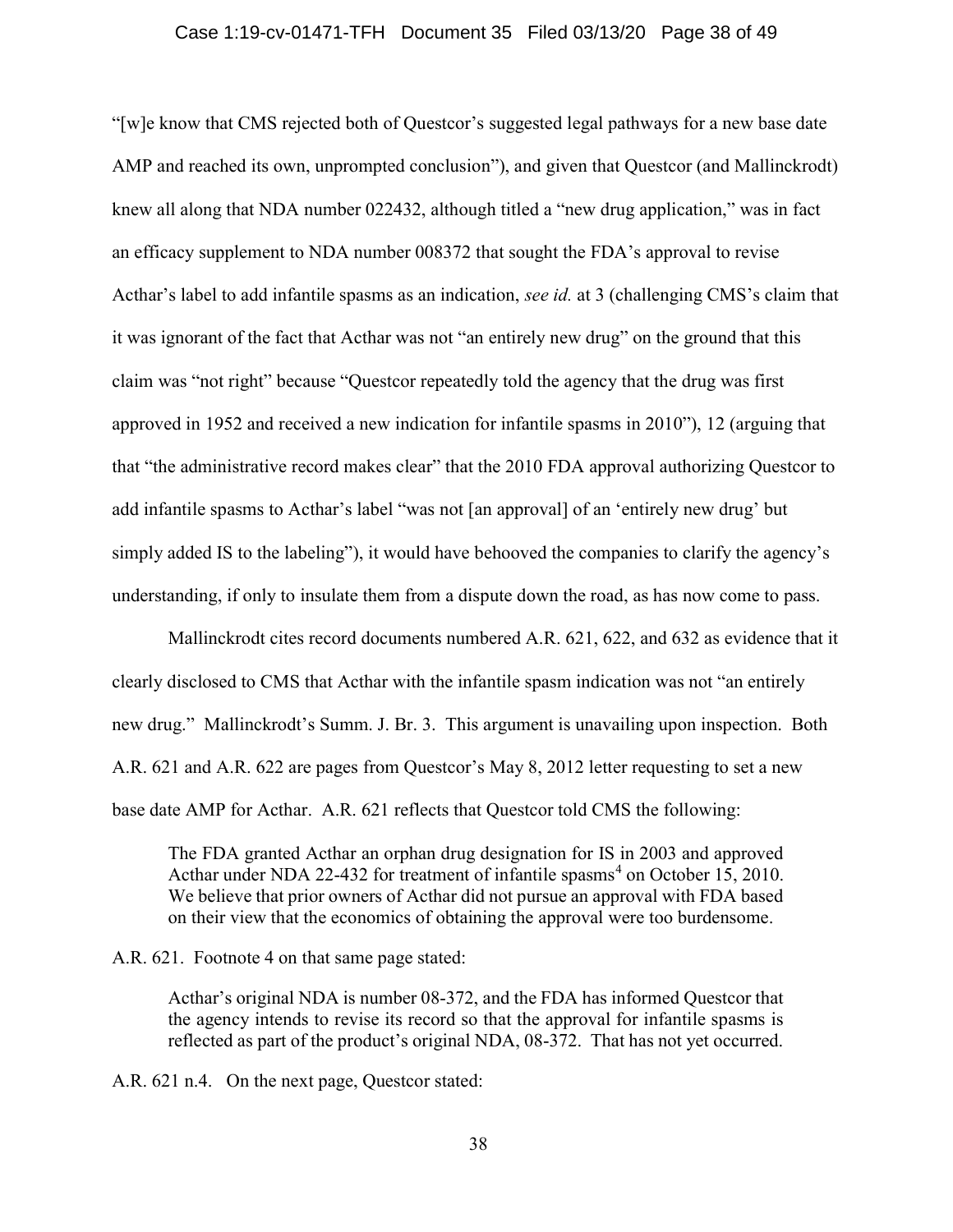"[w]e know that CMS rejected both of Questcor's suggested legal pathways for a new base date AMP and reached its own, unprompted conclusion"), and given that Questcor (and Mallinckrodt) knew all along that NDA number 022432, although titled a "new drug application," was in fact an efficacy supplement to NDA number 008372 that sought the FDA's approval to revise Acthar's label to add infantile spasms as an indication, *see id.* at 3 (challenging CMS's claim that it was ignorant of the fact that Acthar was not "an entirely new drug" on the ground that this claim was "not right" because "Questcor repeatedly told the agency that the drug was first approved in 1952 and received a new indication for infantile spasms in 2010"), 12 (arguing that that "the administrative record makes clear" that the 2010 FDA approval authorizing Questcor to add infantile spasms to Acthar's label "was not [an approval] of an 'entirely new drug' but simply added IS to the labeling"), it would have behooved the companies to clarify the agency's understanding, if only to insulate them from a dispute down the road, as has now come to pass.

Mallinckrodt cites record documents numbered A.R. 621, 622, and 632 as evidence that it clearly disclosed to CMS that Acthar with the infantile spasm indication was not "an entirely new drug." Mallinckrodt's Summ. J. Br. 3. This argument is unavailing upon inspection. Both A.R. 621 and A.R. 622 are pages from Questcor's May 8, 2012 letter requesting to set a new base date AMP for Acthar. A.R. 621 reflects that Questcor told CMS the following:

> The FDA granted Acthar an orphan drug designation for IS in 2003 and approved Acthar under NDA 22-432 for treatment of infantile spasms[4] on October 15, 2010. We believe that prior owners of Acthar did not pursue an approval with FDA based on their view that the economics of obtaining the approval were too burdensome.

A.R. 621. Footnote 4 on that same page stated:

> Acthar's original NDA is number 08-372, and the FDA has informed Questcor that the agency intends to revise its record so that the approval for infantile spasms is reflected as part of the product's original NDA, 08-372. That has not yet occurred.

A.R. 621 n.4. On the next page, Questcor stated: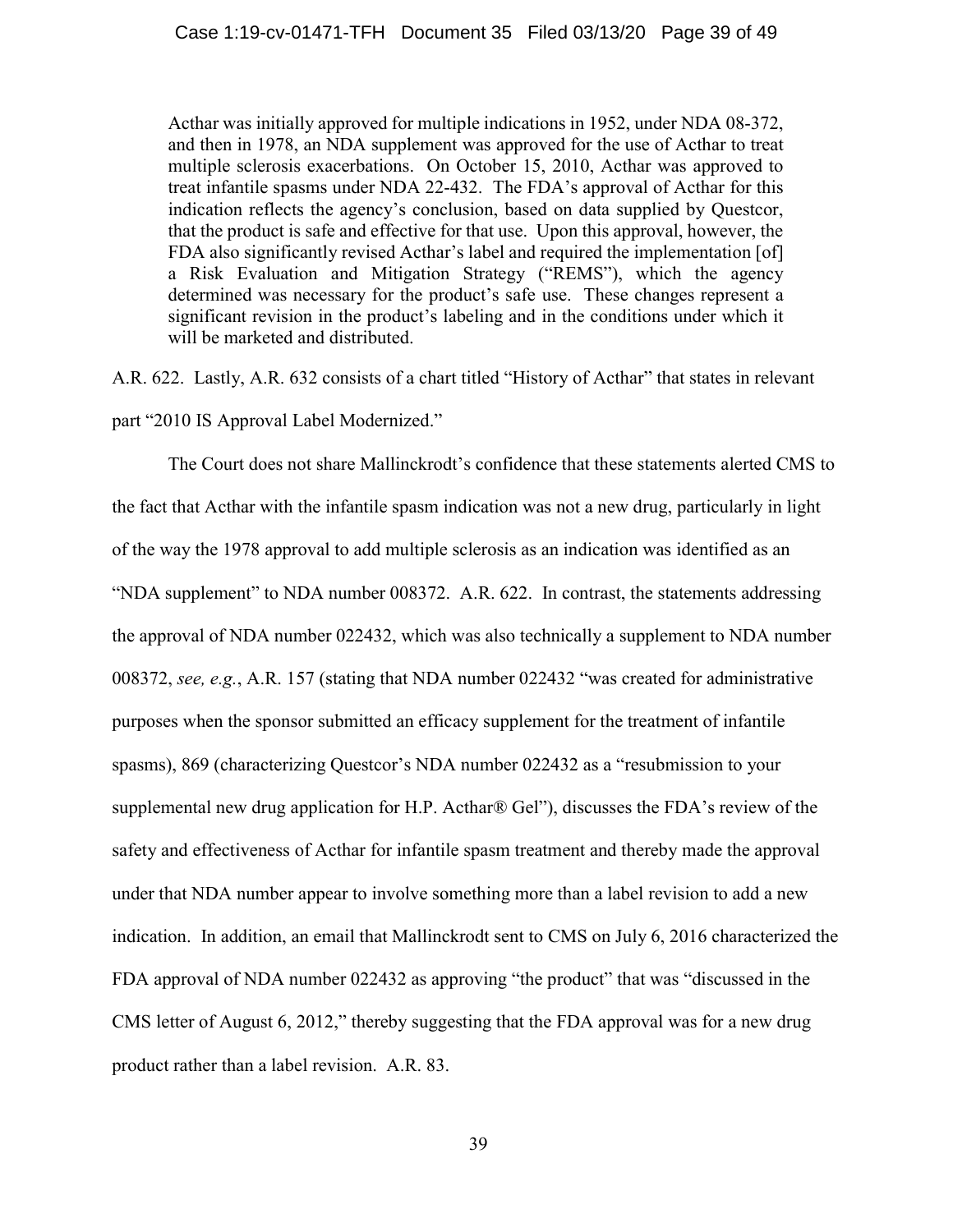> Acthar was initially approved for multiple indications in 1952, under NDA 08-372, and then in 1978, an NDA supplement was approved for the use of Acthar to treat multiple sclerosis exacerbations. On October 15, 2010, Acthar was approved to treat infantile spasms under NDA 22-432. The FDA's approval of Acthar for this indication reflects the agency's conclusion, based on data supplied by Questcor, that the product is safe and effective for that use. Upon this approval, however, the FDA also significantly revised Acthar's label and required the implementation [of] a Risk Evaluation and Mitigation Strategy ("REMS"), which the agency determined was necessary for the product's safe use. These changes represent a significant revision in the product's labeling and in the conditions under which it will be marketed and distributed.

A.R. 622. Lastly, A.R. 632 consists of a chart titled "History of Acthar" that states in relevant part "2010 IS Approval Label Modernized."

The Court does not share Mallinckrodt's confidence that these statements alerted CMS to the fact that Acthar with the infantile spasm indication was not a new drug, particularly in light of the way the 1978 approval to add multiple sclerosis as an indication was identified as an "NDA supplement" to NDA number 008372. A.R. 622. In contrast, the statements addressing the approval of NDA number 022432, which was also technically a supplement to NDA number 008372, *see, e.g.*, A.R. 157 (stating that NDA number 022432 "was created for administrative purposes when the sponsor submitted an efficacy supplement for the treatment of infantile spasms), 869 (characterizing Questcor's NDA number 022432 as a "resubmission to your supplemental new drug application for H.P. Acthar® Gel"), discusses the FDA's review of the safety and effectiveness of Acthar for infantile spasm treatment and thereby made the approval under that NDA number appear to involve something more than a label revision to add a new indication. In addition, an email that Mallinckrodt sent to CMS on July 6, 2016 characterized the FDA approval of NDA number 022432 as approving "the product" that was "discussed in the CMS letter of August 6, 2012," thereby suggesting that the FDA approval was for a new drug product rather than a label revision. A.R. 83.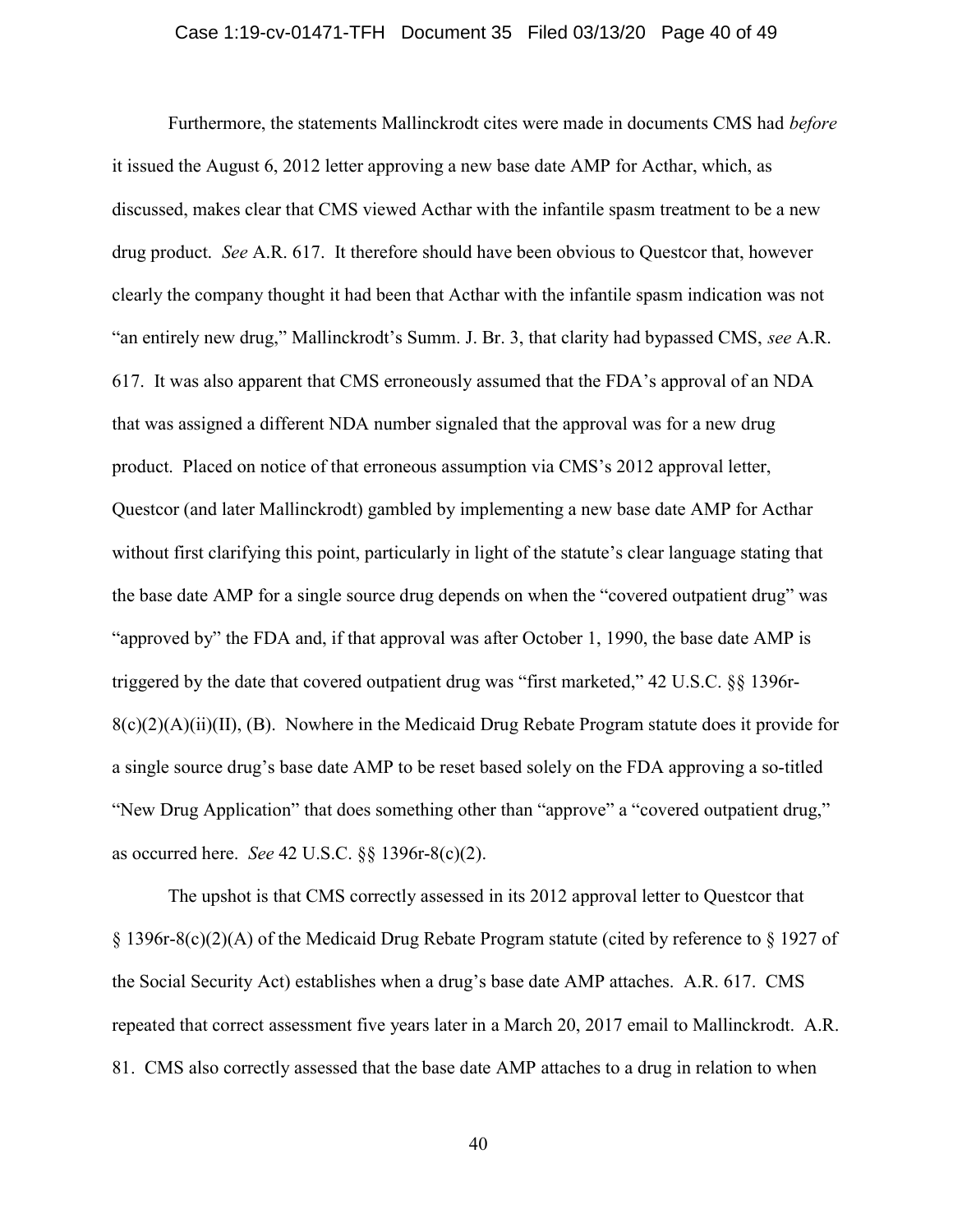Furthermore, the statements Mallinckrodt cites were made in documents CMS had *before* it issued the August 6, 2012 letter approving a new base date AMP for Acthar, which, as discussed, makes clear that CMS viewed Acthar with the infantile spasm treatment to be a new drug product. *See* A.R. 617. It therefore should have been obvious to Questcor that, however clearly the company thought it had been that Acthar with the infantile spasm indication was not "an entirely new drug," Mallinckrodt's Summ. J. Br. 3, that clarity had bypassed CMS, *see* A.R. 617. It was also apparent that CMS erroneously assumed that the FDA's approval of an NDA that was assigned a different NDA number signaled that the approval was for a new drug product. Placed on notice of that erroneous assumption via CMS's 2012 approval letter, Questcor (and later Mallinckrodt) gambled by implementing a new base date AMP for Acthar without first clarifying this point, particularly in light of the statute's clear language stating that the base date AMP for a single source drug depends on when the "covered outpatient drug" was "approved by" the FDA and, if that approval was after October 1, 1990, the base date AMP is triggered by the date that covered outpatient drug was "first marketed," 42 U.S.C. §§ 1396r-8(c)(2)(A)(ii)(II), (B). Nowhere in the Medicaid Drug Rebate Program statute does it provide for a single source drug's base date AMP to be reset based solely on the FDA approving a so-titled "New Drug Application" that does something other than "approve" a "covered outpatient drug," as occurred here. *See* 42 U.S.C. §§ 1396r-8(c)(2).

The upshot is that CMS correctly assessed in its 2012 approval letter to Questcor that § 1396r-8(c)(2)(A) of the Medicaid Drug Rebate Program statute (cited by reference to § 1927 of the Social Security Act) establishes when a drug's base date AMP attaches. A.R. 617. CMS repeated that correct assessment five years later in a March 20, 2017 email to Mallinckrodt. A.R. 81. CMS also correctly assessed that the base date AMP attaches to a drug in relation to when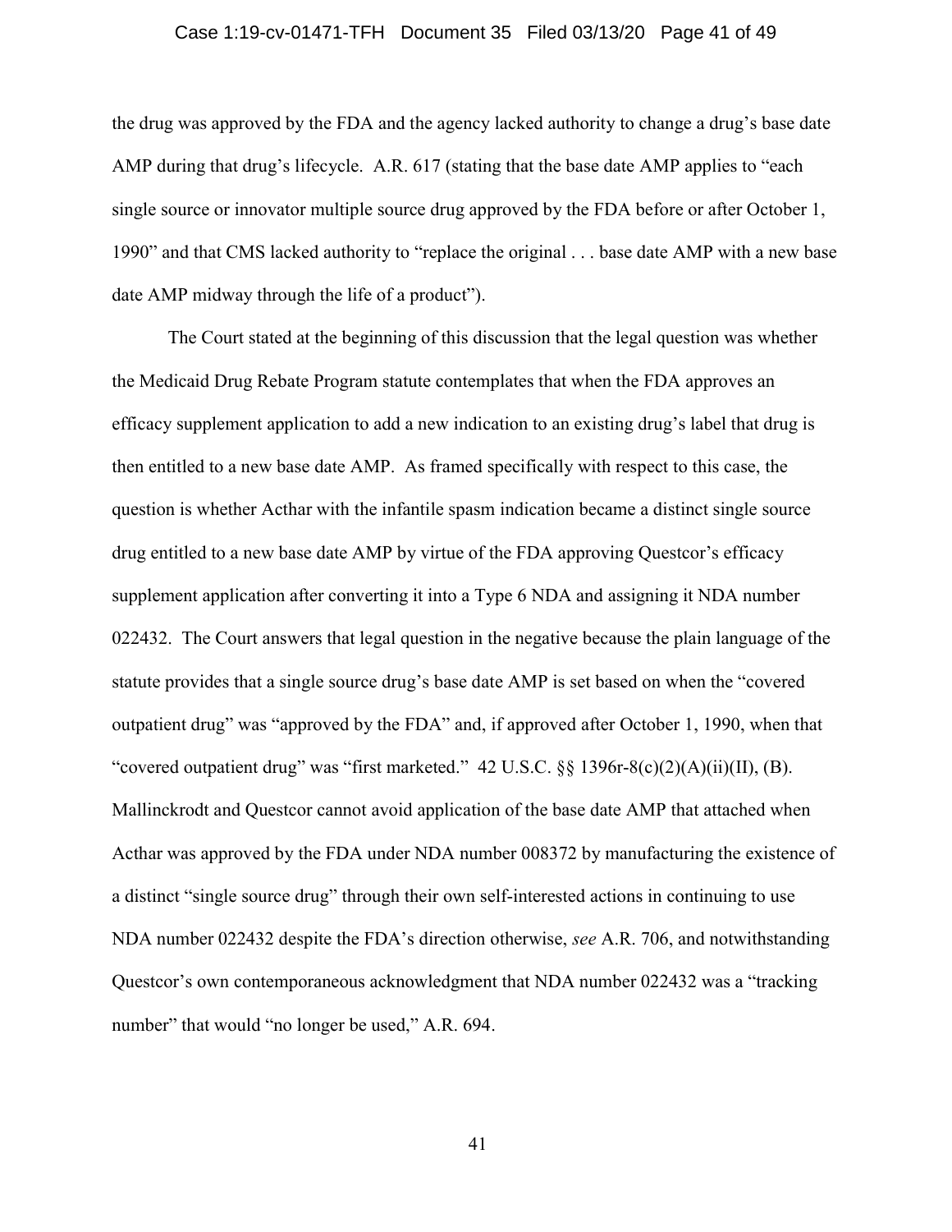the drug was approved by the FDA and the agency lacked authority to change a drug's base date AMP during that drug's lifecycle. A.R. 617 (stating that the base date AMP applies to "each single source or innovator multiple source drug approved by the FDA before or after October 1, 1990" and that CMS lacked authority to "replace the original . . . base date AMP with a new base date AMP midway through the life of a product").

The Court stated at the beginning of this discussion that the legal question was whether the Medicaid Drug Rebate Program statute contemplates that when the FDA approves an efficacy supplement application to add a new indication to an existing drug's label that drug is then entitled to a new base date AMP. As framed specifically with respect to this case, the question is whether Acthar with the infantile spasm indication became a distinct single source drug entitled to a new base date AMP by virtue of the FDA approving Questcor's efficacy supplement application after converting it into a Type 6 NDA and assigning it NDA number 022432. The Court answers that legal question in the negative because the plain language of the statute provides that a single source drug's base date AMP is set based on when the "covered outpatient drug" was "approved by the FDA" and, if approved after October 1, 1990, when that "covered outpatient drug" was "first marketed." 42 U.S.C. §§ 1396r-8(c)(2)(A)(ii)(II), (B). Mallinckrodt and Questcor cannot avoid application of the base date AMP that attached when Acthar was approved by the FDA under NDA number 008372 by manufacturing the existence of a distinct "single source drug" through their own self-interested actions in continuing to use NDA number 022432 despite the FDA's direction otherwise, *see* A.R. 706, and notwithstanding Questcor's own contemporaneous acknowledgment that NDA number 022432 was a "tracking number" that would "no longer be used," A.R. 694.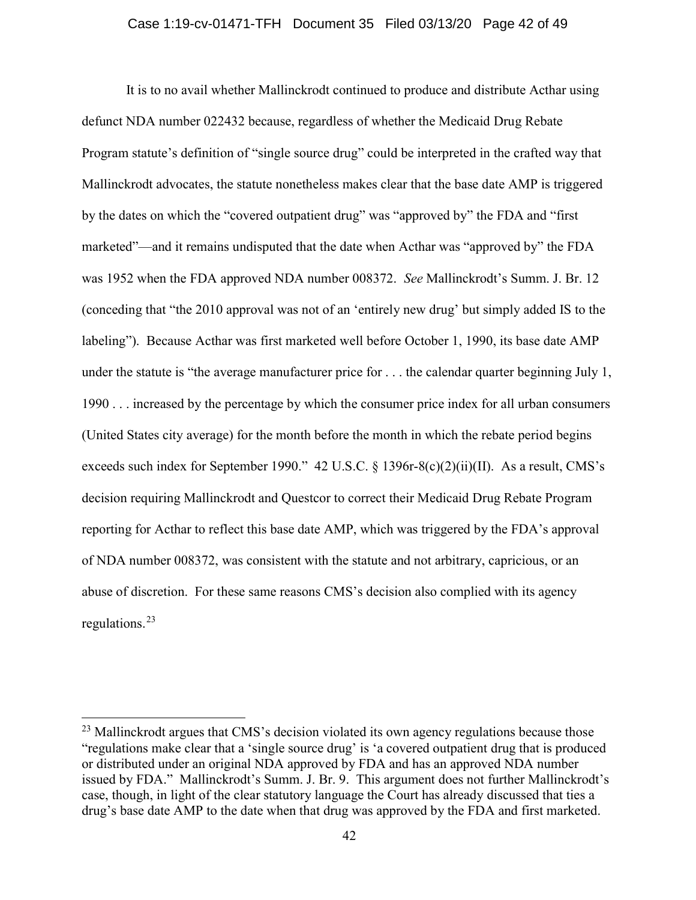It is to no avail whether Mallinckrodt continued to produce and distribute Acthar using defunct NDA number 022432 because, regardless of whether the Medicaid Drug Rebate Program statute's definition of "single source drug" could be interpreted in the crafted way that Mallinckrodt advocates, the statute nonetheless makes clear that the base date AMP is triggered by the dates on which the "covered outpatient drug" was "approved by" the FDA and "first marketed"—and it remains undisputed that the date when Acthar was "approved by" the FDA was 1952 when the FDA approved NDA number 008372. *See* Mallinckrodt's Summ. J. Br. 12 (conceding that "the 2010 approval was not of an 'entirely new drug' but simply added IS to the labeling"). Because Acthar was first marketed well before October 1, 1990, its base date AMP under the statute is "the average manufacturer price for . . . the calendar quarter beginning July 1, 1990 . . . increased by the percentage by which the consumer price index for all urban consumers (United States city average) for the month before the month in which the rebate period begins exceeds such index for September 1990." 42 U.S.C. § 1396r-8(c)(2)(ii)(II). As a result, CMS's decision requiring Mallinckrodt and Questcor to correct their Medicaid Drug Rebate Program reporting for Acthar to reflect this base date AMP, which was triggered by the FDA's approval of NDA number 008372, was consistent with the statute and not arbitrary, capricious, or an abuse of discretion. For these same reasons CMS's decision also complied with its agency regulations.[23]

---

[23] Mallinckrodt argues that CMS's decision violated its own agency regulations because those "regulations make clear that a 'single source drug' is 'a covered outpatient drug that is produced or distributed under an original NDA approved by FDA and has an approved NDA number issued by FDA." Mallinckrodt's Summ. J. Br. 9. This argument does not further Mallinckrodt's case, though, in light of the clear statutory language the Court has already discussed that ties a drug's base date AMP to the date when that drug was approved by the FDA and first marketed.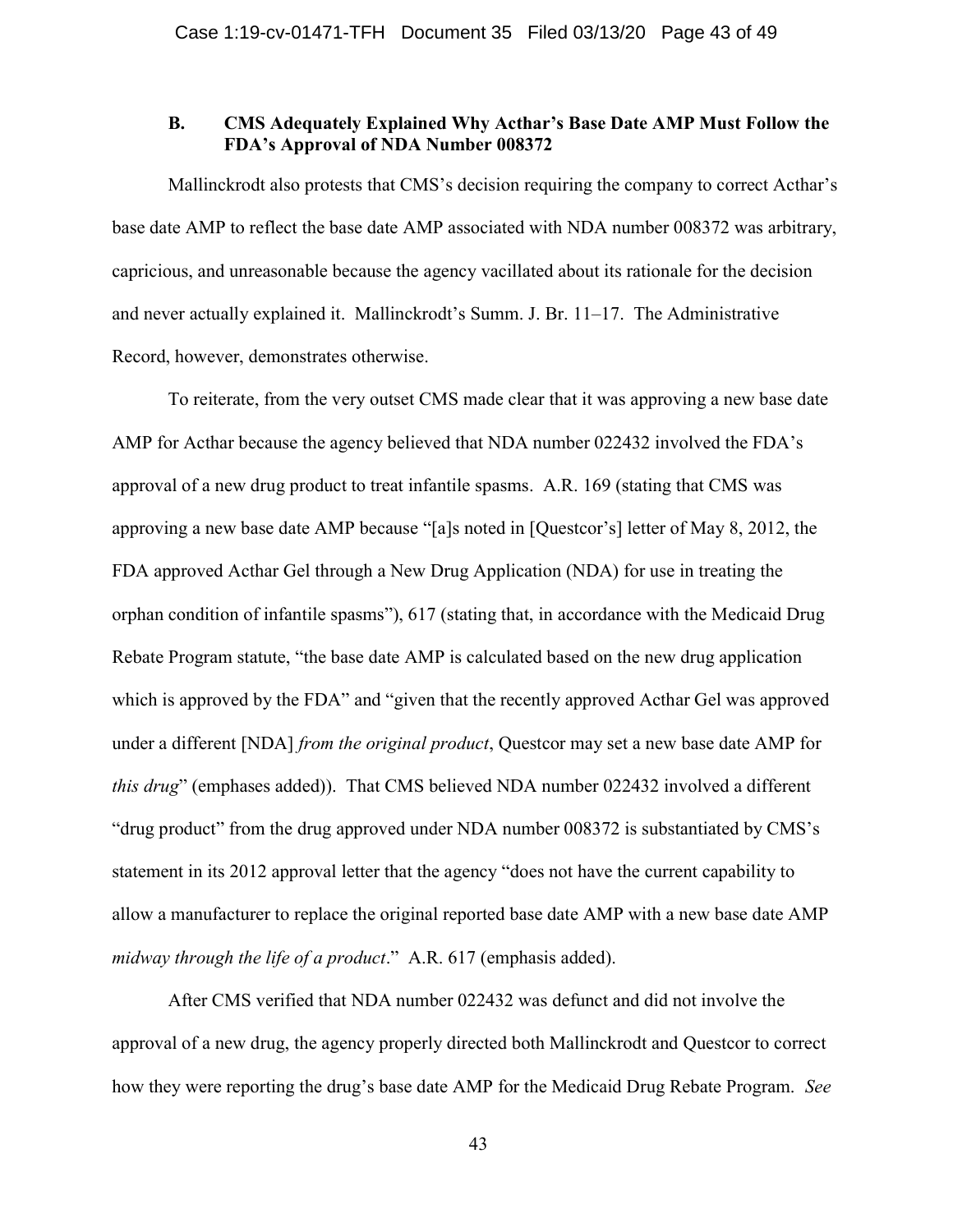### B. CMS Adequately Explained Why Acthar's Base Date AMP Must Follow the FDA's Approval of NDA Number 008372

Mallinckrodt also protests that CMS's decision requiring the company to correct Acthar's base date AMP to reflect the base date AMP associated with NDA number 008372 was arbitrary, capricious, and unreasonable because the agency vacillated about its rationale for the decision and never actually explained it. Mallinckrodt's Summ. J. Br. 11–17. The Administrative Record, however, demonstrates otherwise.

To reiterate, from the very outset CMS made clear that it was approving a new base date AMP for Acthar because the agency believed that NDA number 022432 involved the FDA's approval of a new drug product to treat infantile spasms. A.R. 169 (stating that CMS was approving a new base date AMP because "[a]s noted in [Questcor's] letter of May 8, 2012, the FDA approved Acthar Gel through a New Drug Application (NDA) for use in treating the orphan condition of infantile spasms"), 617 (stating that, in accordance with the Medicaid Drug Rebate Program statute, "the base date AMP is calculated based on the new drug application which is approved by the FDA" and "given that the recently approved Acthar Gel was approved under a different [NDA] *from the original product*, Questcor may set a new base date AMP for *this drug*" (emphases added)). That CMS believed NDA number 022432 involved a different "drug product" from the drug approved under NDA number 008372 is substantiated by CMS's statement in its 2012 approval letter that the agency "does not have the current capability to allow a manufacturer to replace the original reported base date AMP with a new base date AMP *midway through the life of a product*." A.R. 617 (emphasis added).

After CMS verified that NDA number 022432 was defunct and did not involve the approval of a new drug, the agency properly directed both Mallinckrodt and Questcor to correct how they were reporting the drug's base date AMP for the Medicaid Drug Rebate Program. *See*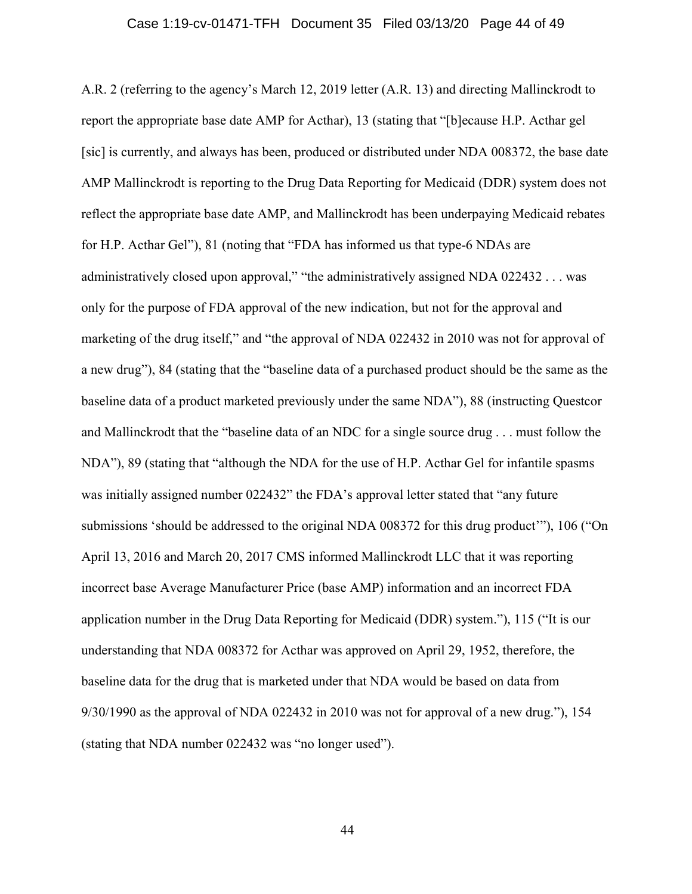A.R. 2 (referring to the agency's March 12, 2019 letter (A.R. 13) and directing Mallinckrodt to report the appropriate base date AMP for Acthar), 13 (stating that "[b]ecause H.P. Acthar gel [sic] is currently, and always has been, produced or distributed under NDA 008372, the base date AMP Mallinckrodt is reporting to the Drug Data Reporting for Medicaid (DDR) system does not reflect the appropriate base date AMP, and Mallinckrodt has been underpaying Medicaid rebates for H.P. Acthar Gel"), 81 (noting that "FDA has informed us that type-6 NDAs are administratively closed upon approval," "the administratively assigned NDA 022432 . . . was only for the purpose of FDA approval of the new indication, but not for the approval and marketing of the drug itself," and "the approval of NDA 022432 in 2010 was not for approval of a new drug"), 84 (stating that the "baseline data of a purchased product should be the same as the baseline data of a product marketed previously under the same NDA"), 88 (instructing Questcor and Mallinckrodt that the "baseline data of an NDC for a single source drug . . . must follow the NDA"), 89 (stating that "although the NDA for the use of H.P. Acthar Gel for infantile spasms was initially assigned number 022432" the FDA's approval letter stated that "any future submissions 'should be addressed to the original NDA 008372 for this drug product'"), 106 ("On April 13, 2016 and March 20, 2017 CMS informed Mallinckrodt LLC that it was reporting incorrect base Average Manufacturer Price (base AMP) information and an incorrect FDA application number in the Drug Data Reporting for Medicaid (DDR) system."), 115 ("It is our understanding that NDA 008372 for Acthar was approved on April 29, 1952, therefore, the baseline data for the drug that is marketed under that NDA would be based on data from 9/30/1990 as the approval of NDA 022432 in 2010 was not for approval of a new drug."), 154 (stating that NDA number 022432 was "no longer used").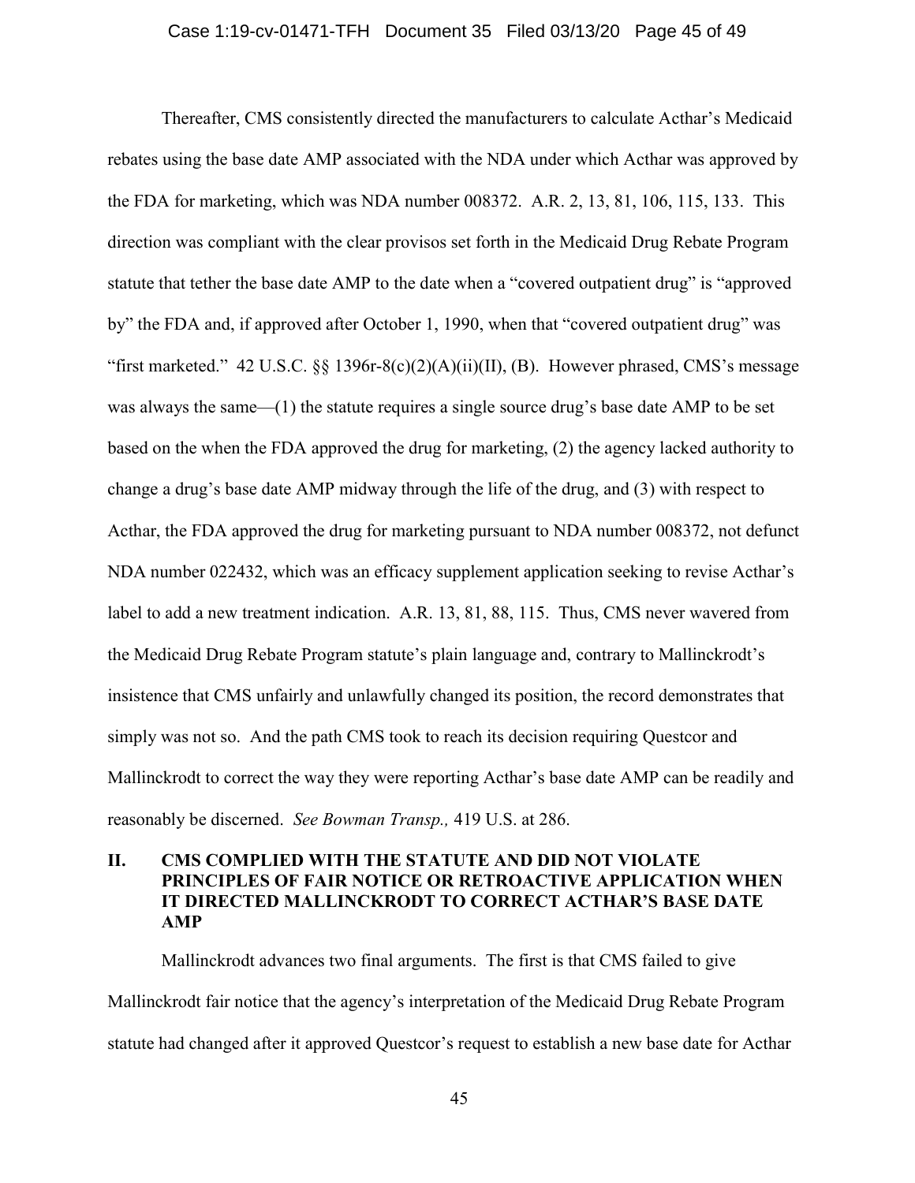Thereafter, CMS consistently directed the manufacturers to calculate Acthar's Medicaid rebates using the base date AMP associated with the NDA under which Acthar was approved by the FDA for marketing, which was NDA number 008372. A.R. 2, 13, 81, 106, 115, 133. This direction was compliant with the clear provisos set forth in the Medicaid Drug Rebate Program statute that tether the base date AMP to the date when a "covered outpatient drug" is "approved by" the FDA and, if approved after October 1, 1990, when that "covered outpatient drug" was "first marketed." 42 U.S.C. §§ 1396r-8(c)(2)(A)(ii)(II), (B). However phrased, CMS's message was always the same—(1) the statute requires a single source drug's base date AMP to be set based on the when the FDA approved the drug for marketing, (2) the agency lacked authority to change a drug's base date AMP midway through the life of the drug, and (3) with respect to Acthar, the FDA approved the drug for marketing pursuant to NDA number 008372, not defunct NDA number 022432, which was an efficacy supplement application seeking to revise Acthar's label to add a new treatment indication. A.R. 13, 81, 88, 115. Thus, CMS never wavered from the Medicaid Drug Rebate Program statute's plain language and, contrary to Mallinckrodt's insistence that CMS unfairly and unlawfully changed its position, the record demonstrates that simply was not so. And the path CMS took to reach its decision requiring Questcor and Mallinckrodt to correct the way they were reporting Acthar's base date AMP can be readily and reasonably be discerned. *See Bowman Transp.,* 419 U.S. at 286.

## II. CMS COMPLIED WITH THE STATUTE AND DID NOT VIOLATE PRINCIPLES OF FAIR NOTICE OR RETROACTIVE APPLICATION WHEN IT DIRECTED MALLINCKRODT TO CORRECT ACTHAR'S BASE DATE AMP

Mallinckrodt advances two final arguments. The first is that CMS failed to give Mallinckrodt fair notice that the agency's interpretation of the Medicaid Drug Rebate Program statute had changed after it approved Questcor's request to establish a new base date for Acthar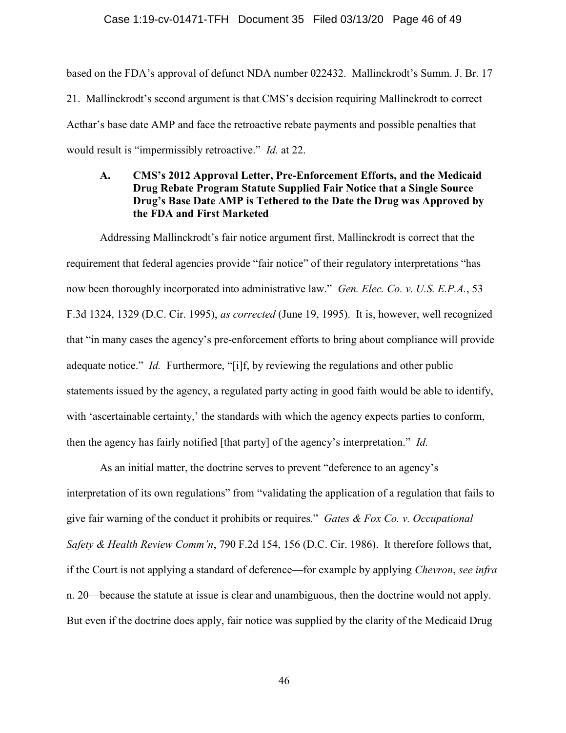based on the FDA's approval of defunct NDA number 022432. Mallinckrodt's Summ. J. Br. 17–21. Mallinckrodt's second argument is that CMS's decision requiring Mallinckrodt to correct Acthar's base date AMP and face the retroactive rebate payments and possible penalties that would result is "impermissibly retroactive." *Id.* at 22.

### A. CMS's 2012 Approval Letter, Pre-Enforcement Efforts, and the Medicaid Drug Rebate Program Statute Supplied Fair Notice that a Single Source Drug's Base Date AMP is Tethered to the Date the Drug was Approved by the FDA and First Marketed

Addressing Mallinckrodt's fair notice argument first, Mallinckrodt is correct that the requirement that federal agencies provide "fair notice" of their regulatory interpretations "has now been thoroughly incorporated into administrative law." *Gen. Elec. Co. v. U.S. E.P.A.*, 53 F.3d 1324, 1329 (D.C. Cir. 1995), *as corrected* (June 19, 1995). It is, however, well recognized that "in many cases the agency's pre-enforcement efforts to bring about compliance will provide adequate notice." *Id.* Furthermore, "[i]f, by reviewing the regulations and other public statements issued by the agency, a regulated party acting in good faith would be able to identify, with 'ascertainable certainty,' the standards with which the agency expects parties to conform, then the agency has fairly notified [that party] of the agency's interpretation." *Id.*

As an initial matter, the doctrine serves to prevent "deference to an agency's interpretation of its own regulations" from "validating the application of a regulation that fails to give fair warning of the conduct it prohibits or requires." *Gates & Fox Co. v. Occupational Safety & Health Review Comm'n*, 790 F.2d 154, 156 (D.C. Cir. 1986). It therefore follows that, if the Court is not applying a standard of deference—for example by applying *Chevron*, *see infra* n. 20—because the statute at issue is clear and unambiguous, then the doctrine would not apply. But even if the doctrine does apply, fair notice was supplied by the clarity of the Medicaid Drug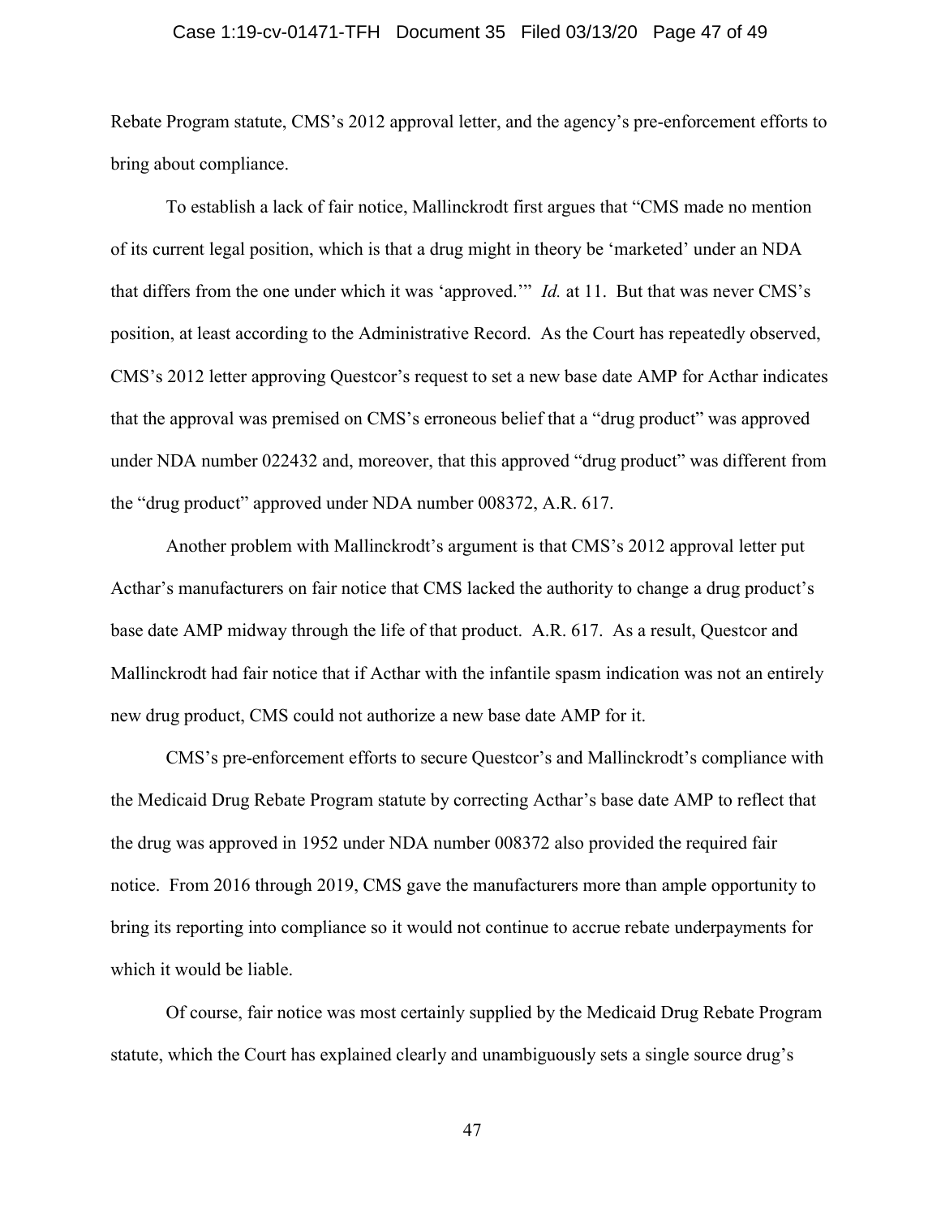Rebate Program statute, CMS's 2012 approval letter, and the agency's pre-enforcement efforts to bring about compliance.

To establish a lack of fair notice, Mallinckrodt first argues that "CMS made no mention of its current legal position, which is that a drug might in theory be 'marketed' under an NDA that differs from the one under which it was 'approved.'" *Id.* at 11. But that was never CMS's position, at least according to the Administrative Record. As the Court has repeatedly observed, CMS's 2012 letter approving Questcor's request to set a new base date AMP for Acthar indicates that the approval was premised on CMS's erroneous belief that a "drug product" was approved under NDA number 022432 and, moreover, that this approved "drug product" was different from the "drug product" approved under NDA number 008372, A.R. 617.

Another problem with Mallinckrodt's argument is that CMS's 2012 approval letter put Acthar's manufacturers on fair notice that CMS lacked the authority to change a drug product's base date AMP midway through the life of that product. A.R. 617. As a result, Questcor and Mallinckrodt had fair notice that if Acthar with the infantile spasm indication was not an entirely new drug product, CMS could not authorize a new base date AMP for it.

CMS's pre-enforcement efforts to secure Questcor's and Mallinckrodt's compliance with the Medicaid Drug Rebate Program statute by correcting Acthar's base date AMP to reflect that the drug was approved in 1952 under NDA number 008372 also provided the required fair notice. From 2016 through 2019, CMS gave the manufacturers more than ample opportunity to bring its reporting into compliance so it would not continue to accrue rebate underpayments for which it would be liable.

Of course, fair notice was most certainly supplied by the Medicaid Drug Rebate Program statute, which the Court has explained clearly and unambiguously sets a single source drug's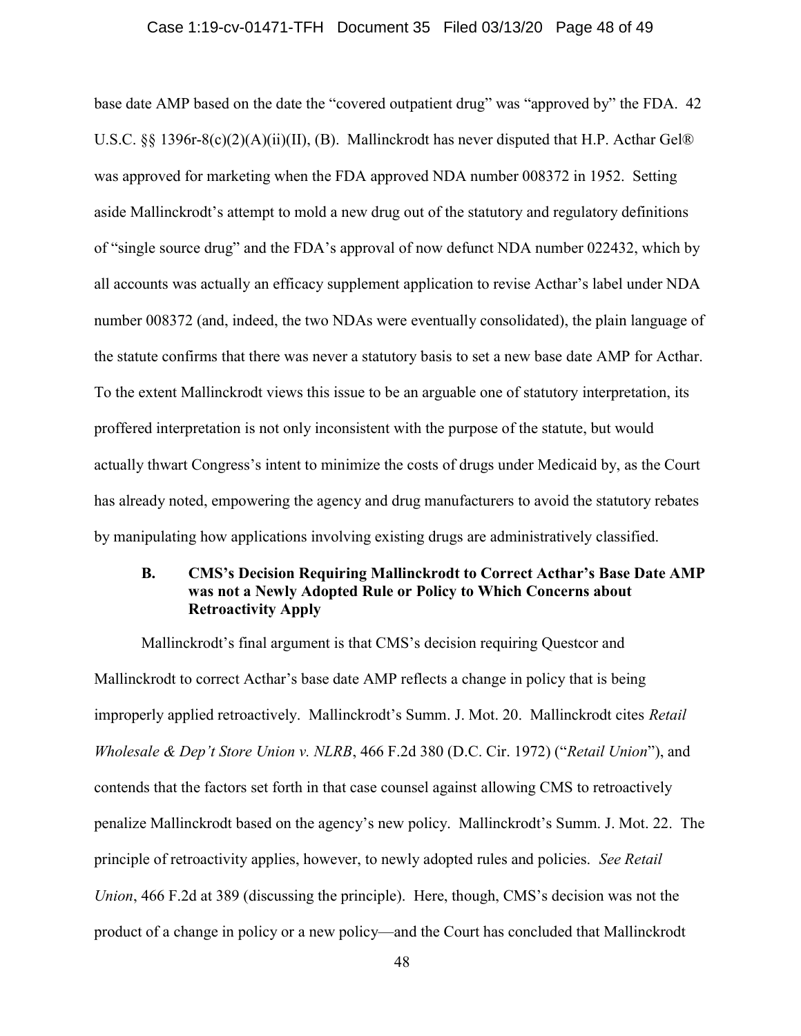base date AMP based on the date the "covered outpatient drug" was "approved by" the FDA. 42 U.S.C. §§ 1396r-8(c)(2)(A)(ii)(II), (B). Mallinckrodt has never disputed that H.P. Acthar Gel® was approved for marketing when the FDA approved NDA number 008372 in 1952. Setting aside Mallinckrodt's attempt to mold a new drug out of the statutory and regulatory definitions of "single source drug" and the FDA's approval of now defunct NDA number 022432, which by all accounts was actually an efficacy supplement application to revise Acthar's label under NDA number 008372 (and, indeed, the two NDAs were eventually consolidated), the plain language of the statute confirms that there was never a statutory basis to set a new base date AMP for Acthar. To the extent Mallinckrodt views this issue to be an arguable one of statutory interpretation, its proffered interpretation is not only inconsistent with the purpose of the statute, but would actually thwart Congress's intent to minimize the costs of drugs under Medicaid by, as the Court has already noted, empowering the agency and drug manufacturers to avoid the statutory rebates by manipulating how applications involving existing drugs are administratively classified.

### B. CMS's Decision Requiring Mallinckrodt to Correct Acthar's Base Date AMP was not a Newly Adopted Rule or Policy to Which Concerns about Retroactivity Apply

Mallinckrodt's final argument is that CMS's decision requiring Questcor and Mallinckrodt to correct Acthar's base date AMP reflects a change in policy that is being improperly applied retroactively. Mallinckrodt's Summ. J. Mot. 20. Mallinckrodt cites *Retail Wholesale & Dep't Store Union v. NLRB*, 466 F.2d 380 (D.C. Cir. 1972) ("*Retail Union*"), and contends that the factors set forth in that case counsel against allowing CMS to retroactively penalize Mallinckrodt based on the agency's new policy. Mallinckrodt's Summ. J. Mot. 22. The principle of retroactivity applies, however, to newly adopted rules and policies. *See Retail Union*, 466 F.2d at 389 (discussing the principle). Here, though, CMS's decision was not the product of a change in policy or a new policy—and the Court has concluded that Mallinckrodt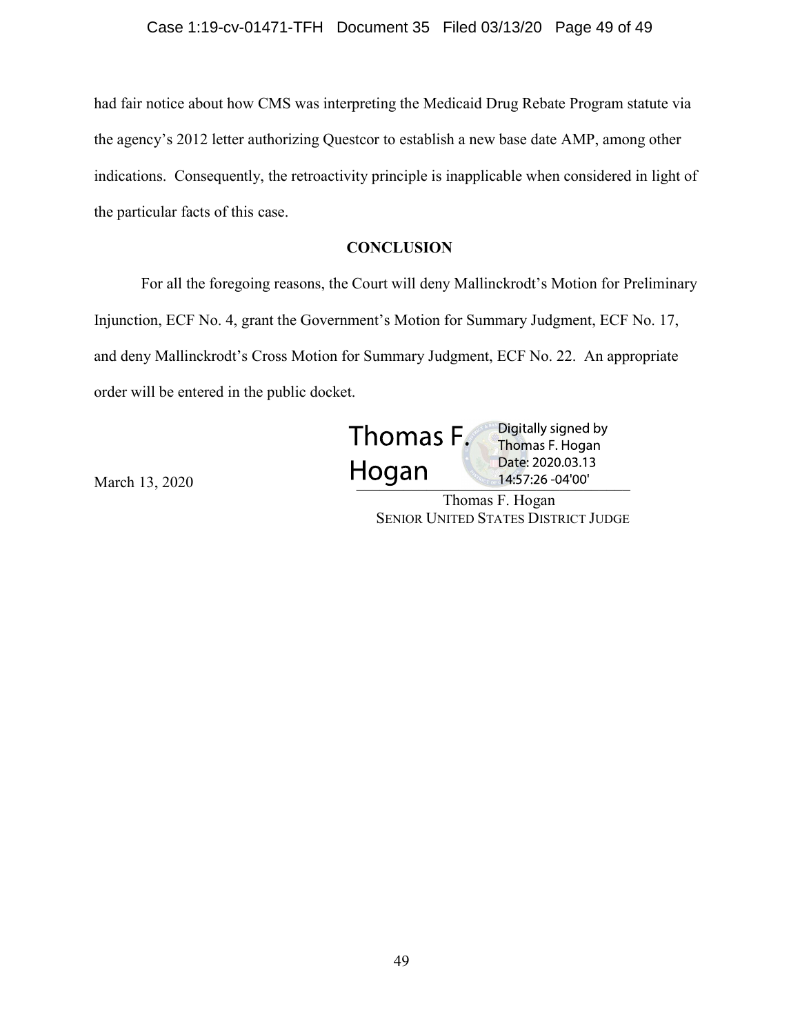had fair notice about how CMS was interpreting the Medicaid Drug Rebate Program statute via the agency's 2012 letter authorizing Questcor to establish a new base date AMP, among other indications. Consequently, the retroactivity principle is inapplicable when considered in light of the particular facts of this case.

## CONCLUSION

For all the foregoing reasons, the Court will deny Mallinckrodt's Motion for Preliminary Injunction, ECF No. 4, grant the Government's Motion for Summary Judgment, ECF No. 17, and deny Mallinckrodt's Cross Motion for Summary Judgment, ECF No. 22. An appropriate order will be entered in the public docket.

Thomas F. Hogan

Digitally signed by Thomas F. Hogan
Date: 2020.03.13 14:57:26 -04'00'

March 13, 2020

Thomas F. Hogan
SENIOR UNITED STATES DISTRICT JUDGE